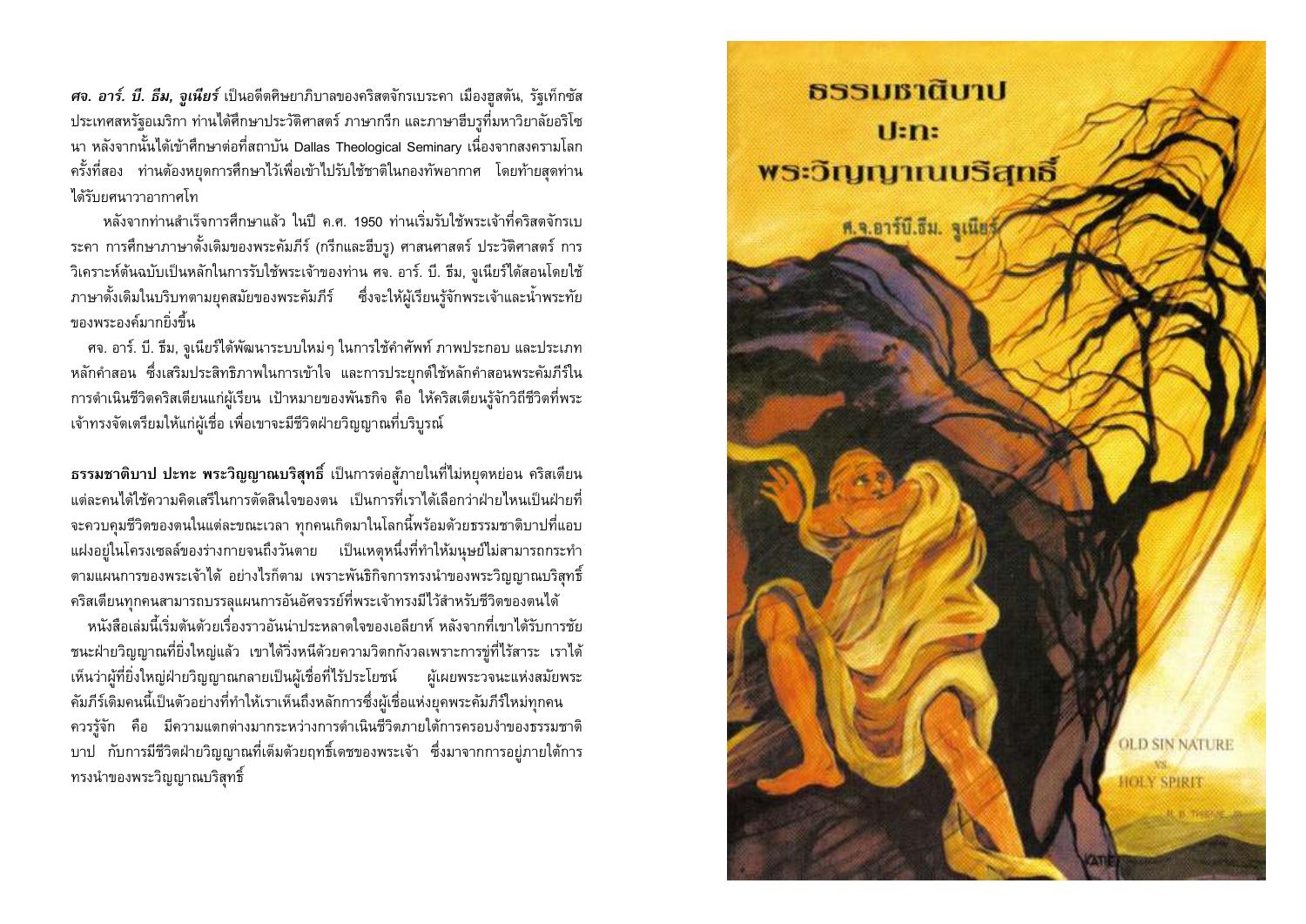***ศจ. อาร์. บี. ธีม, จูเนียร์*** เป็นอดีตศิษยาภิบาลของคริสตจักรเบระคา เมืองฮูสตัน, รัฐเท็กซัส ประเทศสหรัฐอเมริกา ท่านได้ศึกษาประวัติศาสตร์ ภาษากรีก และภาษาฮีบรูที่มหาวิทยาลัยอริโซนา หลังจากนั้นได้เข้าศึกษาต่อที่สถาบัน Dallas Theological Seminary เนื่องจากสงครามโลกครั้งที่สอง ท่านต้องหยุดการศึกษาไว้เพื่อเข้าไปรับใช้ชาติในกองทัพอากาศ โดยท้ายสุดท่านได้รับยศนาวาอากาศโท

หลังจากท่านสำเร็จการศึกษาแล้ว ในปี ค.ศ. 1950 ท่านเริ่มรับใช้พระเจ้าที่คริสตจักรเบระคา การศึกษาภาษาดั้งเดิมของพระคัมภีร์ (กรีกและฮีบรู) ศาสนศาสตร์ ประวัติศาสตร์ การวิเคราะห์ต้นฉบับเป็นหลักในการรับใช้พระเจ้าของท่าน ศจ. อาร์. บี. ธีม, จูเนียร์ได้สอนโดยใช้ภาษาดั้งเดิมในบริบทตามยุคสมัยของพระคัมภีร์ ซึ่งจะให้ผู้เรียนรู้จักพระเจ้าและน้ำพระทัยของพระองค์มากยิ่งขึ้น

ศจ. อาร์. บี. ธีม, จูเนียร์ได้พัฒนาระบบใหม่ๆ ในการใช้คำศัพท์ ภาพประกอบ และประเภทหลักคำสอน ซึ่งเสริมประสิทธิภาพในการเข้าใจ และการประยุกต์ใช้หลักคำสอนพระคัมภีร์ในการดำเนินชีวิตคริสเตียนแก่ผู้เรียน เป้าหมายของพันธกิจ คือ ให้คริสเตียนรู้จักวิถีชีวิตที่พระเจ้าทรงจัดเตรียมให้แก่ผู้เชื่อ เพื่อเขาจะมีชีวิตฝ่ายวิญญาณที่บริบูรณ์

**ธรรมชาติบาป ปะทะ พระวิญญาณบริสุทธิ์** เป็นการต่อสู้ภายในที่ไม่หยุดหย่อน คริสเตียนแต่ละคนได้ใช้ความคิดเสรีในการตัดสินใจของตน เป็นการที่เราได้เลือกว่าฝ่ายไหนเป็นฝ่ายที่จะควบคุมชีวิตของตนในแต่ละขณะเวลา ทุกคนเกิดมาในโลกนี้พร้อมด้วยธรรมชาติบาปที่แอบแฝงอยู่ในโครงเซลล์ของร่างกายจนถึงวันตาย เป็นเหตุหนึ่งที่ทำให้มนุษย์ไม่สามารถกระทำตามแผนการของพระเจ้าได้ อย่างไรก็ตาม เพราะพันธกิจการทรงนำของพระวิญญาณบริสุทธิ์ คริสเตียนทุกคนสามารถบรรลุแผนการอันอัศจรรย์ที่พระเจ้าทรงมีไว้สำหรับชีวิตของตนได้

หนังสือเล่มนี้เริ่มต้นด้วยเรื่องราวอันน่าประหลาดใจของเอลียาห์ หลังจากที่เขาได้รับการชัยชนะฝ่ายวิญญาณที่ยิ่งใหญ่แล้ว เขาได้วิ่งหนีด้วยความวิตกกังวลเพราะการขู่ที่ไร้สาระ เราได้เห็นว่าผู้ที่ยิ่งใหญ่ฝ่ายวิญญาณกลายเป็นผู้เชื่อที่ไร้ประโยชน์ ผู้เผยพระวจนะแห่งสมัยพระคัมภีร์เดิมคนนี้เป็นตัวอย่างที่ทำให้เราเห็นถึงหลักการซึ่งผู้เชื่อแห่งยุคพระคัมภีร์ใหม่ทุกคนควรรู้จัก คือ มีความแตกต่างมากระหว่างการดำเนินชีวิตภายใต้การครอบงำของธรรมชาติบาป กับการมีชีวิตฝ่ายวิญญาณที่เต็มด้วยฤทธิ์เดชของพระเจ้า ซึ่งมาจากการอยู่ภายใต้การทรงนำของพระวิญญาณบริสุทธิ์

# ธรรมชาติบาป ปะทะ พระวิญญาณบริสุทธิ์

ศ.จ.อาร์บี.ธีม. จูเนียร์

OLD SIN NATURE VS HOLY SPIRIT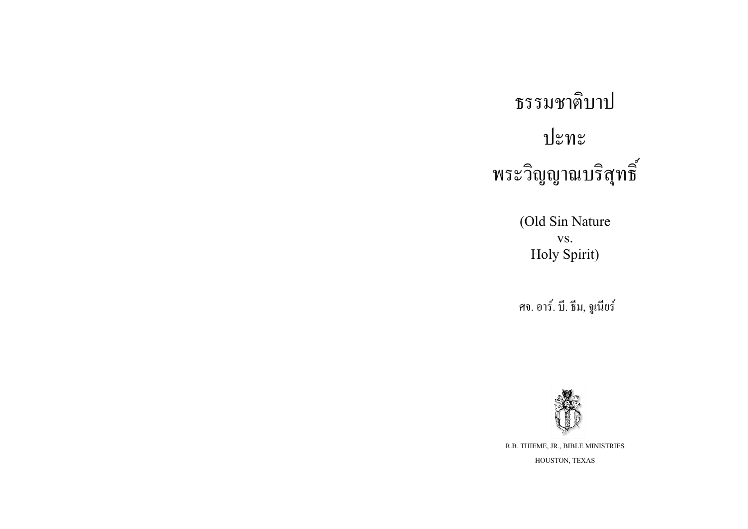# ธรรมชาติบาป

# ปะทะ

# พระวิญญาณบริสุทธิ์

(Old Sin Nature
vs.
Holy Spirit)

ศจ. อาร์. บี. ธีม, จูเนียร์

R.B. THIEME, JR., BIBLE MINISTRIES

HOUSTON, TEXAS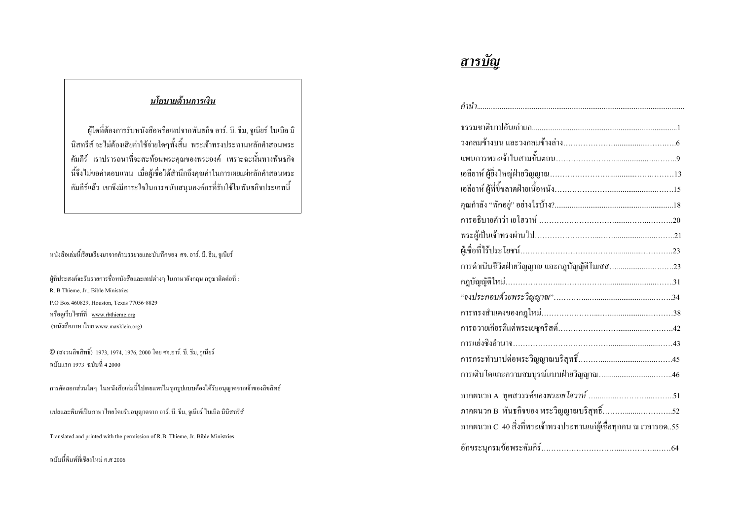## นโยบายด้านการเงิน

ผู้ใดที่ต้องการรับหนังสือหรือเทปจากพันธกิจ อาร์. บี. ธีม, จูเนียร์ ไบเบิล มินิสทรีส์ จะไม่ต้องเสียค่าใช้จ่ายใดๆทั้งสิ้น พระเจ้าทรงประทานหลักคำสอนพระคัมภีร์ เราปรารถนาที่จะสะท้อนพระคุณของพระองค์ เพราะฉะนั้นทางพันธกิจนี้จึงไม่ขอค่าตอบแทน เมื่อผู้เชื่อได้สำนึกถึงคุณค่าในการเผยแผ่หลักคำสอนพระคัมภีร์แล้ว เขาจึงมีภาระใจในการสนับสนุนองค์กรที่รับใช้ในพันธกิจประเภทนี้

หนังสือเล่มนี้เรียบเรียงมาจากคำบรรยายและบันทึกของ ศจ. อาร์. บี. ธีม, จูเนียร์

ผู้ที่ประสงค์จะรับรายการชื่อหนังสือและเทปต่างๆ ในภาษาอังกฤษ กรุณาติดต่อที่ :
R. B Thieme, Jr., Bible Ministries
P.O Box 460829, Houston, Texas 77056-8829
หรือดูเว็บไซท์ที่ www.rbthieme.org
(หนังสือภาษาไทย www.maxklein.org)

© (สงวนลิขสิทธิ์) 1973, 1974, 1976, 2000 โดย ศจ.อาร์. บี. ธีม, จูเนียร์
ฉบับแรก 1973 ฉบับที่ 4 2000

การคัดลอกส่วนใดๆ ในหนังสือเล่มนี้ไปเผยแพร่ในทุกรูปแบบต้องได้รับอนุญาตจากเจ้าของลิขสิทธิ์

แปลและพิมพ์เป็นภาษาไทยโดยรับอนุญาตจาก อาร์. บี. ธีม, จูเนียร์ ไบเบิล มินิสทรีส์

Translated and printed with the permission of R.B. Thieme, Jr. Bible Ministries

ฉบับนี้พิมพ์ที่เชียงใหม่ ค.ศ 2006

# สารบัญ

*คำนำ*

| | |
|---|---|
| ธรรมชาติบาปอันเก่าแก่ | 1 |
| วงกลมข้างบน และวงกลมข้างล่าง | 6 |
| แผนการพระเจ้าในสามขั้นตอน | 9 |
| เอลียาห์ ผู้ยิ่งใหญ่ฝ่ายวิญญาณ | 13 |
| เอลียาห์ ผู้ที่ขี้ขลาดฝ่ายเนื้อหนัง | 15 |
| คุณกำลัง "พักอยู่" อย่างไรบ้าง? | 18 |
| การอธิบายคำว่า เยโฮวาห์ | 20 |
| พระผู้เป็นเจ้าทรงผ่านไป | 21 |
| ผู้เชื่อที่ไร้ประโยชน์ | 23 |
| การดำเนินชีวิตฝ่ายวิญญาณ และกฎบัญญัติโมเสส | 23 |
| กฎบัญญัติใหม่ | 31 |
| "*จงประกอบด้วยพระวิญญาณ*" | 34 |
| การทรงสำแดงของกฎใหม่ | 38 |
| การถวายเกียรติแด่พระเยซูคริสต์ | 42 |
| การแย่งชิงอำนาจ | 43 |
| การกระทำบาปต่อพระวิญญาณบริสุทธิ์ | 45 |
| การเติบโตและความสมบูรณ์แบบฝ่ายวิญญาณ | 46 |
| ภาคผนวก A ทูตสวรรค์ของ*พระเยโฮวาห์* | 51 |
| ภาคผนวก B พันธกิจของ พระวิญญาณบริสุทธิ์ | 52 |
| ภาคผนวก C 40 สิ่งที่พระเจ้าทรงประทานแก่ผู้เชื่อทุกคน ณ เวลารอด | 55 |
| อักขระนุกรมข้อพระคัมภีร์ | 64 |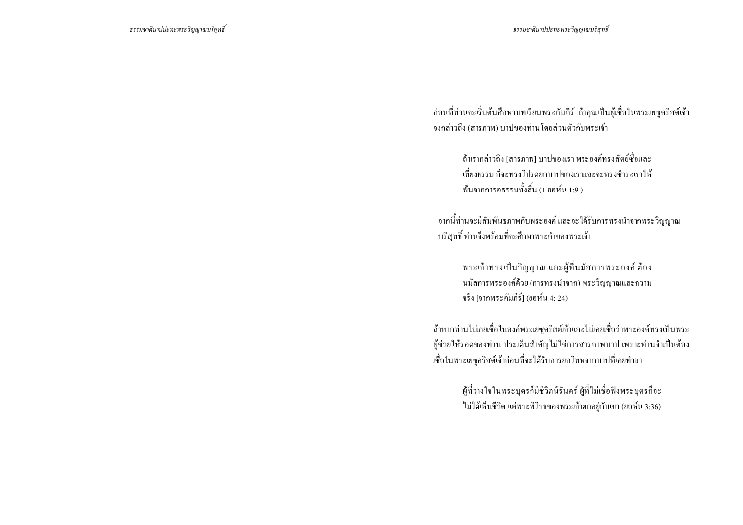ก่อนที่ท่านจะเริ่มต้นศึกษาบทเรียนพระคัมภีร์ ถ้าคุณเป็นผู้เชื่อในพระเยซูคริสต์เจ้า จงกล่าวถึง (สารภาพ) บาปของท่านโดยส่วนตัวกับพระเจ้า

> ถ้าเรากล่าวถึง [สารภาพ] บาปของเรา พระองค์ทรงสัตย์ซื่อและเที่ยงธรรม ก็จะทรงโปรดยกบาปของเราและจะทรงชำระเราให้พ้นจากการอธรรมทั้งสิ้น (1 ยอห์น 1:9 )

จากนี้ท่านจะมีสัมพันธภาพกับพระองค์ และจะได้รับการทรงนำจากพระวิญญาณบริสุทธิ์ ท่านจึงพร้อมที่จะศึกษาพระคำของพระเจ้า

> พระเจ้าทรงเป็นวิญญาณ และผู้ที่นมัสการพระองค์ ต้องนมัสการพระองค์ด้วย (การทรงนำจาก) พระวิญญาณและความจริง [จากพระคัมภีร์] (ยอห์น 4: 24)

ถ้าหากท่านไม่เคยเชื่อในองค์พระเยซูคริสต์เจ้าและไม่เคยเชื่อว่าพระองค์ทรงเป็นพระผู้ช่วยให้รอดของท่าน ประเด็นสำคัญไม่ใช่การสารภาพบาป เพราะท่านจำเป็นต้องเชื่อในพระเยซูคริสต์เจ้าก่อนที่จะได้รับการยกโทษจากบาปที่เคยทำมา

> ผู้ที่วางใจในพระบุตรก็มีชีวิตนิรันดร์ ผู้ที่ไม่เชื่อฟังพระบุตรก็จะไม่ได้เห็นชีวิต แต่พระพิโรธของพระเจ้าตกอยู่กับเขา (ยอห์น 3:36)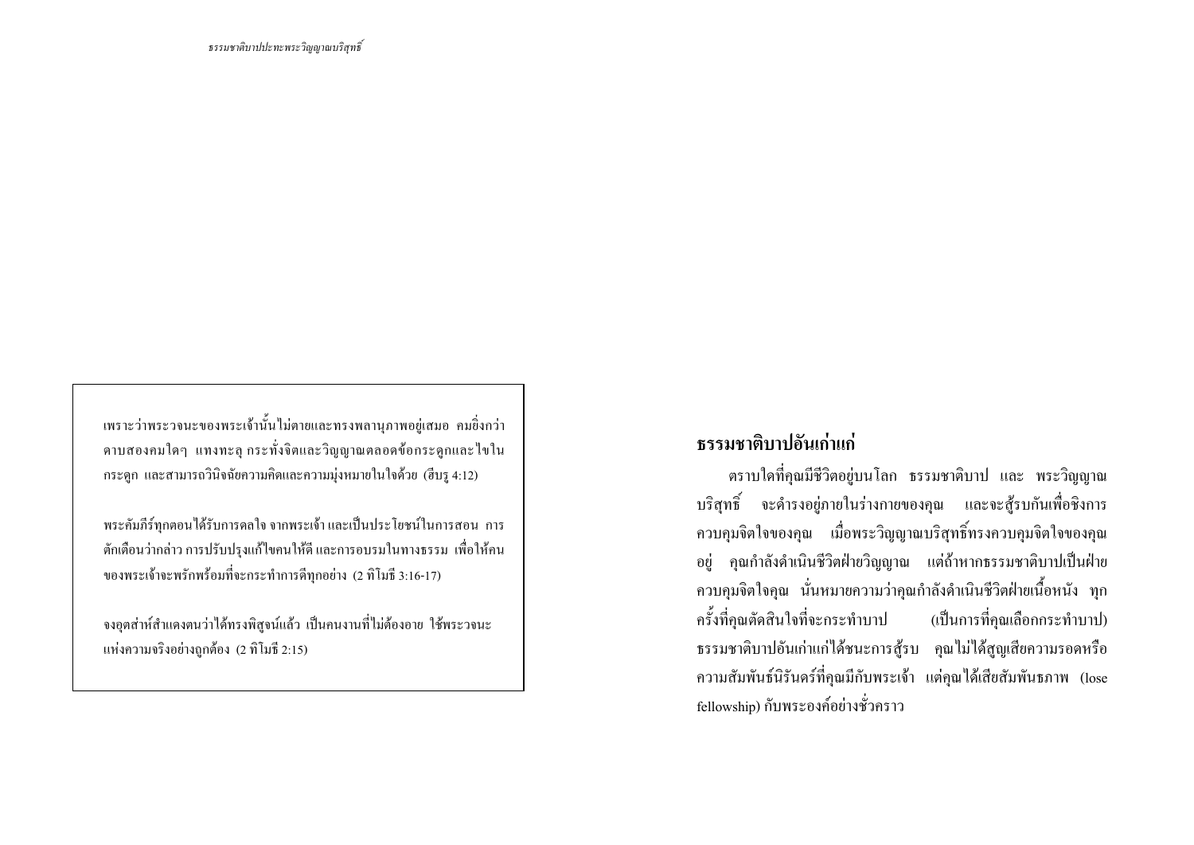เพราะว่าพระวจนะของพระเจ้านั้นไม่ตายและทรงพลานุภาพอยู่เสมอ คมยิ่งกว่าดาบสองคมใดๆ แทงทะลุ กระทั่งจิตและวิญญาณตลอดข้อกระดูกและไขในกระดูก และสามารถวินิจฉัยความคิดและความมุ่งหมายในใจด้วย (ฮีบรู 4:12)

พระคัมภีร์ทุกตอนได้รับการดลใจ จากพระเจ้า และเป็นประโยชน์ในการสอน การตักเตือนว่ากล่าว การปรับปรุงแก้ไขคนให้ดี และการอบรมในทางธรรม เพื่อให้คนของพระเจ้าจะพรักพร้อมที่จะกระทำการดีทุกอย่าง (2 ทิโมธี 3:16-17)

จงอุตส่าห์สำแดงตนว่าได้ทรงพิสูจน์แล้ว เป็นคนงานที่ไม่ต้องอาย ใช้พระวจนะแห่งความจริงอย่างถูกต้อง (2 ทิโมธี 2:15)

## ธรรมชาติบาปอันเก่าแก่

ตราบใดที่คุณมีชีวิตอยู่บนโลก ธรรมชาติบาป และ พระวิญญาณบริสุทธิ์ จะดำรงอยู่ภายในร่างกายของคุณ และจะสู้รบกันเพื่อชิงการควบคุมจิตใจของคุณ เมื่อพระวิญญาณบริสุทธิ์ทรงควบคุมจิตใจของคุณอยู่ คุณกำลังดำเนินชีวิตฝ่ายวิญญาณ แต่ถ้าหากธรรมชาติบาปเป็นฝ่ายควบคุมจิตใจคุณ นั่นหมายความว่าคุณกำลังดำเนินชีวิตฝ่ายเนื้อหนัง ทุกครั้งที่คุณตัดสินใจที่จะกระทำบาป (เป็นการที่คุณเลือกกระทำบาป) ธรรมชาติบาปอันเก่าแก่ได้ชนะการสู้รบ คุณไม่ได้สูญเสียความรอดหรือความสัมพันธ์นิรันดร์ที่คุณมีกับพระเจ้า แต่คุณได้เสียสัมพันธภาพ (lose fellowship) กับพระองค์อย่างชั่วคราว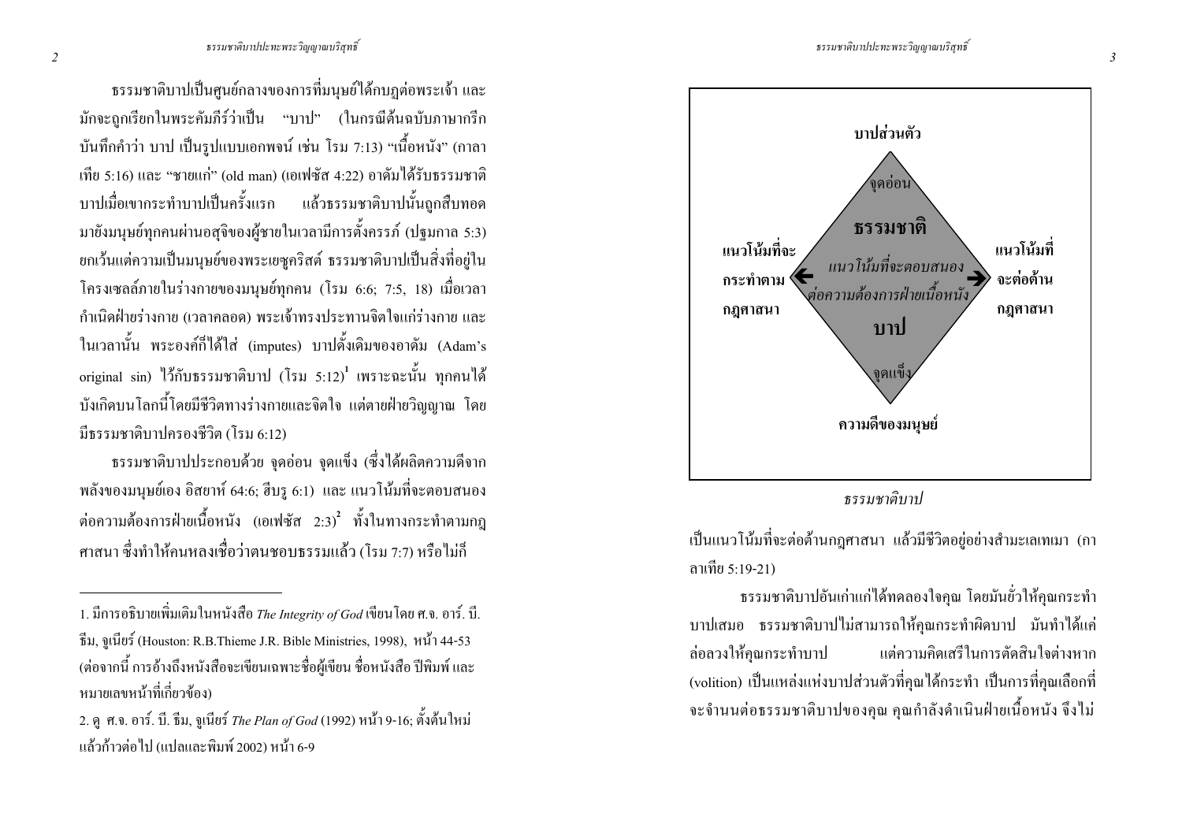ธรรมชาติบาปเป็นศูนย์กลางของการที่มนุษย์ได้กบฏต่อพระเจ้า และมักจะถูกเรียกในพระคัมภีร์ว่าเป็น "บาป" (ในกรณีต้นฉบับภาษากรีกบันทึกคำว่า บาป เป็นรูปแบบเอกพจน์ เช่น โรม 7:13) "เนื้อหนัง" (กาลาเทีย 5:16) และ "ชายแก่" (old man) (เอเฟซัส 4:22) อาดัมได้รับธรรมชาติบาปเมื่อเขากระทำบาปเป็นครั้งแรก แล้วธรรมชาติบาปนั้นถูกสืบทอดมายังมนุษย์ทุกคนผ่านอสุจิของผู้ชายในเวลามีการตั้งครรภ์ (ปฐมกาล 5:3) ยกเว้นแต่ความเป็นมนุษย์ของพระเยซูคริสต์ ธรรมชาติบาปเป็นสิ่งที่อยู่ในโครงเซลล์ภายในร่างกายของมนุษย์ทุกคน (โรม 6:6; 7:5, 18) เมื่อเวลากำเนิดฝ่ายร่างกาย (เวลาคลอด) พระเจ้าทรงประทานจิตใจแก่ร่างกาย และในเวลานั้น พระองค์ก็ได้ใส่ (imputes) บาปดั้งเดิมของอาดัม (Adam's original sin) ไว้กับธรรมชาติบาป (โรม 5:12)[1] เพราะฉะนั้น ทุกคนได้บังเกิดบนโลกนี้โดยมีชีวิตทางร่างกายและจิตใจ แต่ตายฝ่ายวิญญาณ โดยมีธรรมชาติบาปครองชีวิต (โรม 6:12)

ธรรมชาติบาปประกอบด้วย จุดอ่อน จุดแข็ง (ซึ่งได้ผลิตความดีจากพลังของมนุษย์เอง อิสยาห์ 64:6; ฮีบรู 6:1) และ แนวโน้มที่จะตอบสนองต่อความต้องการฝ่ายเนื้อหนัง (เอเฟซัส 2:3)[2] ทั้งในทางกระทำตามกฎศาสนา ซึ่งทำให้คนหลงเชื่อว่าตนชอบธรรมแล้ว (โรม 7:7) หรือไม่ก็

บาปส่วนตัว

จุดอ่อน

**ธรรมชาติ**

แนวโน้มที่จะ กระทำตาม กฎศาสนา

*แนวโน้มที่จะตอบสนอง ต่อความต้องการฝ่ายเนื้อหนัง*

แนวโน้มที่ จะต่อต้าน กฎศาสนา

**บาป**

จุดแข็ง

ความดีของมนุษย์

*ธรรมชาติบาป*

เป็นแนวโน้มที่จะต่อต้านกฎศาสนา แล้วมีชีวิตอยู่อย่างสำมะเลเทเมา (กาลาเทีย 5:19-21)

ธรรมชาติบาปอันเก่าแก่ได้ทดลองใจคุณ โดยมันยั่วให้คุณกระทำบาปเสมอ ธรรมชาติบาปไม่สามารถให้คุณกระทำผิดบาป มันทำได้แค่ล่อลวงให้คุณกระทำบาป แต่ความคิดเสรีในการตัดสินใจต่างหาก (volition) เป็นแหล่งแห่งบาปส่วนตัวที่คุณได้กระทำ เป็นการที่คุณเลือกที่จะจำนนต่อธรรมชาติบาปของคุณ คุณกำลังดำเนินฝ่ายเนื้อหนัง จึงไม่

---

1. มีการอธิบายเพิ่มเติมในหนังสือ *The Integrity of God* เขียนโดย ศ.จ. อาร์. บี. ธีม, จูเนียร์ (Houston: R.B.Thieme J.R. Bible Ministries, 1998), หน้า 44-53 (ต่อจากนี้ การอ้างถึงหนังสือจะเขียนเฉพาะชื่อผู้เขียน ชื่อหนังสือ ปีพิมพ์ และหมายเลขหน้าที่เกี่ยวข้อง)

2. ดู ศ.จ. อาร์. บี. ธีม, จูเนียร์ *The Plan of God* (1992) หน้า 9-16; ตั้งต้นใหม่แล้วก้าวต่อไป (แปลและพิมพ์ 2002) หน้า 6-9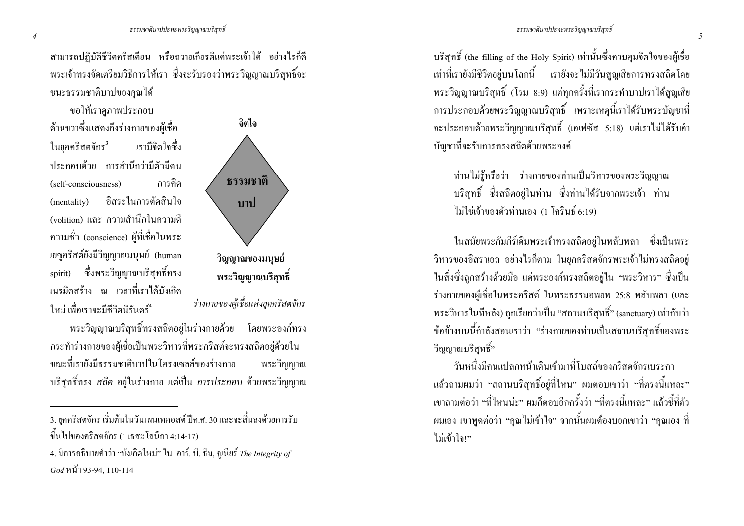สามารถปฏิบัติชีวิตคริสเตียน หรือถวายเกียรติแด่พระเจ้าได้ อย่างไรก็ดี พระเจ้าทรงจัดเตรียมวิธีการให้เรา ซึ่งจะรับรองว่าพระวิญญาณบริสุทธิ์จะชนะธรรมชาติบาปของคุณได้

ขอให้เราดูภาพประกอบด้านขวาซึ่งแสดงถึงร่างกายของผู้เชื่อในยุคคริสตจักร[3] เรามีจิตใจซึ่งประกอบด้วย การสำนึกว่ามีตัวมีตน (self-consciousness) การคิด (mentality) อิสระในการตัดสินใจ (volition) และ ความสำนึกในความดีความชั่ว (conscience) ผู้ที่เชื่อในพระเยซูคริสต์ยังมีวิญญาณมนุษย์ (human spirit) ซึ่งพระวิญญาณบริสุทธิ์ทรงเนรมิตสร้าง ณ เวลาที่เราได้บังเกิดใหม่ เพื่อเราจะมีชีวิตนิรันดร์[4]

**จิตใจ**

**ธรรมชาติบาป**

**วิญญาณของมนุษย์**

**พระวิญญาณบริสุทธิ์**

*ร่างกายของผู้เชื่อแห่งยุคคริสตจักร*

พระวิญญาณบริสุทธิ์ทรงสถิตอยู่ในร่างกายด้วย โดยพระองค์ทรงกระทำร่างกายของผู้เชื่อเป็นพระวิหารที่พระคริสต์จะทรงสถิตอยู่ด้วยในขณะที่เรายังมีธรรมชาติบาปในโครงเซลล์ของร่างกาย พระวิญญาณบริสุทธิ์ทรง *สถิต* อยู่ในร่างกาย แต่เป็น *การประกอบ* ด้วยพระวิญญาณบริสุทธิ์ (the filling of the Holy Spirit) เท่านั้นซึ่งควบคุมจิตใจของผู้เชื่อ เท่าที่เรายังมีชีวิตอยู่บนโลกนี้ เรายังจะไม่มีวันสูญเสียการทรงสถิตโดยพระวิญญาณบริสุทธิ์ (โรม 8:9) แต่ทุกครั้งที่เรากระทำบาปเราได้สูญเสียการประกอบด้วยพระวิญญาณบริสุทธิ์ เพราะเหตุนี้เราได้รับพระบัญชาที่จะประกอบด้วยพระวิญญาณบริสุทธิ์ (เอเฟซัส 5:18) แต่เราไม่ได้รับคำบัญชาที่จะรับการทรงสถิตด้วยพระองค์

> ท่านไม่รู้หรือว่า ร่างกายของท่านเป็นวิหารของพระวิญญาณบริสุทธิ์ ซึ่งสถิตอยู่ในท่าน ซึ่งท่านได้รับจากพระเจ้า ท่านไม่ใช่เจ้าของตัวท่านเอง (1 โครินธ์ 6:19)

ในสมัยพระคัมภีร์เดิมพระเจ้าทรงสถิตอยู่ในพลับพลา ซึ่งเป็นพระวิหารของอิสราเอล อย่างไรก็ตาม ในยุคคริสตจักรพระเจ้าไม่ทรงสถิตอยู่ในสิ่งซึ่งถูกสร้างด้วยมือ แต่พระองค์ทรงสถิตอยู่ใน "พระวิหาร" ซึ่งเป็นร่างกายของผู้เชื่อในพระคริสต์ ในพระธรรมอพยพ 25:8 พลับพลา (และพระวิหารในทีหลัง) ถูกเรียกว่าเป็น "สถานบริสุทธิ์" (sanctuary) เท่ากับว่าข้อข้างบนนี้กำลังสอนเราว่า "ร่างกายของท่านเป็นสถานบริสุทธิ์ของพระวิญญาณบริสุทธิ์"

วันหนึ่งมีคนแปลกหน้าเดินเข้ามาที่โบสถ์ของคริสตจักรเบระคา แล้วถามผมว่า "สถานบริสุทธิ์อยู่ที่ไหน" ผมตอบเขาว่า "ที่ตรงนี้แหละ" เขาถามต่อว่า "ที่ไหนน่ะ" ผมก็ตอบอีกครั้งว่า "ที่ตรงนี้แหละ" แล้วชี้ที่ตัวผมเอง เขาพูดต่อว่า "คุณไม่เข้าใจ" จากนั้นผมต้องบอกเขาว่า "คุณเอง ที่ไม่เข้าใจ!"

---

3. ยุคคริสตจักร เริ่มต้นในวันเพนเทคอสต์ ปีค.ศ. 30 และจะสิ้นลงด้วยการรับขึ้นไปของคริสตจักร (1 เธสะโลนิกา 4:14-17)

4. มีการอธิบายคำว่า "บังเกิดใหม่" ใน อาร์. บี. ธีม, จูเนียร์ *The Integrity of God* หน้า 93-94, 110-114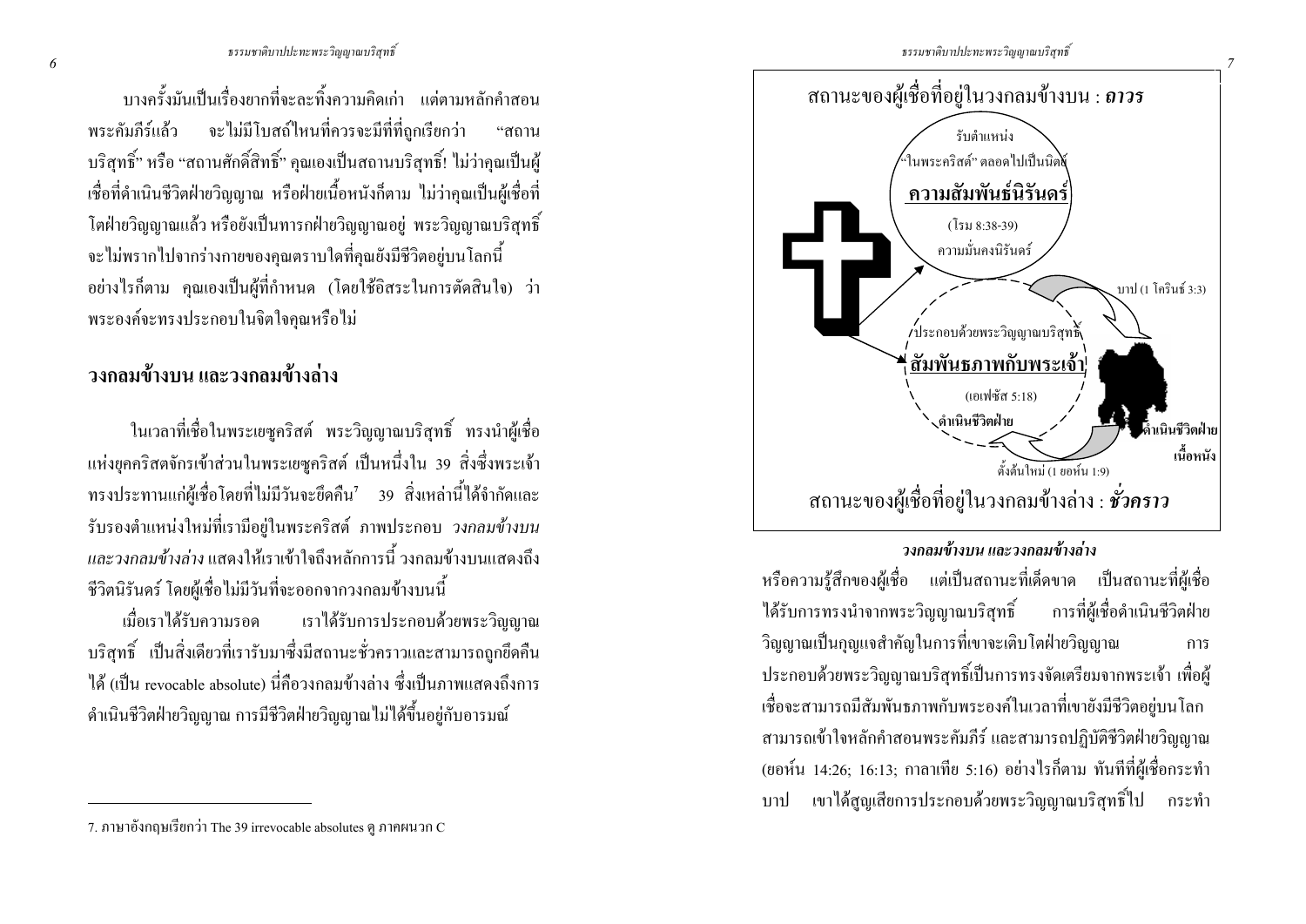บางครั้งมันเป็นเรื่องยากที่จะละทิ้งความคิดเก่า แต่ตามหลักคำสอนพระคัมภีร์แล้ว จะไม่มีโบสถ์ไหนที่ควรจะมีที่ที่ถูกเรียกว่า "สถานบริสุทธิ์" หรือ "สถานศักดิ์สิทธิ์" คุณเองเป็นสถานบริสุทธิ์! ไม่ว่าคุณเป็นผู้เชื่อที่ดำเนินชีวิตฝ่ายวิญญาณ หรือฝ่ายเนื้อหนังก็ตาม ไม่ว่าคุณเป็นผู้เชื่อที่โตฝ่ายวิญญาณแล้ว หรือยังเป็นทารกฝ่ายวิญญาณอยู่ พระวิญญาณบริสุทธิ์จะไม่พรากไปจากร่างกายของคุณตราบใดที่คุณยังมีชีวิตอยู่บนโลกนี้ อย่างไรก็ตาม คุณเองเป็นผู้ที่กำหนด (โดยใช้อิสระในการตัดสินใจ) ว่าพระองค์จะทรงประกอบในจิตใจคุณหรือไม่

## วงกลมข้างบน และวงกลมข้างล่าง

ในเวลาที่เชื่อในพระเยซูคริสต์ พระวิญญาณบริสุทธิ์ ทรงนำผู้เชื่อแห่งยุคคริสตจักรเข้าส่วนในพระเยซูคริสต์ เป็นหนึ่งใน 39 สิ่งซึ่งพระเจ้าทรงประทานแก่ผู้เชื่อโดยที่ไม่มีวันจะยึดคืน[7] 39 สิ่งเหล่านี้ได้จำกัดและรับรองตำแหน่งใหม่ที่เรามีอยู่ในพระคริสต์ ภาพประกอบ *วงกลมข้างบนและวงกลมข้างล่าง* แสดงให้เราเข้าใจถึงหลักการนี้ วงกลมข้างบนแสดงถึงชีวิตนิรันดร์ โดยผู้เชื่อไม่มีวันที่จะออกจากวงกลมข้างบนนี้

เมื่อเราได้รับความรอด เราได้รับการประกอบด้วยพระวิญญาณบริสุทธิ์ เป็นสิ่งเดียวที่เรารับมาซึ่งมีสถานะชั่วคราวและสามารถถูกยึดคืนได้ (เป็น revocable absolute) นี่คือวงกลมข้างล่าง ซึ่งเป็นภาพแสดงถึงการดำเนินชีวิตฝ่ายวิญญาณ การมีชีวิตฝ่ายวิญญาณไม่ได้ขึ้นอยู่กับอารมณ์

สถานะของผู้เชื่อที่อยู่ในวงกลมข้างบน : ***ถาวร***

รับตำแหน่ง
"ในพระคริสต์" ตลอดไปเป็นนิตย์
**ความสัมพันธ์นิรันดร์**
(โรม 8:38-39)
ความมั่นคงนิรันดร์

ประกอบด้วยพระวิญญาณบริสุทธิ์
**สัมพันธภาพกับพระเจ้า**
(เอเฟซัส 5:18)
ดำเนินชีวิตฝ่าย

บาป (1 โครินธ์ 3:3)
ดำเนินชีวิตฝ่ายเนื้อหนัง
ตั้งต้นใหม่ (1 ยอห์น 1:9)

สถานะของผู้เชื่อที่อยู่ในวงกลมข้างล่าง : ***ชั่วคราว***

***วงกลมข้างบน และวงกลมข้างล่าง***

หรือความรู้สึกของผู้เชื่อ แต่เป็นสถานะที่เด็ดขาด เป็นสถานะที่ผู้เชื่อได้รับการทรงนำจากพระวิญญาณบริสุทธิ์ การที่ผู้เชื่อดำเนินชีวิตฝ่ายวิญญาณเป็นกุญแจสำคัญในการที่เขาจะเติบโตฝ่ายวิญญาณ การประกอบด้วยพระวิญญาณบริสุทธิ์เป็นการทรงจัดเตรียมจากพระเจ้า เพื่อผู้เชื่อจะสามารถมีสัมพันธภาพกับพระองค์ในเวลาที่เขายังมีชีวิตอยู่บนโลก สามารถเข้าใจหลักคำสอนพระคัมภีร์ และสามารถปฏิบัติชีวิตฝ่ายวิญญาณ (ยอห์น 14:26; 16:13; กาลาเทีย 5:16) อย่างไรก็ตาม ทันทีที่ผู้เชื่อกระทำบาป เขาได้สูญเสียการประกอบด้วยพระวิญญาณบริสุทธิ์ไป กระทำ

---

7. ภาษาอังกฤษเรียกว่า The 39 irrevocable absolutes ดู ภาคผนวก C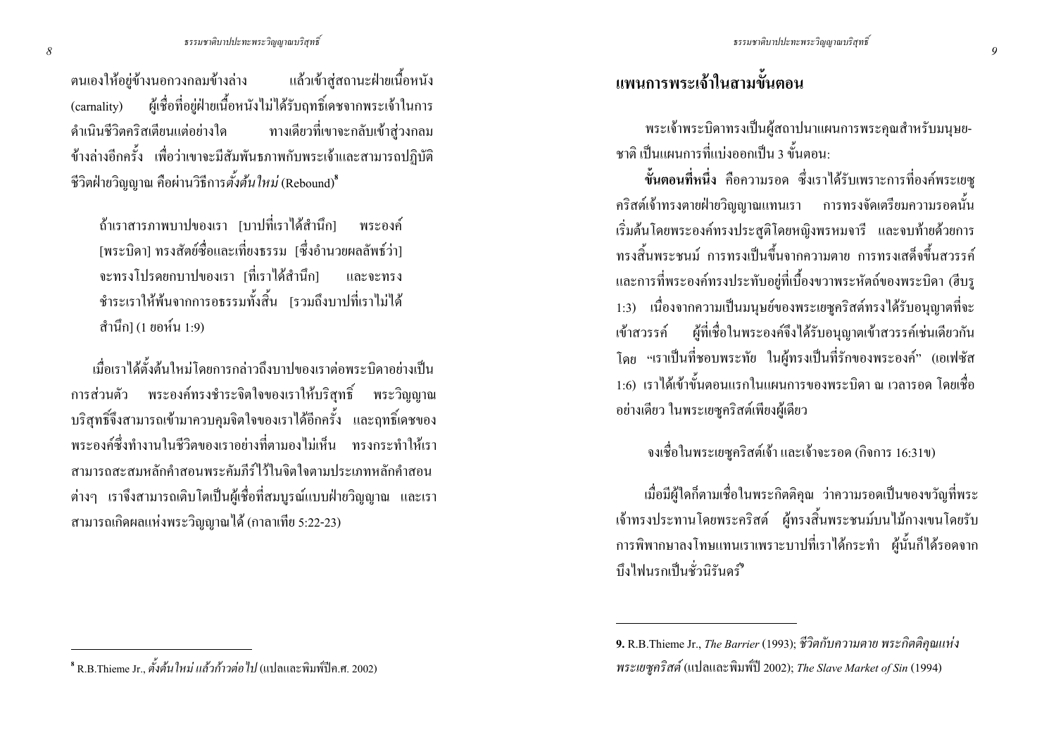ตนเองให้อยู่ข้างนอกวงกลมข้างล่าง แล้วเข้าสู่สถานะฝ่ายเนื้อหนัง (carnality) ผู้เชื่อที่อยู่ฝ่ายเนื้อหนังไม่ได้รับฤทธิ์เดชจากพระเจ้าในการดำเนินชีวิตคริสเตียนแต่อย่างใด ทางเดียวที่เขาจะกลับเข้าสู่วงกลมข้างล่างอีกครั้ง เพื่อว่าเขาจะมีสัมพันธภาพกับพระเจ้าและสามารถปฏิบัติชีวิตฝ่ายวิญญาณ คือผ่านวิธีการ*ตั้งต้นใหม่* (Rebound)[8]

> ถ้าเราสารภาพบาปของเรา [บาปที่เราได้สำนึก] พระองค์ [พระบิดา] ทรงสัตย์ซื่อและเที่ยงธรรม [ซึ่งอำนวยผลลัพธ์ว่า] จะทรงโปรดยกบาปของเรา [ที่เราได้สำนึก] และจะทรงชำระเราให้พ้นจากการอธรรมทั้งสิ้น [รวมถึงบาปที่เราไม่ได้สำนึก] (1 ยอห์น 1:9)

เมื่อเราได้ตั้งต้นใหม่โดยการกล่าวถึงบาปของเราต่อพระบิดาอย่างเป็นการส่วนตัว พระองค์ทรงชำระจิตใจของเราให้บริสุทธิ์ พระวิญญาณบริสุทธิ์จึงสามารถเข้ามาควบคุมจิตใจของเราได้อีกครั้ง และฤทธิ์เดชของพระองค์ซึ่งทำงานในชีวิตของเราอย่างที่ตามองไม่เห็น ทรงกระทำให้เราสามารถสะสมหลักคำสอนพระคัมภีร์ไว้ในจิตใจตามประเภทหลักคำสอนต่างๆ เราจึงสามารถเติบโตเป็นผู้เชื่อที่สมบูรณ์แบบฝ่ายวิญญาณ และเราสามารถเกิดผลแห่งพระวิญญาณได้ (กาลาเทีย 5:22-23)

[8] R.B.Thieme Jr., *ตั้งต้นใหม่ แล้วก้าวต่อไป* (แปลและพิมพ์ปีค.ศ. 2002)

## แพนการพระเจ้าในสามขั้นตอน

พระเจ้าพระบิดาทรงเป็นผู้สถาปนาแผนการพระคุณสำหรับมนุษยชาติ เป็นแผนการที่แบ่งออกเป็น 3 ขั้นตอน:

**ขั้นตอนที่หนึ่ง** คือความรอด ซึ่งเราได้รับเพราะการที่องค์พระเยซูคริสต์เจ้าทรงตายฝ่ายวิญญาณแทนเรา การทรงจัดเตรียมความรอดนั้นเริ่มต้นโดยพระองค์ทรงประสูติโดยหญิงพรหมจารี และจบท้ายด้วยการทรงสิ้นพระชนม์ การทรงเป็นขึ้นจากความตาย การทรงเสด็จขึ้นสวรรค์ และการที่พระองค์ทรงประทับอยู่ที่เบื้องขวาพระหัตถ์ของพระบิดา (ฮีบรู 1:3) เนื่องจากความเป็นมนุษย์ของพระเยซูคริสต์ทรงได้รับอนุญาตที่จะเข้าสวรรค์ ผู้ที่เชื่อในพระองค์จึงได้รับอนุญาตเข้าสวรรค์เช่นเดียวกัน โดย "เราเป็นที่ชอบพระทัย ในผู้ทรงเป็นที่รักของพระองค์" (เอเฟซัส 1:6) เราได้เข้าขั้นตอนแรกในแผนการของพระบิดา ณ เวลารอด โดยเชื่ออย่างเดียว ในพระเยซูคริสต์เพียงผู้เดียว

> จงเชื่อในพระเยซูคริสต์เจ้า และเจ้าจะรอด (กิจการ 16:31ข)

เมื่อมีผู้ใดก็ตามเชื่อในพระกิตติคุณ ว่าความรอดเป็นของขวัญที่พระเจ้าทรงประทานโดยพระคริสต์ ผู้ทรงสิ้นพระชนม์บนไม้กางเขนโดยรับการพิพากษาลงโทษแทนเราเพราะบาปที่เราได้กระทำ ผู้นั้นก็ได้รอดจากบึงไฟนรกเป็นชั่วนิรันดร์[9]

[9] R.B.Thieme Jr., *The Barrier* (1993); *ชีวิตกับความตาย พระกิตติคุณแห่งพระเยซูคริสต์* (แปลและพิมพ์ปี 2002); *The Slave Market of Sin* (1994)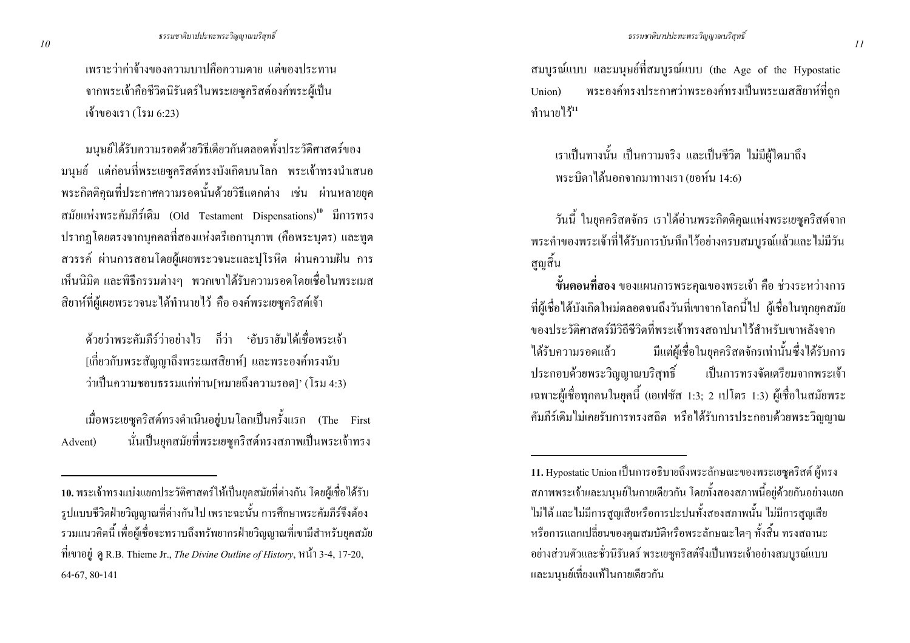เพราะว่าค่าจ้างของความบาปคือความตาย แต่ของประทานจากพระเจ้าคือชีวิตนิรันดร์ในพระเยซูคริสต์องค์พระผู้เป็นเจ้าของเรา (โรม 6:23)

มนุษย์ได้รับความรอดด้วยวิธีเดียวกันตลอดทั้งประวัติศาสตร์ของมนุษย์ แต่ก่อนที่พระเยซูคริสต์ทรงบังเกิดบนโลก พระเจ้าทรงนำเสนอพระกิตติคุณที่ประกาศความรอดนั้นด้วยวิธีแตกต่าง เช่น ผ่านหลายยุคสมัยแห่งพระคัมภีร์เดิม (Old Testament Dispensations)[10] มีการทรงปรากฏโดยตรงจากบุคคลที่สองแห่งตรีเอกานุภาพ (คือพระบุตร) และทูตสวรรค์ ผ่านการสอนโดยผู้เผยพระวจนะและปุโรหิต ผ่านความฝัน การเห็นนิมิต และพิธีกรรมต่างๆ พวกเขาได้รับความรอดโดยเชื่อในพระเมสสิยาห์ที่ผู้เผยพระวจนะได้ทำนายไว้ คือ องค์พระเยซูคริสต์เจ้า

ด้วยว่าพระคัมภีร์ว่าอย่างไร ก็ว่า 'อับราฮัมได้เชื่อพระเจ้า [เกี่ยวกับพระสัญญาถึงพระเมสสิยาห์] และพระองค์ทรงนับว่าเป็นความชอบธรรมแก่ท่าน[หมายถึงความรอด]' (โรม 4:3)

เมื่อพระเยซูคริสต์ทรงดำเนินอยู่บนโลกเป็นครั้งแรก (The First Advent) นั่นเป็นยุคสมัยที่พระเยซูคริสต์ทรงสภาพเป็นพระเจ้าทรงสมบูรณ์แบบ และมนุษย์ที่สมบูรณ์แบบ (the Age of the Hypostatic Union) พระองค์ทรงประกาศว่าพระองค์ทรงเป็นพระเมสสิยาห์ที่ถูกทำนายไว้[11]

เราเป็นทางนั้น เป็นความจริง และเป็นชีวิต ไม่มีผู้ใดมาถึงพระบิดาได้นอกจากมาทางเรา (ยอห์น 14:6)

วันนี้ ในยุคคริสตจักร เราได้อ่านพระกิตติคุณแห่งพระเยซูคริสต์จากพระคำของพระเจ้าที่ได้รับการบันทึกไว้อย่างครบสมบูรณ์แล้วและไม่มีวันสูญสิ้น

**ขั้นตอนที่สอง** ของแผนการพระคุณของพระเจ้า คือ ช่วงระหว่างการที่ผู้เชื่อได้บังเกิดใหม่ตลอดจนถึงวันที่เขาจากโลกนี้ไป ผู้เชื่อในทุกยุคสมัยของประวัติศาสตร์มีวิถีชีวิตที่พระเจ้าทรงสถาปนาไว้สำหรับเขาหลังจากได้รับความรอดแล้ว มีแต่ผู้เชื่อในยุคคริสตจักรเท่านั้นซึ่งได้รับการประกอบด้วยพระวิญญาณบริสุทธิ์ เป็นการทรงจัดเตรียมจากพระเจ้าเฉพาะผู้เชื่อทุกคนในยุคนี้ (เอเฟซัส 1:3; 2 เปโตร 1:3) ผู้เชื่อในสมัยพระคัมภีร์เดิมไม่เคยรับการทรงสถิต หรือได้รับการประกอบด้วยพระวิญญาณ

---

**10.** พระเจ้าทรงแบ่งแยกประวัติศาสตร์ให้เป็นยุคสมัยที่ต่างกัน โดยผู้เชื่อได้รับรูปแบบชีวิตฝ่ายวิญญาณที่ต่างกันไป เพราะฉะนั้น การศึกษาพระคัมภีร์จึงต้องรวมแนวคิดนี้ เพื่อผู้เชื่อจะทราบถึงทรัพยากรฝ่ายวิญญาณที่เขามีสำหรับยุคสมัยที่เขาอยู่ ดู R.B. Thieme Jr., *The Divine Outline of History*, หน้า 3-4, 17-20, 64-67, 80-141

**11.** Hypostatic Union เป็นการอธิบายถึงพระลักษณะของพระเยซูคริสต์ ผู้ทรงสภาพพระเจ้าและมนุษย์ในกายเดียวกัน โดยทั้งสองสภาพนี้อยู่ด้วยกันอย่างแยกไม่ได้ และไม่มีการสูญเสียหรือการปะปนทั้งสองสภาพนั้น ไม่มีการสูญเสียหรือการแลกเปลี่ยนของคุณสมบัติหรือพระลักษณะใดๆ ทั้งสิ้น ทรงสถานะอย่างส่วนตัวและชั่วนิรันดร์ พระเยซูคริสต์จึงเป็นพระเจ้าอย่างสมบูรณ์แบบและมนุษย์เที่ยงแท้ในกายเดียวกัน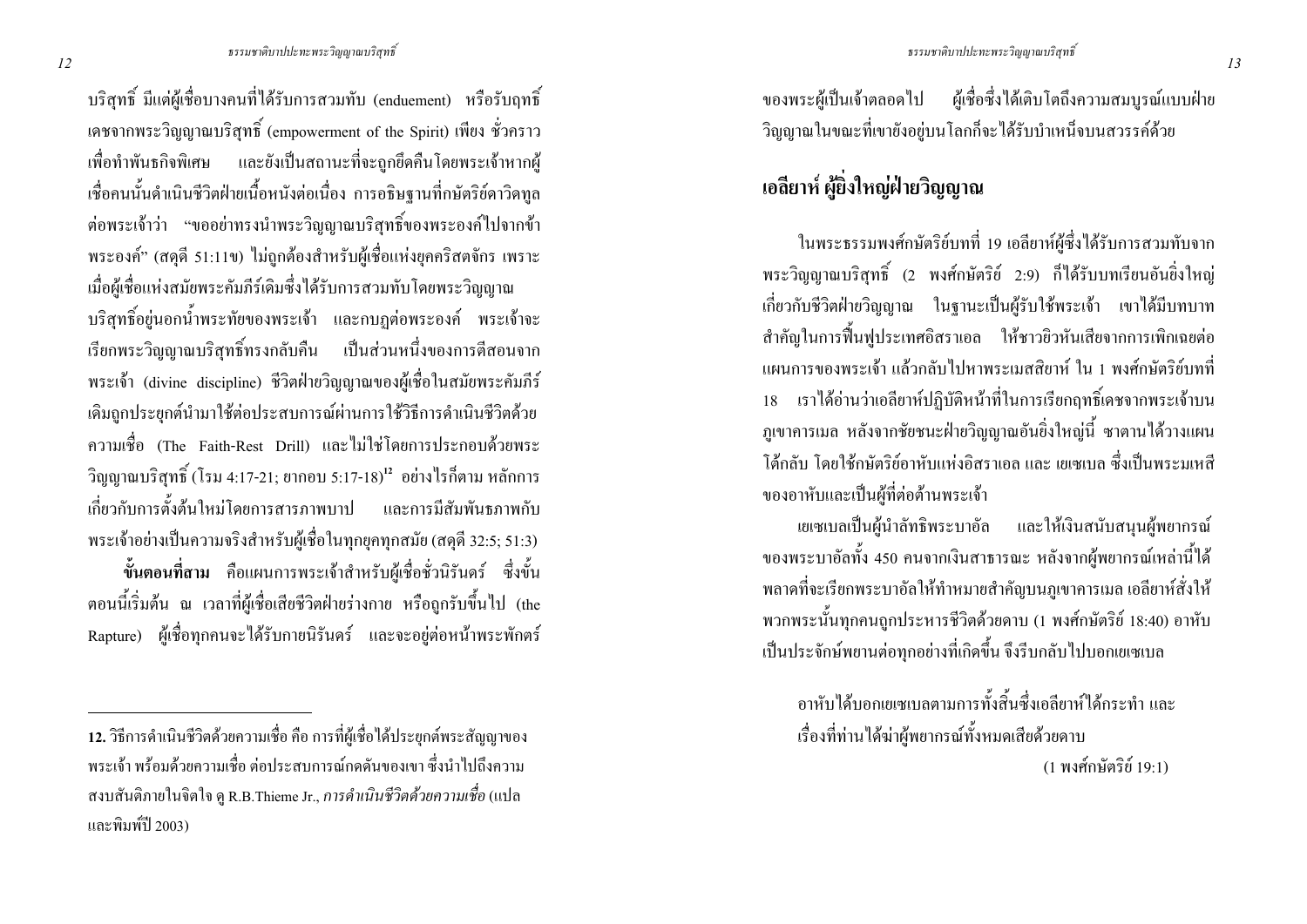บริสุทธิ์ มีแต่ผู้เชื่อบางคนที่ได้รับการสวมทับ (enduement) หรือรับฤทธิ์เดชจากพระวิญญาณบริสุทธิ์ (empowerment of the Spirit) เพียง ชั่วคราว เพื่อทำพันธกิจพิเศษ และยังเป็นสถานะที่จะถูกยึดคืนโดยพระเจ้าหากผู้เชื่อคนนั้นดำเนินชีวิตฝ่ายเนื้อหนังต่อเนื่อง การอธิษฐานที่กษัตริย์ดาวิดทูลต่อพระเจ้าว่า "ขออย่าทรงนำพระวิญญาณบริสุทธิ์ของพระองค์ไปจากข้าพระองค์" (สดุดี 51:11ข) ไม่ถูกต้องสำหรับผู้เชื่อแห่งยุคคริสตจักร เพราะเมื่อผู้เชื่อแห่งสมัยพระคัมภีร์เดิมซึ่งได้รับการสวมทับโดยพระวิญญาณบริสุทธิ์อยู่นอกน้ำพระทัยของพระเจ้า และกบฏต่อพระองค์ พระเจ้าจะเรียกพระวิญญาณบริสุทธิ์ทรงกลับคืน เป็นส่วนหนึ่งของการตีสอนจากพระเจ้า (divine discipline) ชีวิตฝ่ายวิญญาณของผู้เชื่อในสมัยพระคัมภีร์เดิมถูกประยุกต์นำมาใช้ต่อประสบการณ์ผ่านการใช้วิธีการดำเนินชีวิตด้วยความเชื่อ (The Faith-Rest Drill) และไม่ใช่โดยการประกอบด้วยพระวิญญาณบริสุทธิ์ (โรม 4:17-21; ยากอบ 5:17-18)[12] อย่างไรก็ตาม หลักการเกี่ยวกับการตั้งต้นใหม่โดยการสารภาพบาป และการมีสัมพันธภาพกับพระเจ้าอย่างเป็นความจริงสำหรับผู้เชื่อในทุกยุคทุกสมัย (สดุดี 32:5; 51:3)

**ขั้นตอนที่สาม** คือแผนการพระเจ้าสำหรับผู้เชื่อชั่วนิรันดร์ ซึ่งขั้นตอนนี้เริ่มต้น ณ เวลาที่ผู้เชื่อเสียชีวิตฝ่ายร่างกาย หรือถูกรับขึ้นไป (the Rapture) ผู้เชื่อทุกคนจะได้รับกายนิรันดร์ และจะอยู่ต่อหน้าพระพักตร์ของพระผู้เป็นเจ้าตลอดไป ผู้เชื่อซึ่งได้เติบโตถึงความสมบูรณ์แบบฝ่ายวิญญาณในขณะที่เขายังอยู่บนโลกก็จะได้รับบำเหน็จบนสวรรค์ด้วย

---

12. วิธีการดำเนินชีวิตด้วยความเชื่อ คือ การที่ผู้เชื่อได้ประยุกต์พระสัญญาของพระเจ้า พร้อมด้วยความเชื่อ ต่อประสบการณ์กดดันของเขา ซึ่งนำไปถึงความสงบสันติภายในจิตใจ ดู R.B.Thieme Jr., *การดำเนินชีวิตด้วยความเชื่อ* (แปลและพิมพ์ปี 2003)

---

## เอลียาห์ ผู้ยิ่งใหญ่ฝ่ายวิญญาณ

ในพระธรรมพงศ์กษัตริย์บทที่ 19 เอลียาห์ผู้ซึ่งได้รับการสวมทับจากพระวิญญาณบริสุทธิ์ (2 พงศ์กษัตริย์ 2:9) ก็ได้รับบทเรียนอันยิ่งใหญ่เกี่ยวกับชีวิตฝ่ายวิญญาณ ในฐานะเป็นผู้รับใช้พระเจ้า เขาได้มีบทบาทสำคัญในการฟื้นฟูประเทศอิสราเอล ให้ชาวยิวหันเสียจากการเพิกเฉยต่อแผนการของพระเจ้า แล้วกลับไปหาพระเมสสิยาห์ ใน 1 พงศ์กษัตริย์บทที่ 18 เราได้อ่านว่าเอลียาห์ปฏิบัติหน้าที่ในการเรียกฤทธิ์เดชจากพระเจ้าบนภูเขาคาร์เมล หลังจากชัยชนะฝ่ายวิญญาณอันยิ่งใหญ่นี้ ซาตานได้วางแผนโต้กลับ โดยใช้กษัตริย์อาหับแห่งอิสราเอล และ เยเซเบล ซึ่งเป็นพระมเหสีของอาหับและเป็นผู้ที่ต่อต้านพระเจ้า

เยเซเบลเป็นผู้นำลัทธิพระบาอัล และให้เงินสนับสนุนผู้พยากรณ์ของพระบาอัลทั้ง 450 คนจากเงินสาธารณะ หลังจากผู้พยากรณ์เหล่านี้ได้พลาดที่จะเรียกพระบาอัลให้ทำหมายสำคัญบนภูเขาคาร์เมล เอลียาห์สั่งให้พวกพระนั้นทุกคนถูกประหารชีวิตด้วยดาบ (1 พงศ์กษัตริย์ 18:40) อาหับเป็นประจักษ์พยานต่อทุกอย่างที่เกิดขึ้น จึงรีบกลับไปบอกเยเซเบล

> อาหับได้บอกเยเซเบลตามการทั้งสิ้นซึ่งเอลียาห์ได้กระทำ และเรื่องที่ท่านได้ฆ่าผู้พยากรณ์ทั้งหมดเสียด้วยดาบ
>
> (1 พงศ์กษัตริย์ 19:1)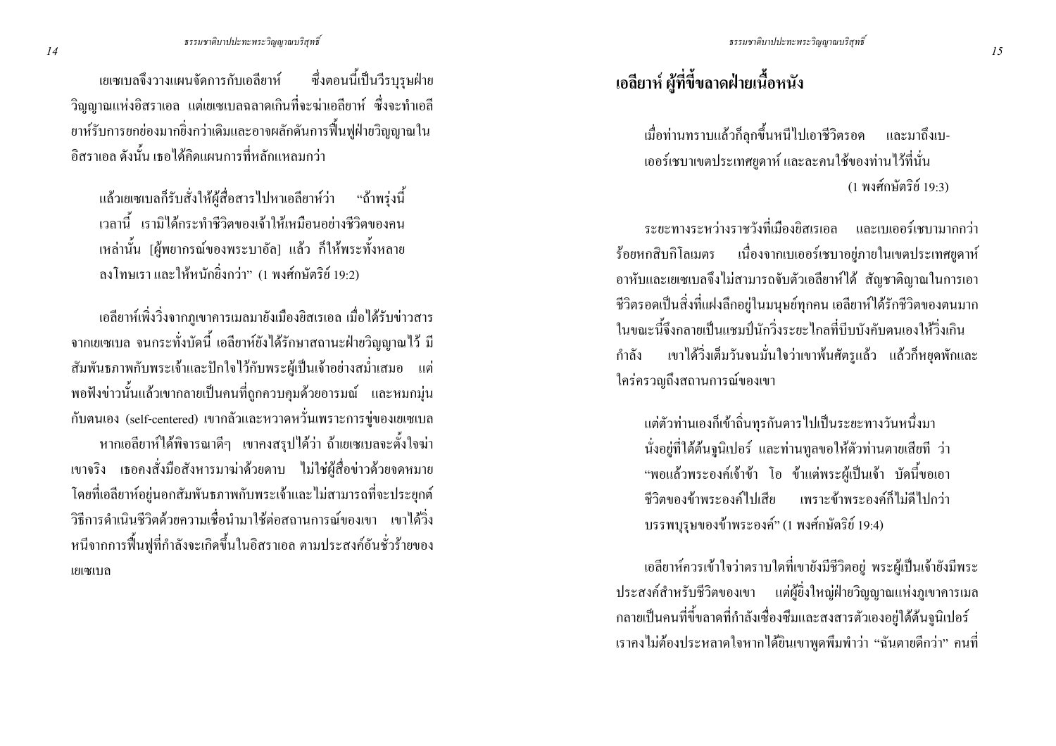เยเซเบลจึงวางแผนจัดการกับเอลียาห์ ซึ่งตอนนี้เป็นวีรบุรุษฝ่ายวิญญาณแห่งอิสราเอล แต่เยเซเบลฉลาดเกินที่จะฆ่าเอลียาห์ ซึ่งจะทำเอลียาห์รับการยกย่องมากยิ่งกว่าเดิมและอาจผลักดันการฟื้นฟูฝ่ายวิญญาณในอิสราเอล ดังนั้น เธอได้คิดแผนการที่หลักแหลมกว่า

> แล้วเยเซเบลก็รับสั่งให้ผู้สื่อสารไปหาเอลียาห์ว่า "ถ้าพรุ่งนี้เวลานี้ เรามิได้กระทำชีวิตของเจ้าให้เหมือนอย่างชีวิตของคนเหล่านั้น [ผู้พยากรณ์ของพระบาอัล] แล้ว ก็ให้พระทั้งหลายลงโทษเรา และให้หนักยิ่งกว่า" (1 พงศ์กษัตริย์ 19:2)

เอลียาห์เพิ่งวิ่งจากภูเขาคารเมลมายังเมืองยิสเรเอล เมื่อได้รับข่าวสารจากเยเซเบล จนกระทั่งบัดนี้ เอลียาห์ยังได้รักษาสถานะฝ่ายวิญญาณไว้ มีสัมพันธภาพกับพระเจ้าและปักใจไว้กับพระผู้เป็นเจ้าอย่างสม่ำเสมอ แต่พอฟังข่าวนั้นแล้วเขากลายเป็นคนที่ถูกควบคุมด้วยอารมณ์ และหมกมุ่นกับตนเอง (self-centered) เขากลัวและหวาดหวั่นเพราะการขู่ของเยเซเบล

หากเอลียาห์ได้พิจารณาดีๆ เขาคงสรุปได้ว่า ถ้าเยเซเบลจะตั้งใจฆ่าเขาจริง เธอคงสั่งมือสังหารมาฆ่าด้วยดาบ ไม่ใช่ผู้สื่อข่าวด้วยจดหมาย โดยที่เอลียาห์อยู่นอกสัมพันธภาพกับพระเจ้าและไม่สามารถที่จะประยุกต์วิธีการดำเนินชีวิตด้วยความเชื่อนำมาใช้ต่อสถานการณ์ของเขา เขาได้วิ่งหนีจากการฟื้นฟูที่กำลังจะเกิดขึ้นในอิสราเอล ตามประสงค์อันชั่วร้ายของเยเซเบล

## เอลียาห์ ผู้ที่ขี้ขลาดฝ่ายเนื้อหนัง

> เมื่อท่านทราบแล้วก็ลุกขึ้นหนีไปเอาชีวิตรอด และมาถึงเบ-เออร์เชบาเขตประเทศยูดาห์ และละคนใช้ของท่านไว้ที่นั่น
>
> (1 พงศ์กษัตริย์ 19:3)

ระยะทางระหว่างราชวังที่เมืองยิสเรเอล และเบเออร์เชบามากกว่าร้อยหกสิบกิโลเมตร เนื่องจากเบเออร์เชบาอยู่ภายในเขตประเทศยูดาห์ อาหับและเยเซเบลจึงไม่สามารถจับตัวเอลียาห์ได้ สัญชาติญาณในการเอาชีวิตรอดเป็นสิ่งที่แฝงลึกอยู่ในมนุษย์ทุกคน เอลียาห์ได้รักชีวิตของตนมาก ในขณะนี้จึงกลายเป็นแชมป์นักวิ่งระยะไกลที่บีบบังคับตนเองให้วิ่งเกินกำลัง เขาได้วิ่งเต็มวันจนมั่นใจว่าเขาพ้นศัตรูแล้ว แล้วก็หยุดพักและใคร่ครวญถึงสถานการณ์ของเขา

> แต่ตัวท่านเองก็เข้าถิ่นทุรกันดารไปเป็นระยะทางวันหนึ่งมา นั่งอยู่ที่ใต้ต้นจูนิเปอร์ และท่านทูลขอให้ตัวท่านตายเสียที ว่า "พอแล้วพระองค์เจ้าข้า โอ ข้าแต่พระผู้เป็นเจ้า บัดนี้ขอเอาชีวิตของข้าพระองค์ไปเสีย เพราะข้าพระองค์ก็ไม่ดีไปกว่าบรรพบุรุษของข้าพระองค์" (1 พงศ์กษัตริย์ 19:4)

เอลียาห์ควรเข้าใจว่าตราบใดที่เขายังมีชีวิตอยู่ พระผู้เป็นเจ้ายังมีพระประสงค์สำหรับชีวิตของเขา แต่ผู้ยิ่งใหญ่ฝ่ายวิญญาณแห่งภูเขาคารเมลกลายเป็นคนที่ขี้ขลาดที่กำลังเซื่องซึมและสงสารตัวเองอยู่ใต้ต้นจูนิเปอร์ เราคงไม่ต้องประหลาดใจหากได้ยินเขาพูดพึมพำว่า "ฉันตายดีกว่า" คนที่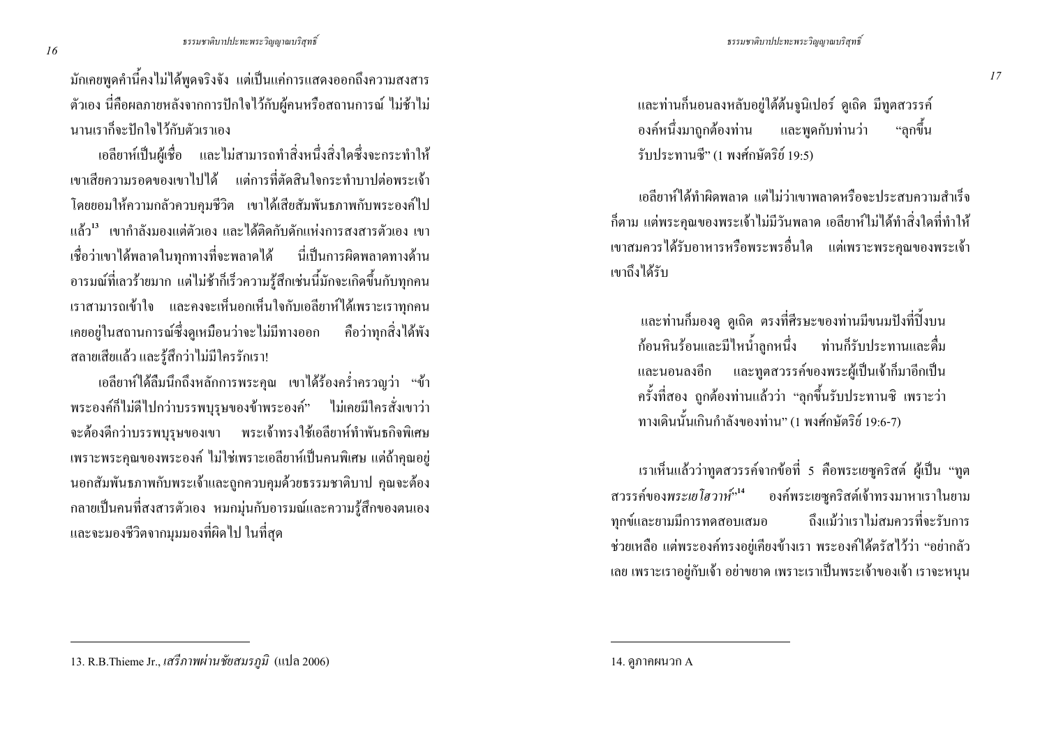มักเคยพูดคำนี้คงไม่ได้พูดจริงจัง แต่เป็นแค่การแสดงออกถึงความสงสารตัวเอง นี่คือผลภายหลังจากการปักใจไว้กับผู้คนหรือสถานการณ์ ไม่ช้าไม่นานเราก็จะปักใจไว้กับตัวเราเอง

เอลียาห์เป็นผู้เชื่อ และไม่สามารถทำสิ่งหนึ่งสิ่งใดซึ่งจะกระทำให้เขาเสียความรอดของเขาไปได้ แต่การที่ตัดสินใจกระทำบาปต่อพระเจ้าโดยยอมให้ความกลัวควบคุมชีวิต เขาได้เสียสัมพันธภาพกับพระองค์ไปแล้ว[13] เขากำลังมองแต่ตัวเอง และได้ติดกับดักแห่งการสงสารตัวเอง เขาเชื่อว่าเขาได้พลาดในทุกทางที่จะพลาดได้ นี่เป็นการผิดพลาดทางด้านอารมณ์ที่เลวร้ายมาก แต่ไม่ช้าก็เร็วความรู้สึกเช่นนี้มักจะเกิดขึ้นกับทุกคน เราสามารถเข้าใจ และคงจะเห็นอกเห็นใจกับเอลียาห์ได้เพราะเราทุกคนเคยอยู่ในสถานการณ์ซึ่งดูเหมือนว่าจะไม่มีทางออก คือว่าทุกสิ่งได้พังสลายเสียแล้ว และรู้สึกว่าไม่มีใครรักเรา!

เอลียาห์ได้ลืมนึกถึงหลักการพระคุณ เขาได้ร้องคร่ำครวญว่า "ข้าพระองค์ก็ไม่ดีไปกว่าบรรพบุรุษของข้าพระองค์" ไม่เคยมีใครสั่งเขาว่าจะต้องดีกว่าบรรพบุรุษของเขา พระเจ้าทรงใช้เอลียาห์ทำพันธกิจพิเศษเพราะพระคุณของพระองค์ ไม่ใช่เพราะเอลียาห์เป็นคนพิเศษ แต่ถ้าคุณอยู่นอกสัมพันธภาพกับพระเจ้าและถูกควบคุมด้วยธรรมชาติบาป คุณจะต้องกลายเป็นคนที่สงสารตัวเอง หมกมุ่นกับอารมณ์และความรู้สึกของตนเอง และจะมองชีวิตจากมุมมองที่ผิดไป ในที่สุด

> และท่านก็นอนลงหลับอยู่ใต้ต้นจูนิเปอร์ ดูเถิด มีทูตสวรรค์องค์หนึ่งมาถูกต้องท่าน และพูดกับท่านว่า "ลุกขึ้นรับประทานซี" (1 พงศ์กษัตริย์ 19:5)

เอลียาห์ได้ทำผิดพลาด แต่ไม่ว่าเขาพลาดหรือจะประสบความสำเร็จก็ตาม แต่พระคุณของพระเจ้าไม่มีวันพลาด เอลียาห์ไม่ได้ทำสิ่งใดที่ทำให้เขาสมควรได้รับอาหารหรือพระพรอื่นใด แต่เพราะพระคุณของพระเจ้าเขาถึงได้รับ

> และท่านก็มองดู ดูเถิด ตรงที่ศีรษะของท่านมีขนมปังที่ปิ้งบนก้อนหินร้อนและมีไหน้ำลูกหนึ่ง ท่านก็รับประทานและดื่ม และนอนลงอีก และทูตสวรรค์ของพระผู้เป็นเจ้าก็มาอีกเป็นครั้งที่สอง ถูกต้องท่านแล้วว่า "ลุกขึ้นรับประทานซิ เพราะว่าทางเดินนั้นเกินกำลังของท่าน" (1 พงศ์กษัตริย์ 19:6-7)

เราเห็นแล้วว่าทูตสวรรค์จากข้อที่ 5 คือพระเยซูคริสต์ ผู้เป็น "ทูตสวรรค์ของ*พระเยโฮวาห์*"[14] องค์พระเยซูคริสต์เจ้าทรงมาหาเราในยามทุกข์และยามมีการทดสอบเสมอ ถึงแม้ว่าเราไม่สมควรที่จะรับการช่วยเหลือ แต่พระองค์ทรงอยู่เคียงข้างเรา พระองค์ได้ตรัสไว้ว่า "อย่ากลัวเลย เพราะเราอยู่กับเจ้า อย่าขยาด เพราะเราเป็นพระเจ้าของเจ้า เราจะหนุน

---

13. R.B.Thieme Jr., *เสรีภาพผ่านชัยสมรภูมิ* (แปล 2006)

14. ดูภาคผนวก A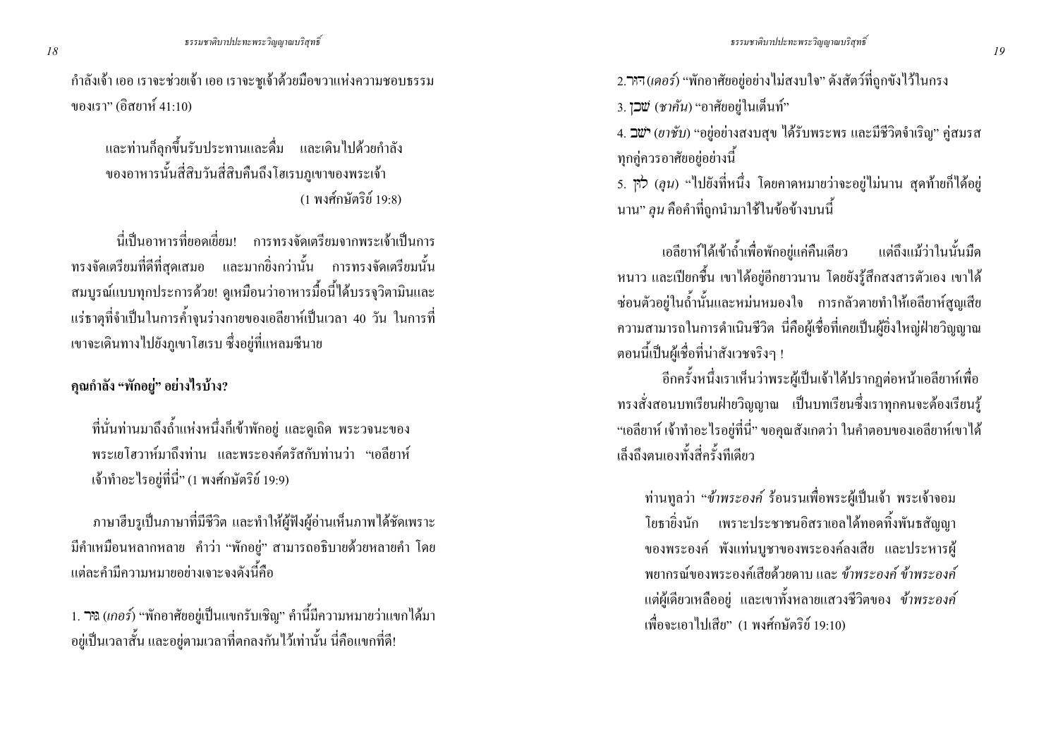กำลังเจ้า เออ เราจะช่วยเจ้า เออ เราจะชูเจ้าด้วยมือขวาแห่งความชอบธรรมของเรา" (อิสยาห์ 41:10)

> และท่านก็ลุกขึ้นรับประทานและดื่ม และเดินไปด้วยกำลังของอาหารนั้นสี่สิบวันสี่สิบคืนถึงโฮเรบภูเขาของพระเจ้า
> (1 พงศ์กษัตริย์ 19:8)

นี่เป็นอาหารที่ยอดเยี่ยม! การทรงจัดเตรียมจากพระเจ้าเป็นการทรงจัดเตรียมที่ดีที่สุดเสมอ และมากยิ่งกว่านั้น การทรงจัดเตรียมนั้นสมบูรณ์แบบทุกประการด้วย! ดูเหมือนว่าอาหารมื้อนี้ได้บรรจุวิตามินและแร่ธาตุที่จำเป็นในการค้ำจุนร่างกายของเอลียาห์เป็นเวลา 40 วัน ในการที่เขาจะเดินทางไปยังภูเขาโฮเรบ ซึ่งอยู่ที่แหลมซีนาย

**คุณกำลัง "พักอยู่" อย่างไรบ้าง?**

> ที่นั่นท่านมาถึงถ้ำแห่งหนึ่งก็เข้าพักอยู่ และดูเถิด พระวจนะของพระเยโฮวาห์มาถึงท่าน และพระองค์ตรัสกับท่านว่า "เอลียาห์ เจ้าทำอะไรอยู่ที่นี่" (1 พงศ์กษัตริย์ 19:9)

ภาษาฮีบรูเป็นภาษาที่มีชีวิต และทำให้ผู้ฟังผู้อ่านเห็นภาพได้ชัดเพราะมีคำเหมือนหลากหลาย คำว่า "พักอยู่" สามารถอธิบายด้วยหลายคำ โดยแต่ละคำมีความหมายอย่างเจาะจงดังนี้คือ

1. גּוּר (*เกอร์*) "พักอาศัยอยู่เป็นแขกรับเชิญ" คำนี้มีความหมายว่าแขกได้มาอยู่เป็นเวลาสั้น และอยู่ตามเวลาที่ตกลงกันไว้เท่านั้น นี่คือแขกที่ดี!

2. דּוּר (*เดอร์*) "พักอาศัยอยู่อย่างไม่สงบใจ" ดังสัตว์ที่ถูกขังไว้ในกรง

3. שׁכן (*ชาคัน*) "อาศัยอยู่ในเต็นท์"

4. ישׁב (*ยาชับ*) "อยู่อย่างสงบสุข ได้รับพระพร และมีชีวิตจำเริญ" คู่สมรสทุกคู่ควรอาศัยอยู่อย่างนี้

5. לִין (*ลุน*) "ไปยังที่หนึ่ง โดยคาดหมายว่าจะอยู่ไม่นาน สุดท้ายก็ได้อยู่นาน" *ลุน* คือคำที่ถูกนำมาใช้ในข้อข้างบนนี้

เอลียาห์ได้เข้าถ้ำเพื่อพักอยู่แค่คืนเดียว แต่ถึงแม้ว่าในนั้นมืดหนาว และเปียกชื้น เขาได้อยู่อีกยาวนาน โดยยังรู้สึกสงสารตัวเอง เขาได้ซ่อนตัวอยู่ในถ้ำนั้นและหม่นหมองใจ การกลัวตายทำให้เอลียาห์สูญเสียความสามารถในการดำเนินชีวิต นี่คือผู้เชื่อที่เคยเป็นผู้ยิ่งใหญ่ฝ่ายวิญญาณ ตอนนี้เป็นผู้เชื่อที่น่าสังเวชจริงๆ !

อีกครั้งหนึ่งเราเห็นว่าพระผู้เป็นเจ้าได้ปรากฏต่อหน้าเอลียาห์เพื่อทรงสั่งสอนบทเรียนฝ่ายวิญญาณ เป็นบทเรียนซึ่งเราทุกคนจะต้องเรียนรู้ "เอลียาห์ เจ้าทำอะไรอยู่ที่นี่" ขอคุณสังเกตว่า ในคำตอบของเอลียาห์เขาได้เล็งถึงตนเองทั้งสี่ครั้งทีเดียว

> ท่านทูลว่า "*ข้าพระองค์* ร้อนรนเพื่อพระผู้เป็นเจ้า พระเจ้าจอมโยธายิ่งนัก เพราะประชาชนอิสราเอลได้ทอดทิ้งพันธสัญญาของพระองค์ พังแท่นบูชาของพระองค์ลงเสีย และประหารผู้พยากรณ์ของพระองค์เสียด้วยดาบ และ *ข้าพระองค์ ข้าพระองค์* แต่ผู้เดียวเหลืออยู่ และเขาทั้งหลายแสวงชีวิตของ *ข้าพระองค์* เพื่อจะเอาไปเสีย" (1 พงศ์กษัตริย์ 19:10)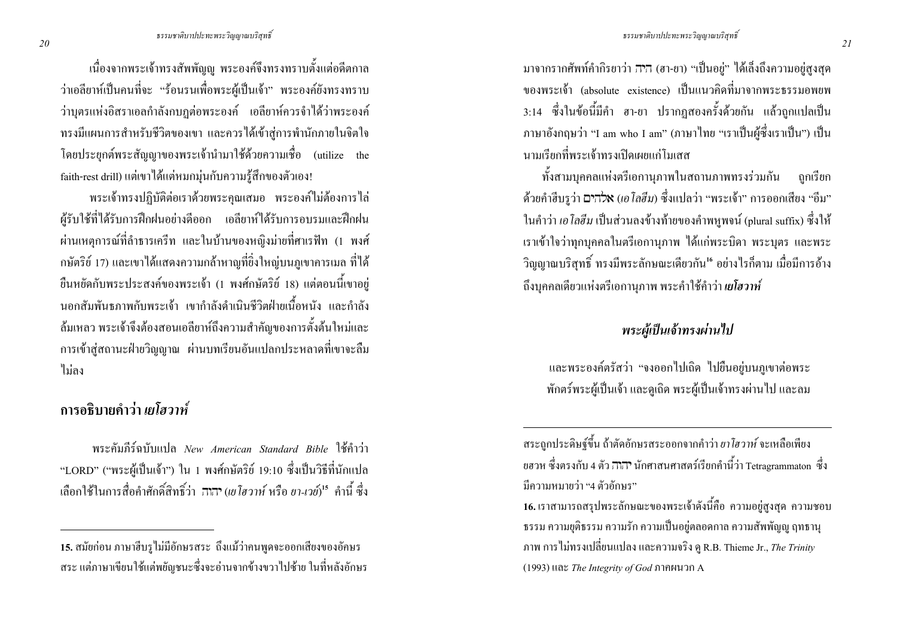เนื่องจากพระเจ้าทรงสัพพัญญู พระองค์จึงทรงทราบตั้งแต่อดีตกาลว่าเอลียาห์เป็นคนที่จะ "ร้อนรนเพื่อพระผู้เป็นเจ้า" พระองค์ยังทรงทราบว่าบุตรแห่งอิสราเอลกำลังกบฏต่อพระองค์ เอลียาห์ควรจำได้ว่าพระองค์ทรงมีแผนการสำหรับชีวิตของเขา และควรได้เข้าสู่การพำนักภายในจิตใจโดยประยุกต์พระสัญญาของพระเจ้านำมาใช้ด้วยความเชื่อ (utilize the faith-rest drill) แต่เขาได้แต่หมกมุ่นกับความรู้สึกของตัวเอง!

พระเจ้าทรงปฏิบัติต่อเราด้วยพระคุณเสมอ พระองค์ไม่ต้องการไล่ผู้รับใช้ที่ได้รับการฝึกฝนอย่างดีออก เอลียาห์ได้รับการอบรมและฝึกฝนผ่านเหตุการณ์ที่ลำธารเครีท และในบ้านของหญิงม่ายที่ศาเรฟัท (1 พงศ์กษัตริย์ 17) และเขาได้แสดงความกล้าหาญที่ยิ่งใหญ่บนภูเขาคารเมล ที่ได้ยืนหยัดกับพระประสงค์ของพระเจ้า (1 พงศ์กษัตริย์ 18) แต่ตอนนี้เขาอยู่นอกสัมพันธภาพกับพระเจ้า เขากำลังดำเนินชีวิตฝ่ายเนื้อหนัง และกำลังล้มเหลว พระเจ้าจึงต้องสอนเอลียาห์ถึงความสำคัญของการตั้งต้นใหม่และการเข้าสู่สถานะฝ่ายวิญญาณ ผ่านบทเรียนอันแปลกประหลาดที่เขาจะลืมไม่ลง

## การอธิบายคำว่า *เยโฮวาห์*

พระคัมภีร์ฉบับแปล *New American Standard Bible* ใช้คำว่า "LORD" ("พระผู้เป็นเจ้า") ใน 1 พงศ์กษัตริย์ 19:10 ซึ่งเป็นวิธีที่นักแปลเลือกใช้ในการสื่อคำศักดิ์สิทธิ์ว่า יהוה (*เยโฮวาห์ หรือ ยา-เวย์*)[15] คำนี้ ซึ่งมาจากรากศัพท์คำกิริยาว่า היה (ฮา-ยา) "เป็นอยู่" ได้เล็งถึงความอยู่สูงสุดของพระเจ้า (absolute existence) เป็นแนวคิดที่มาจากพระธรรมอพยพ 3:14 ซึ่งในข้อนี้มีคำ ฮา-ยา ปรากฏสองครั้งด้วยกัน แล้วถูกแปลเป็นภาษาอังกฤษว่า "I am who I am" (ภาษาไทย "เราเป็นผู้ซึ่งเราเป็น") เป็นนามเรียกที่พระเจ้าทรงเปิดเผยแก่โมเสส

ทั้งสามบุคคลแห่งตรีเอกานุภาพในสถานภาพทรงร่วมกัน ถูกเรียกด้วยคำฮีบรูว่า אלהים (*เอโลฮีม*) ซึ่งแปลว่า "พระเจ้า" การออกเสียง "อีม" ในคำว่า *เอโลฮีม* เป็นส่วนลงข้างท้ายของคำพหูพจน์ (plural suffix) ซึ่งให้เราเข้าใจว่าทุกบุคคลในตรีเอกานุภาพ ได้แก่พระบิดา พระบุตร และพระวิญญาณบริสุทธิ์ ทรงมีพระลักษณะเดียวกัน[16] อย่างไรก็ตาม เมื่อมีการอ้างถึงบุคคลเดียวแห่งตรีเอกานุภาพ พระคำใช้คำว่า ***เยโฮวาห์***

## *พระผู้เป็นเจ้าทรงผ่านไป*

และพระองค์ตรัสว่า "จงออกไปเถิด ไปยืนอยู่บนภูเขาต่อพระพักตร์พระผู้เป็นเจ้า และดูเถิด พระผู้เป็นเจ้าทรงผ่านไป และลม

---

**15.** สมัยก่อน ภาษาฮีบรูไม่มีอักษรสระ ถึงแม้ว่าคนพูดจะออกเสียงของอักษรสระ แต่ภาษาเขียนใช้แต่พยัญชนะซึ่งจะอ่านจากข้างขวาไปซ้าย ในที่หลังอักษรสระถูกประดิษฐ์ขึ้น ถ้าตัดอักษรสระออกจากคำว่า *ยาโฮวาห์* จะเหลือเพียง ยฮวห ซึ่งตรงกับ 4 ตัว יהוה นักศาสนศาสตร์เรียกคำนี้ว่า Tetragrammaton ซึ่งมีความหมายว่า "4 ตัวอักษร"

**16.** เราสามารถสรุปพระลักษณะของพระเจ้าดังนี้คือ ความอยู่สูงสุด ความชอบธรรม ความยุติธรรม ความรัก ความเป็นอยู่ตลอดกาล ความสัพพัญญู ฤทธานุภาพ การไม่ทรงเปลี่ยนแปลง และความจริง ดู R.B. Thieme Jr., *The Trinity* (1993) และ *The Integrity of God* ภาคผนวก A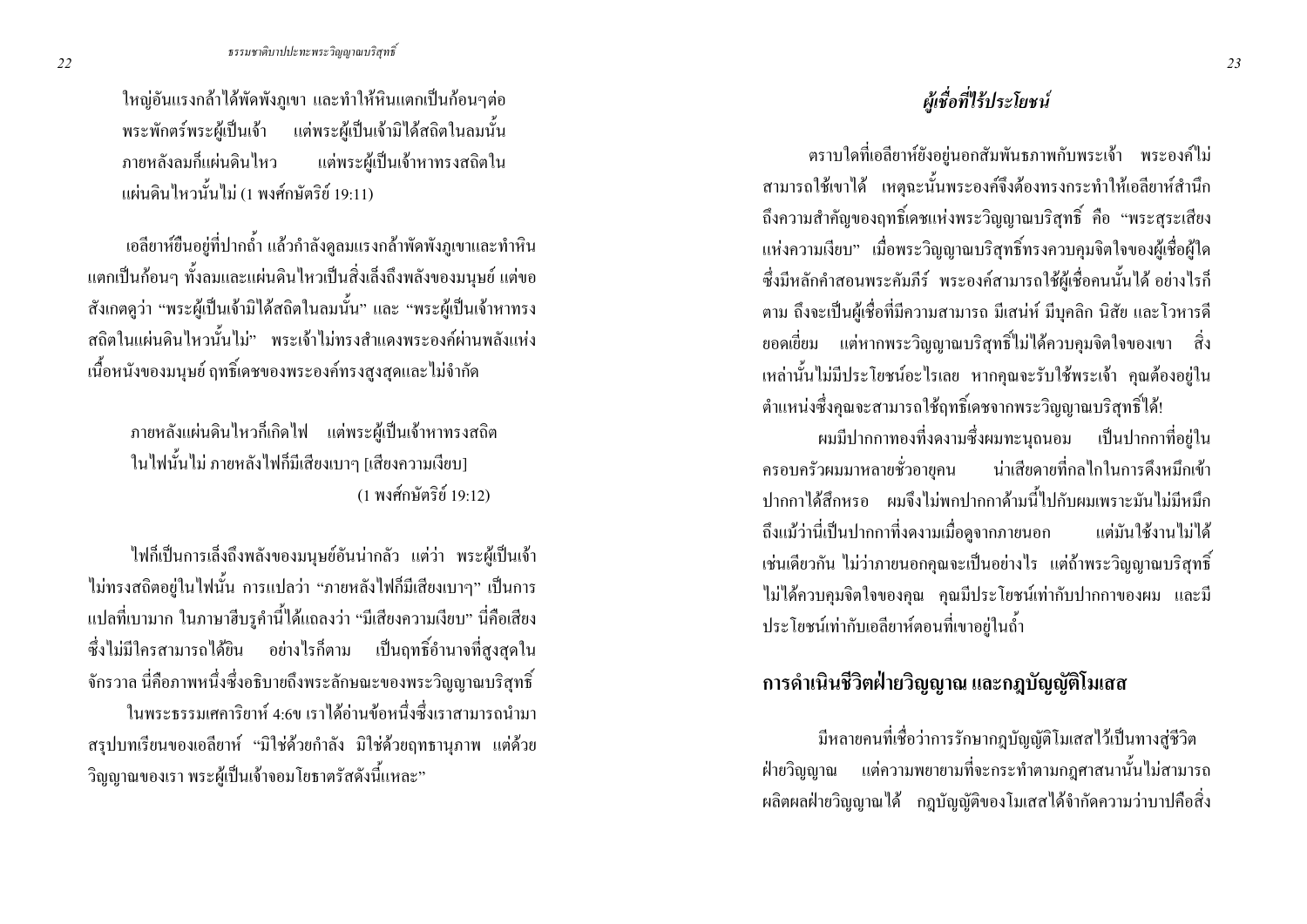ใหญ่อันแรงกล้าได้พัดพังภูเขา และทำให้หินแตกเป็นก้อนๆต่อพระพักตร์พระผู้เป็นเจ้า แต่พระผู้เป็นเจ้ามิได้สถิตในลมนั้น ภายหลังลมก็แผ่นดินไหว แต่พระผู้เป็นเจ้าหาทรงสถิตในแผ่นดินไหวนั้นไม่ (1 พงศ์กษัตริย์ 19:11)

เอลียาห์ยืนอยู่ที่ปากถ้ำ แล้วกำลังดูลมแรงกล้าพัดพังภูเขาและทำหินแตกเป็นก้อนๆ ทั้งลมและแผ่นดินไหวเป็นสิ่งเล็งถึงพลังของมนุษย์ แต่ขอสังเกตดูว่า "พระผู้เป็นเจ้ามิได้สถิตในลมนั้น" และ "พระผู้เป็นเจ้าหาทรงสถิตในแผ่นดินไหวนั้นไม่" พระเจ้าไม่ทรงสำแดงพระองค์ผ่านพลังแห่งเนื้อหนังของมนุษย์ ฤทธิ์เดชของพระองค์ทรงสูงสุดและไม่จำกัด

> ภายหลังแผ่นดินไหวก็เกิดไฟ แต่พระผู้เป็นเจ้าหาทรงสถิตในไฟนั้นไม่ ภายหลังไฟก็มีเสียงเบาๆ [เสียงความเงียบ]
> (1 พงศ์กษัตริย์ 19:12)

ไฟก็เป็นการเล็งถึงพลังของมนุษย์อันน่ากลัว แต่ว่า พระผู้เป็นเจ้าไม่ทรงสถิตอยู่ในไฟนั้น การแปลว่า "ภายหลังไฟก็มีเสียงเบาๆ" เป็นการแปลที่เบามาก ในภาษาฮีบรูคำนี้ได้แถลงว่า "มีเสียงความเงียบ" นี่คือเสียงซึ่งไม่มีใครสามารถได้ยิน อย่างไรก็ตาม เป็นฤทธิ์อำนาจที่สูงสุดในจักรวาล นี่คือภาพหนึ่งซึ่งอธิบายถึงพระลักษณะของพระวิญญาณบริสุทธิ์

ในพระธรรมเศคาริยาห์ 4:6ข เราได้อ่านข้อหนึ่งซึ่งเราสามารถนำมาสรุปบทเรียนของเอลียาห์ "มิใช่ด้วยกำลัง มิใช่ด้วยฤทธานุภาพ แต่ด้วยวิญญาณของเรา พระผู้เป็นเจ้าจอมโยธาตรัสดังนี้แหละ"

## *ผู้เชื่อที่ไร้ประโยชน์*

ตราบใดที่เอลียาห์ยังอยู่นอกสัมพันธภาพกับพระเจ้า พระองค์ไม่สามารถใช้เขาได้ เหตุฉะนั้นพระองค์จึงต้องทรงกระทำให้เอลียาห์สำนึกถึงความสำคัญของฤทธิ์เดชแห่งพระวิญญาณบริสุทธิ์ คือ "พระสุรเสียงแห่งความเงียบ" เมื่อพระวิญญาณบริสุทธิ์ทรงควบคุมจิตใจของผู้เชื่อผู้ใดซึ่งมีหลักคำสอนพระคัมภีร์ พระองค์สามารถใช้ผู้เชื่อคนนั้นได้ อย่างไรก็ตาม ถึงจะเป็นผู้เชื่อที่มีความสามารถ มีเสน่ห์ มีบุคลิก นิสัย และโวหารดียอดเยี่ยม แต่หากพระวิญญาณบริสุทธิ์ไม่ได้ควบคุมจิตใจของเขา สิ่งเหล่านั้นไม่มีประโยชน์อะไรเลย หากคุณจะรับใช้พระเจ้า คุณต้องอยู่ในตำแหน่งซึ่งคุณจะสามารถใช้ฤทธิ์เดชจากพระวิญญาณบริสุทธิ์ได้!

ผมมีปากกาทองที่งดงามซึ่งผมทะนุถนอม เป็นปากกาที่อยู่ในครอบครัวผมมาหลายชั่วอายุคน น่าเสียดายที่กลไกในการดึงหมึกเข้าปากกาได้สึกหรอ ผมจึงไม่พกปากกาด้ามนี้ไปกับผมเพราะมันไม่มีหมึก ถึงแม้ว่านี่เป็นปากกาที่งดงามเมื่อดูจากภายนอก แต่มันใช้งานไม่ได้ เช่นเดียวกัน ไม่ว่าภายนอกคุณจะเป็นอย่างไร แต่ถ้าพระวิญญาณบริสุทธิ์ไม่ได้ควบคุมจิตใจของคุณ คุณมีประโยชน์เท่ากับปากกาของผม และมีประโยชน์เท่ากับเอลียาห์ตอนที่เขาอยู่ในถ้ำ

## การดำเนินชีวิตฝ่ายวิญญาณ และกฎบัญญัติโมเสส

มีหลายคนที่เชื่อว่าการรักษากฎบัญญัติโมเสสไว้เป็นทางสู่ชีวิตฝ่ายวิญญาณ แต่ความพยายามที่จะกระทำตามกฎศาสนานั้นไม่สามารถผลิตผลฝ่ายวิญญาณได้ กฎบัญญัติของโมเสสได้จำกัดความว่าบาปคือสิ่ง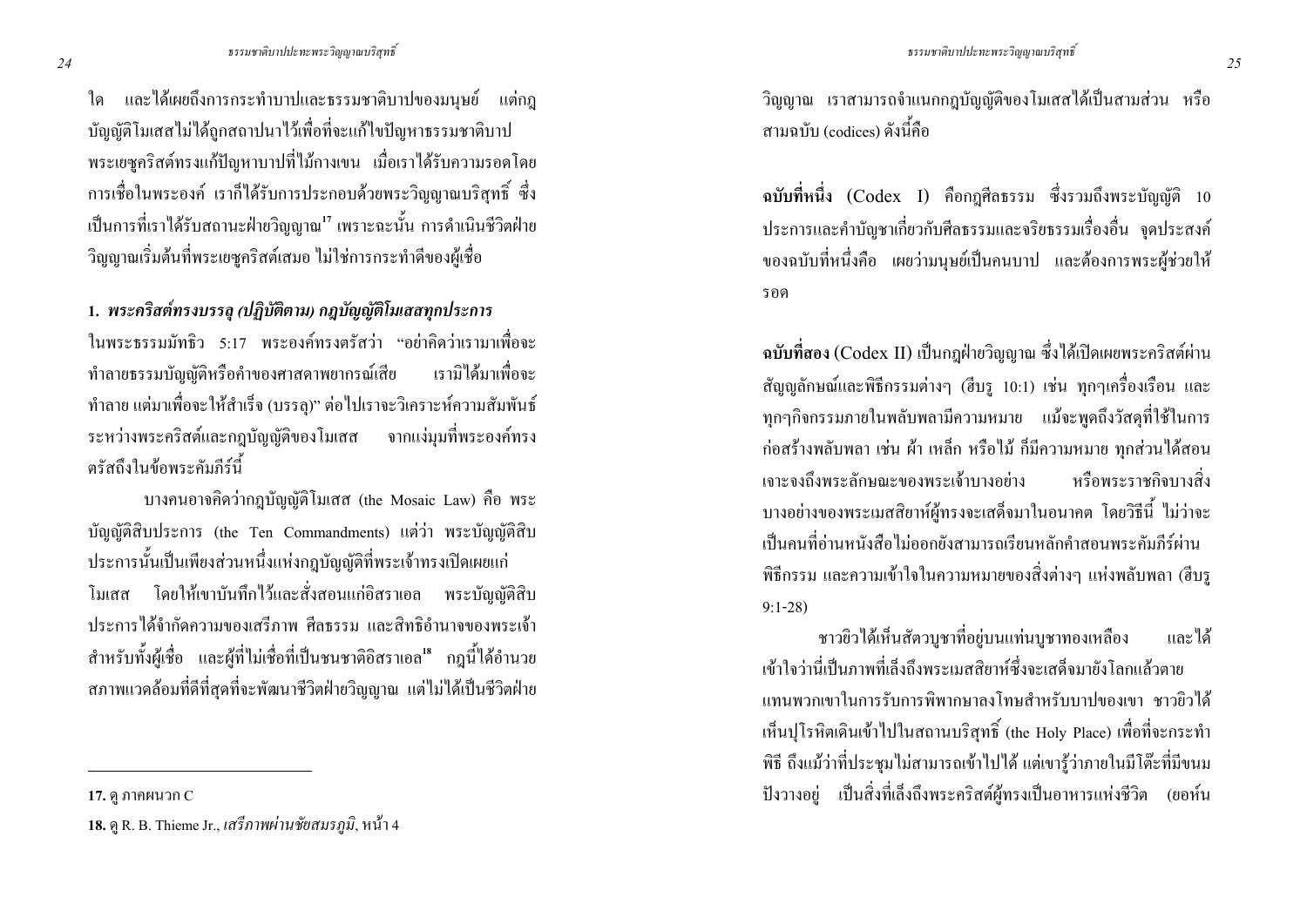ใด และได้เผยถึงการกระทำบาปและธรรมชาติบาปของมนุษย์ แต่กฎบัญญัติโมเสสไม่ได้ถูกสถาปนาไว้เพื่อที่จะแก้ไขปัญหาธรรมชาติบาป พระเยซูคริสต์ทรงแก้ปัญหาบาปที่ไม้กางเขน เมื่อเราได้รับความรอดโดยการเชื่อในพระองค์ เราก็ได้รับการประกอบด้วยพระวิญญาณบริสุทธิ์ ซึ่งเป็นการที่เราได้รับสถานะฝ่ายวิญญาณ[17] เพราะฉะนั้น การดำเนินชีวิตฝ่ายวิญญาณเริ่มต้นที่พระเยซูคริสต์เสมอ ไม่ใช่การกระทำดีของผู้เชื่อ

### 1. *พระคริสต์ทรงบรรลุ (ปฏิบัติตาม) กฎบัญญัติโมเสสทุกประการ*

ในพระธรรมมัทธิว 5:17 พระองค์ทรงตรัสว่า "อย่าคิดว่าเรามาเพื่อจะทำลายธรรมบัญญัติหรือคำของศาสดาพยากรณ์เสีย เรามิได้มาเพื่อจะทำลาย แต่มาเพื่อจะให้สำเร็จ (บรรลุ)" ต่อไปเราจะวิเคราะห์ความสัมพันธ์ระหว่างพระคริสต์และกฎบัญญัติของโมเสส จากแง่มุมที่พระองค์ทรงตรัสถึงในข้อพระคัมภีร์นี้

บางคนอาจคิดว่ากฎบัญญัติโมเสส (the Mosaic Law) คือ พระบัญญัติสิบประการ (the Ten Commandments) แต่ว่า พระบัญญัติสิบประการนั้นเป็นเพียงส่วนหนึ่งแห่งกฎบัญญัติที่พระเจ้าทรงเปิดเผยแก่โมเสส โดยให้เขาบันทึกไว้และสั่งสอนแก่อิสราเอล พระบัญญัติสิบประการได้จำกัดความของเสรีภาพ ศีลธรรม และสิทธิอำนาจของพระเจ้าสำหรับทั้งผู้เชื่อ และผู้ที่ไม่เชื่อที่เป็นชนชาติอิสราเอล[18] กฎนี้ได้อำนวยสภาพแวดล้อมที่ดีที่สุดที่จะพัฒนาชีวิตฝ่ายวิญญาณ แต่ไม่ได้เป็นชีวิตฝ่ายวิญญาณ เราสามารถจำแนกกฎบัญญัติของโมเสสได้เป็นสามส่วน หรือสามฉบับ (codices) ดังนี้คือ

**ฉบับที่หนึ่ง** (Codex I) คือกฎศีลธรรม ซึ่งรวมถึงพระบัญญัติ 10 ประการและคำบัญชาเกี่ยวกับศีลธรรมและจริยธรรมเรื่องอื่น จุดประสงค์ของฉบับที่หนึ่งคือ เผยว่ามนุษย์เป็นคนบาป และต้องการพระผู้ช่วยให้รอด

**ฉบับที่สอง** (Codex II) เป็นกฎฝ่ายวิญญาณ ซึ่งได้เปิดเผยพระคริสต์ผ่านสัญญลักษณ์และพิธีกรรมต่างๆ (ฮีบรู 10:1) เช่น ทุกๆเครื่องเรือน และทุกๆกิจกรรมภายในพลับพลามีความหมาย แม้จะพูดถึงวัสดุที่ใช้ในการก่อสร้างพลับพลา เช่น ผ้า เหล็ก หรือไม้ ก็มีความหมาย ทุกส่วนได้สอนเจาะจงถึงพระลักษณะของพระเจ้าบางอย่าง หรือพระราชกิจบางสิ่งบางอย่างของพระเมสสิยาห์ผู้ทรงจะเสด็จมาในอนาคต โดยวิธีนี้ ไม่ว่าจะเป็นคนที่อ่านหนังสือไม่ออกยังสามารถเรียนหลักคำสอนพระคัมภีร์ผ่านพิธีกรรม และความเข้าใจในความหมายของสิ่งต่างๆ แห่งพลับพลา (ฮีบรู 9:1-28)

ชาวยิวได้เห็นสัตวบูชาที่อยู่บนแท่นบูชาทองเหลือง และได้เข้าใจว่านี่เป็นภาพที่เล็งถึงพระเมสสิยาห์ซึ่งจะเสด็จมายังโลกแล้วตายแทนพวกเขาในการรับการพิพากษาลงโทษสำหรับบาปของเขา ชาวยิวได้เห็นปุโรหิตเดินเข้าไปในสถานบริสุทธิ์ (the Holy Place) เพื่อที่จะกระทำพิธี ถึงแม้ว่าที่ประชุมไม่สามารถเข้าไปได้ แต่เขารู้ว่าภายในมีโต๊ะที่มีขนมปังวางอยู่ เป็นสิ่งที่เล็งถึงพระคริสต์ผู้ทรงเป็นอาหารแห่งชีวิต (ยอห์น

---

**17.** ดู ภาคผนวก C

**18.** ดู R. B. Thieme Jr., *เสรีภาพผ่านชัยสมรภูมิ*, หน้า 4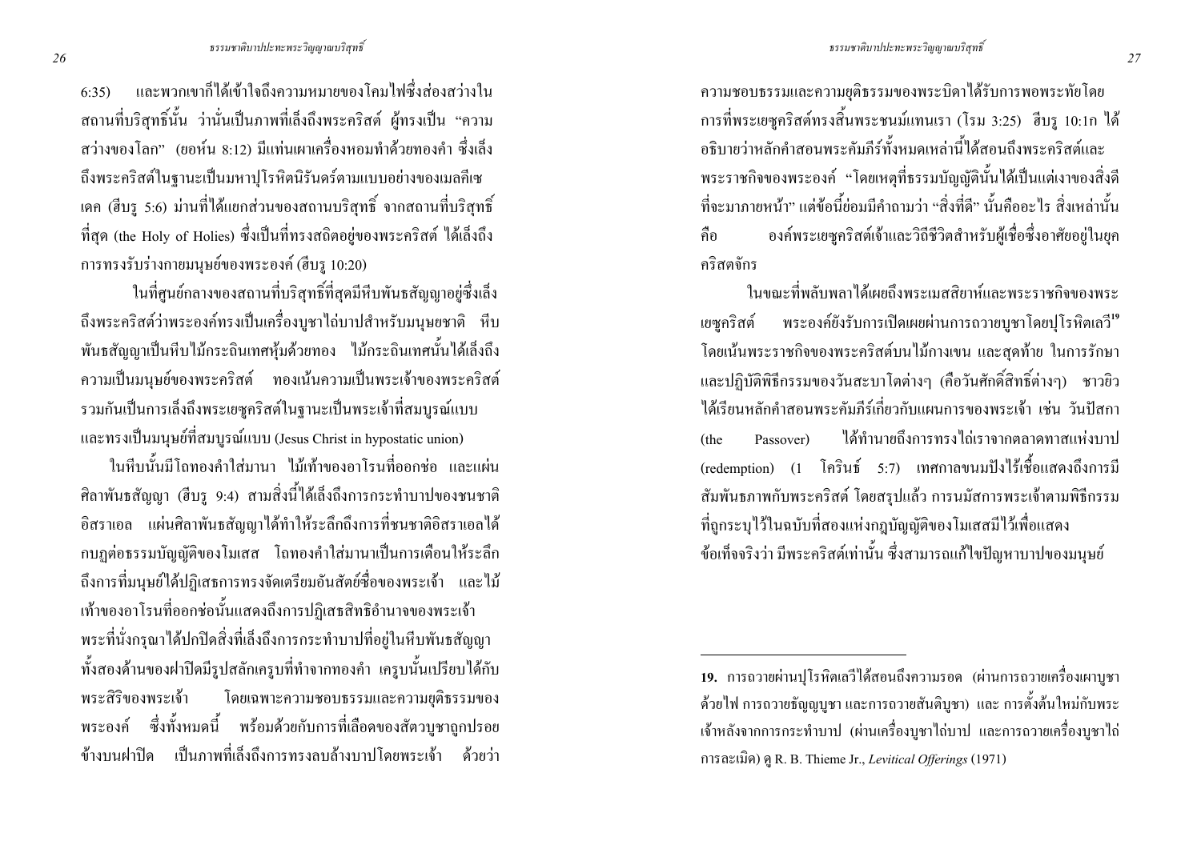6:35) และพวกเขาก็ได้เข้าใจถึงความหมายของโคมไฟซึ่งส่องสว่างในสถานที่บริสุทธิ์นั้น ว่านั่นเป็นภาพที่เล็งถึงพระคริสต์ ผู้ทรงเป็น "ความสว่างของโลก" (ยอห์น 8:12) มีแท่นเผาเครื่องหอมทำด้วยทองคำ ซึ่งเล็งถึงพระคริสต์ในฐานะเป็นมหาปุโรหิตนิรันดร์ตามแบบอย่างของเมลคีเซเดค (ฮีบรู 5:6) ม่านที่ได้แยกส่วนของสถานบริสุทธิ์ จากสถานที่บริสุทธิ์ที่สุด (the Holy of Holies) ซึ่งเป็นที่ทรงสถิตอยู่ของพระคริสต์ ได้เล็งถึงการทรงรับร่างกายมนุษย์ของพระองค์ (ฮีบรู 10:20)

ในที่ศูนย์กลางของสถานที่บริสุทธิ์ที่สุดมีหีบพันธสัญญาอยู่ซึ่งเล็งถึงพระคริสต์ว่าพระองค์ทรงเป็นเครื่องบูชาไถ่บาปสำหรับมนุษยชาติ หีบพันธสัญญาเป็นหีบไม้กระถินเทศหุ้มด้วยทอง ไม้กระถินเทศนั้นได้เล็งถึงความเป็นมนุษย์ของพระคริสต์ ทองเน้นความเป็นพระเจ้าของพระคริสต์ รวมกันเป็นการเล็งถึงพระเยซูคริสต์ในฐานะเป็นพระเจ้าที่สมบูรณ์แบบและทรงเป็นมนุษย์ที่สมบูรณ์แบบ (Jesus Christ in hypostatic union)

ในหีบนั้นมีโถทองคำใส่มานา ไม้เท้าของอาโรนที่ออกช่อ และแผ่นศิลาพันธสัญญา (ฮีบรู 9:4) สามสิ่งนี้ได้เล็งถึงการกระทำบาปของชนชาติอิสราเอล แผ่นศิลาพันธสัญญาได้ทำให้ระลึกถึงการที่ชนชาติอิสราเอลได้กบฏต่อธรรมบัญญัติของโมเสส โถทองคำใส่มานาเป็นการเตือนให้ระลึกถึงการที่มนุษย์ได้ปฏิเสธการทรงจัดเตรียมอันสัตย์ซื่อของพระเจ้า และไม้เท้าของอาโรนที่ออกช่อนั้นแสดงถึงการปฏิเสธสิทธิอำนาจของพระเจ้า พระที่นั่งกรุณาได้ปกปิดสิ่งที่เล็งถึงการกระทำบาปที่อยู่ในหีบพันธสัญญา ทั้งสองด้านของฝาปิดมีรูปสลักเครูบที่ทำจากทองคำ เครูบนั้นเปรียบได้กับพระสิริของพระเจ้า โดยเฉพาะความชอบธรรมและความยุติธรรมของพระองค์ ซึ่งทั้งหมดนี้ พร้อมด้วยกับการที่เลือดของสัตวบูชาถูกปรอยข้างบนฝาปิด เป็นภาพที่เล็งถึงการทรงลบล้างบาปโดยพระเจ้า ด้วยว่าความชอบธรรมและความยุติธรรมของพระบิดาได้รับการพอพระทัยโดยการที่พระเยซูคริสต์ทรงสิ้นพระชนม์แทนเรา (โรม 3:25) ฮีบรู 10:1ก ได้อธิบายว่าหลักคำสอนพระคัมภีร์ทั้งหมดเหล่านี้ได้สอนถึงพระคริสต์และพระราชกิจของพระองค์ "โดยเหตุที่ธรรมบัญญัตินั้นได้เป็นแต่เงาของสิ่งดีที่จะมาภายหน้า" แต่ข้อนี้ย่อมมีคำถามว่า "สิ่งที่ดี" นั้นคืออะไร สิ่งเหล่านั้นคือ องค์พระเยซูคริสต์เจ้าและวิถีชีวิตสำหรับผู้เชื่อซึ่งอาศัยอยู่ในยุคคริสตจักร

ในขณะที่พลับพลาได้เผยถึงพระเมสสิยาห์และพระราชกิจของพระเยซูคริสต์ พระองค์ยังรับการเปิดเผยผ่านการถวายบูชาโดยปุโรหิตเลวี[19] โดยเน้นพระราชกิจของพระคริสต์บนไม้กางเขน และสุดท้าย ในการรักษาและปฏิบัติพิธีกรรมของวันสะบาโตต่างๆ (คือวันศักดิ์สิทธิ์ต่างๆ) ชาวยิวได้เรียนหลักคำสอนพระคัมภีร์เกี่ยวกับแผนการของพระเจ้า เช่น วันปัสกา (the Passover) ได้ทำนายถึงการทรงไถ่เราจากตลาดทาสแห่งบาป (redemption) (1 โครินธ์ 5:7) เทศกาลขนมปังไร้เชื้อแสดงถึงการมีสัมพันธภาพกับพระคริสต์ โดยสรุปแล้ว การนมัสการพระเจ้าตามพิธีกรรมที่ถูกระบุไว้ในฉบับที่สองแห่งกฎบัญญัติของโมเสสมีไว้เพื่อแสดงข้อเท็จจริงว่า มีพระคริสต์เท่านั้น ซึ่งสามารถแก้ไขปัญหาบาปของมนุษย์

---

**19.** การถวายผ่านปุโรหิตเลวีได้สอนถึงความรอด (ผ่านการถวายเครื่องเผาบูชาด้วยไฟ การถวายธัญญบูชา และการถวายสันติบูชา) และ การตั้งต้นใหม่กับพระเจ้าหลังจากการกระทำบาป (ผ่านเครื่องบูชาไถ่บาป และการถวายเครื่องบูชาไถ่การละเมิด) ดู R. B. Thieme Jr., *Levitical Offerings* (1971)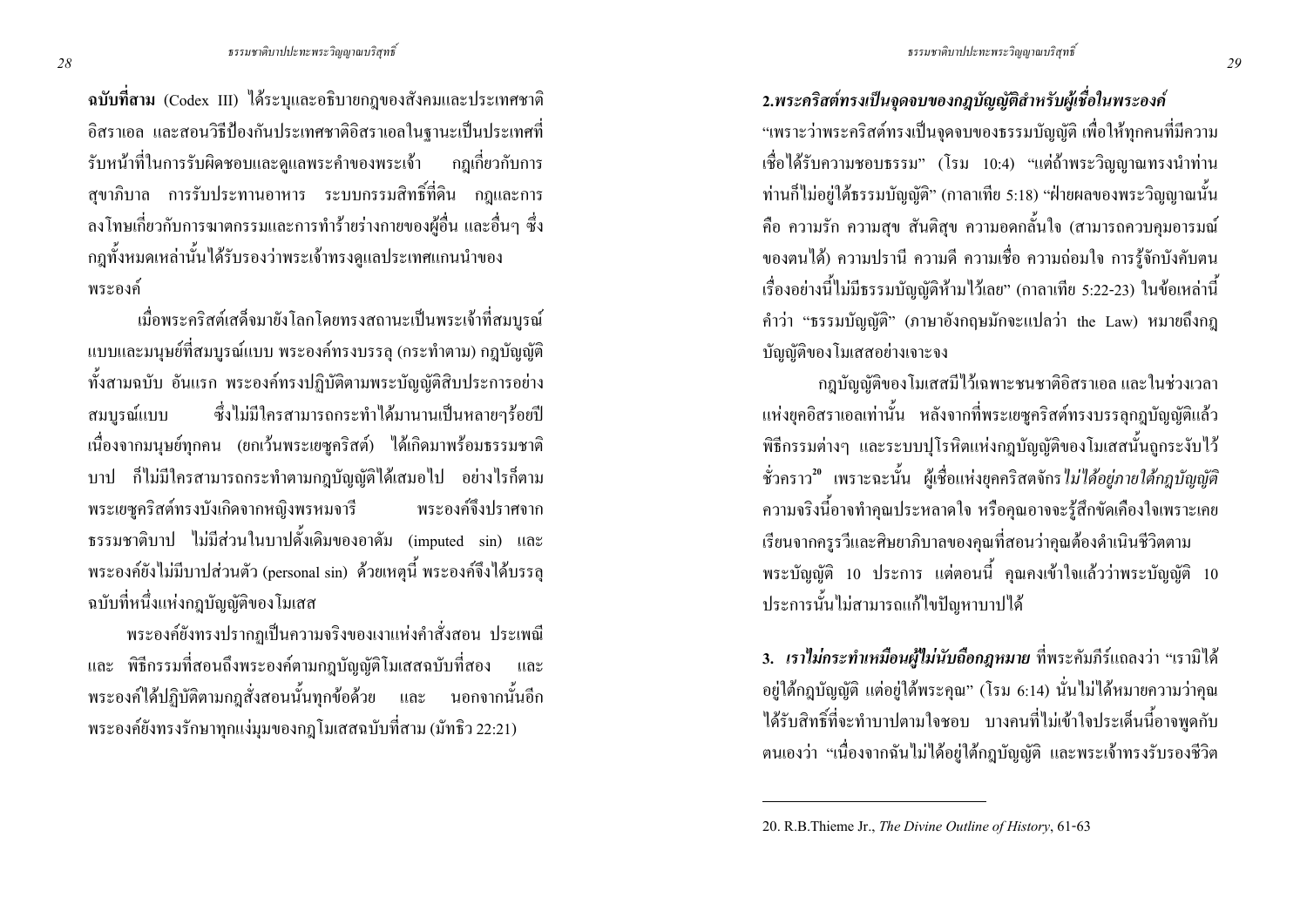**ฉบับที่สาม** (Codex III) ได้ระบุและอธิบายกฎของสังคมและประเทศชาติอิสราเอล และสอนวิธีป้องกันประเทศชาติอิสราเอลในฐานะเป็นประเทศที่รับหน้าที่ในการรับผิดชอบและดูแลพระคำของพระเจ้า กฎเกี่ยวกับการสุขาภิบาล การรับประทานอาหาร ระบบกรรมสิทธิ์ที่ดิน กฎและการลงโทษเกี่ยวกับการฆาตกรรมและการทำร้ายร่างกายของผู้อื่น และอื่นๆ ซึ่งกฎทั้งหมดเหล่านั้นได้รับรองว่าพระเจ้าทรงดูแลประเทศแกนนำของพระองค์

เมื่อพระคริสต์เสด็จมายังโลกโดยทรงสถานะเป็นพระเจ้าที่สมบูรณ์แบบและมนุษย์ที่สมบูรณ์แบบ พระองค์ทรงบรรลุ (กระทำตาม) กฎบัญญัติทั้งสามฉบับ อันแรก พระองค์ทรงปฏิบัติตามพระบัญญัติสิบประการอย่างสมบูรณ์แบบ ซึ่งไม่มีใครสามารถกระทำได้มานานเป็นหลายๆร้อยปี เนื่องจากมนุษย์ทุกคน (ยกเว้นพระเยซูคริสต์) ได้เกิดมาพร้อมธรรมชาติบาป ก็ไม่มีใครสามารถกระทำตามกฎบัญญัติได้เสมอไป อย่างไรก็ตาม พระเยซูคริสต์ทรงบังเกิดจากหญิงพรหมจารี พระองค์จึงปราศจากธรรมชาติบาป ไม่มีส่วนในบาปดั้งเดิมของอาดัม (imputed sin) และพระองค์ยังไม่มีบาปส่วนตัว (personal sin) ด้วยเหตุนี้ พระองค์จึงได้บรรลุฉบับที่หนึ่งแห่งกฎบัญญัติของโมเสส

พระองค์ยังทรงปรากฏเป็นความจริงของเงาแห่งคำสั่งสอน ประเพณี และ พิธีกรรมที่สอนถึงพระองค์ตามกฎบัญญัติโมเสสฉบับที่สอง และพระองค์ได้ปฏิบัติตามกฎสั่งสอนนั้นทุกข้อด้วย และ นอกจากนั้นอีกพระองค์ยังทรงรักษาทุกแง่มุมของกฎโมเสสฉบับที่สาม (มัทธิว 22:21)

**2.*พระคริสต์ทรงเป็นจุดจบของกฎบัญญัติสำหรับผู้เชื่อในพระองค์***

"เพราะว่าพระคริสต์ทรงเป็นจุดจบของธรรมบัญญัติ เพื่อให้ทุกคนที่มีความเชื่อได้รับความชอบธรรม" (โรม 10:4) "แต่ถ้าพระวิญญาณทรงนำท่าน ท่านก็ไม่อยู่ใต้ธรรมบัญญัติ" (กาลาเทีย 5:18) "ฝ่ายผลของพระวิญญาณนั้น คือ ความรัก ความสุข สันติสุข ความอดกลั้นใจ (สามารถควบคุมอารมณ์ของตนได้) ความปรานี ความดี ความเชื่อ ความถ่อมใจ การรู้จักบังคับตน เรื่องอย่างนี้ไม่มีธรรมบัญญัติห้ามไว้เลย" (กาลาเทีย 5:22-23) ในข้อเหล่านี้ คำว่า "ธรรมบัญญัติ" (ภาษาอังกฤษมักจะแปลว่า the Law) หมายถึงกฎบัญญัติของโมเสสอย่างเจาะจง

กฎบัญญัติของโมเสสมีไว้เฉพาะชนชาติอิสราเอล และในช่วงเวลาแห่งยุคอิสราเอลเท่านั้น หลังจากที่พระเยซูคริสต์ทรงบรรลุกฎบัญญัติแล้ว พิธีกรรมต่างๆ และระบบปุโรหิตแห่งกฎบัญญัติของโมเสสนั้นถูกระงับไว้ชั่วคราว[20] เพราะฉะนั้น ผู้เชื่อแห่งยุคคริสตจักร*ไม่ได้อยู่ภายใต้กฎบัญญัติ* ความจริงนี้อาจทำคุณประหลาดใจ หรือคุณอาจจะรู้สึกขัดเคืองใจเพราะเคยเรียนจากครูรวีและศิษยาภิบาลของคุณที่สอนว่าคุณต้องดำเนินชีวิตตามพระบัญญัติ 10 ประการ แต่ตอนนี้ คุณคงเข้าใจแล้วว่าพระบัญญัติ 10 ประการนั้นไม่สามารถแก้ไขปัญหาบาปได้

**3.** ***เราไม่กระทำเหมือนผู้ไม่นับถือกฎหมาย*** ที่พระคัมภีร์แถลงว่า "เรามิได้อยู่ใต้กฎบัญญัติ แต่อยู่ใต้พระคุณ" (โรม 6:14) นั่นไม่ได้หมายความว่าคุณได้รับสิทธิ์ที่จะทำบาปตามใจชอบ บางคนที่ไม่เข้าใจประเด็นนี้อาจพูดกับตนเองว่า "เนื่องจากฉันไม่ได้อยู่ใต้กฎบัญญัติ และพระเจ้าทรงรับรองชีวิต

---

20. R.B.Thieme Jr., *The Divine Outline of History*, 61-63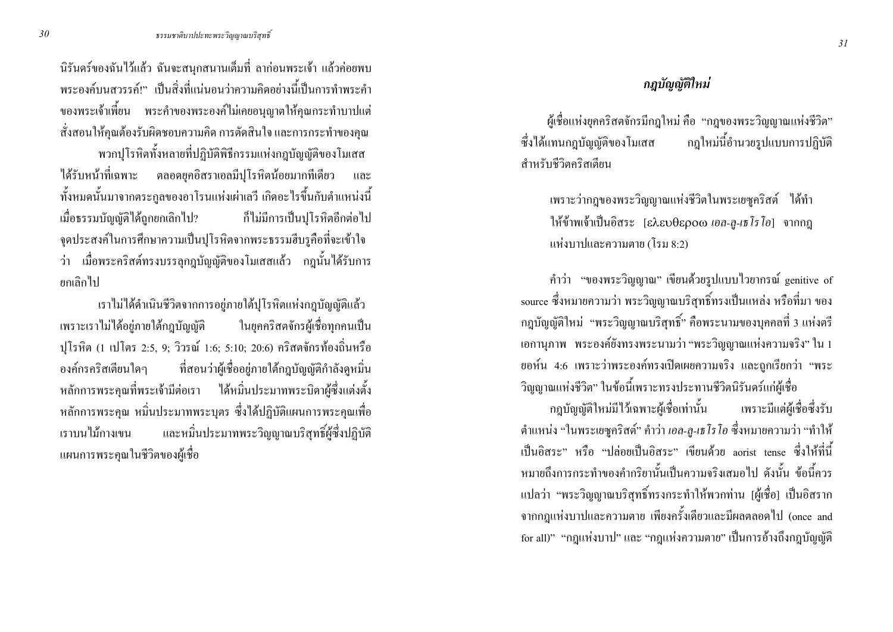นิรันดร์ของฉันไว้แล้ว ฉันจะสนุกสนานเต็มที่ ลาก่อนพระเจ้า แล้วค่อยพบพระองค์บนสวรรค์!" เป็นสิ่งที่แน่นอนว่าความคิดอย่างนี้เป็นการทำพระคำของพระเจ้าเพี้ยน พระคำของพระองค์ไม่เคยอนุญาตให้คุณกระทำบาปแต่สั่งสอนให้คุณต้องรับผิดชอบความคิด การตัดสินใจ และการกระทำของคุณ

พวกปุโรหิตทั้งหลายที่ปฏิบัติพิธีกรรมแห่งกฎบัญญัติของโมเสสได้รับหน้าที่เฉพาะ ตลอดยุคอิสราเอลมีปุโรหิตน้อยมากทีเดียว และทั้งหมดนั้นมาจากตระกูลของอาโรนแห่งเผ่าเลวี เกิดอะไรขึ้นกับตำแหน่งนี้เมื่อธรรมบัญญัติได้ถูกยกเลิกไป? ก็ไม่มีการเป็นปุโรหิตอีกต่อไป จุดประสงค์ในการศึกษาความเป็นปุโรหิตจากพระธรรมฮีบรูคือที่จะเข้าใจว่า เมื่อพระคริสต์ทรงบรรลุกฎบัญญัติของโมเสสแล้ว กฎนั้นได้รับการยกเลิกไป

เราไม่ได้ดำเนินชีวิตจากการอยู่ภายใต้ปุโรหิตแห่งกฎบัญญัติแล้ว เพราะเราไม่ได้อยู่ภายใต้กฎบัญญัติ ในยุคคริสตจักรผู้เชื่อทุกคนเป็นปุโรหิต (1 เปโตร 2:5, 9; วิวรณ์ 1:6; 5:10; 20:6) คริสตจักรท้องถิ่นหรือองค์กรคริสเตียนใดๆ ที่สอนว่าผู้เชื่ออยู่ภายใต้กฎบัญญัติกำลังดูหมิ่นหลักการพระคุณที่พระเจ้ามีต่อเรา ได้หมิ่นประมาทพระบิดาผู้ซึ่งแต่งตั้งหลักการพระคุณ หมิ่นประมาทพระบุตร ซึ่งได้ปฏิบัติแผนการพระคุณเพื่อเราบนไม้กางเขน และหมิ่นประมาทพระวิญญาณบริสุทธิ์ผู้ซึ่งปฏิบัติแผนการพระคุณในชีวิตของผู้เชื่อ

## *กฎบัญญัติใหม่*

ผู้เชื่อแห่งยุคคริสตจักรมีกฎใหม่ คือ "กฎของพระวิญญาณแห่งชีวิต" ซึ่งได้แทนกฎบัญญัติของโมเสส กฎใหม่นี้อำนวยรูปแบบการปฏิบัติสำหรับชีวิตคริสเตียน

> เพราะว่ากฎของพระวิญญาณแห่งชีวิตในพระเยซูคริสต์ ได้ทำให้ข้าพเจ้าเป็นอิสระ [ελευθεροω *เอล-ลู-เธ โร โอ*] จากกฎแห่งบาปและความตาย (โรม 8:2)

คำว่า "ของพระวิญญาณ" เขียนด้วยรูปแบบไวยากรณ์ genitive of source ซึ่งหมายความว่า พระวิญญาณบริสุทธิ์ทรงเป็นแหล่ง หรือที่มา ของกฎบัญญัติใหม่ "พระวิญญาณบริสุทธิ์" คือพระนามของบุคคลที่ 3 แห่งตรีเอกานุภาพ พระองค์ยังทรงพระนามว่า "พระวิญญาณแห่งความจริง" ใน 1 ยอห์น 4:6 เพราะว่าพระองค์ทรงเปิดเผยความจริง และถูกเรียกว่า "พระวิญญาณแห่งชีวิต" ในข้อนี้เพราะทรงประทานชีวิตนิรันดร์แก่ผู้เชื่อ

กฎบัญญัติใหม่มีไว้เฉพาะผู้เชื่อเท่านั้น เพราะมีแต่ผู้เชื่อซึ่งรับตำแหน่ง "ในพระเยซูคริสต์" คำว่า *เอล-ลู-เธ โร โอ* ซึ่งหมายความว่า "ทำให้เป็นอิสระ" หรือ "ปล่อยเป็นอิสระ" เขียนด้วย aorist tense ซึ่งให้ที่นี้หมายถึงการกระทำของคำกริยานั้นเป็นความจริงเสมอไป ดังนั้น ข้อนี้ควรแปลว่า "พระวิญญาณบริสุทธิ์ทรงกระทำให้พวกท่าน [ผู้เชื่อ] เป็นอิสรากจากกฎแห่งบาปและความตาย เพียงครั้งเดียวและมีผลตลอดไป (once and for all)" "กฎแห่งบาป" และ "กฎแห่งความตาย" เป็นการอ้างถึงกฎบัญญัติ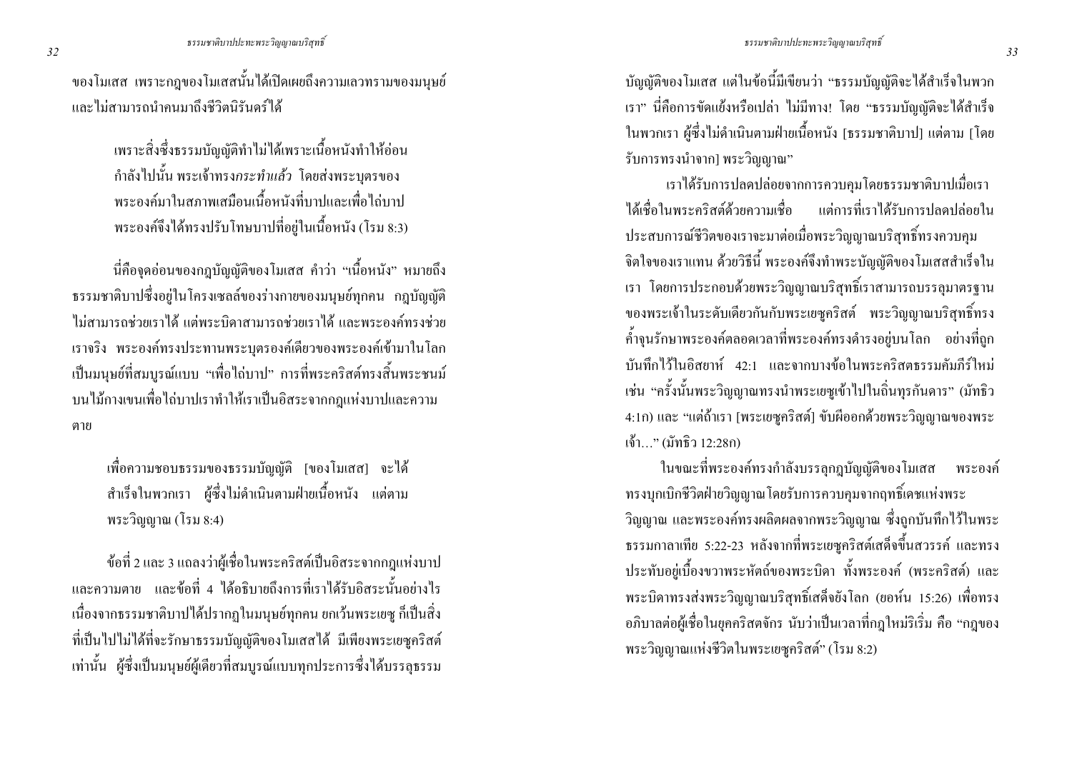ของโมเสส เพราะกฎของโมเสสนั้นได้เปิดเผยถึงความเลวทรามของมนุษย์ และไม่สามารถนำคนมาถึงชีวิตนิรันดร์ได้

> เพราะสิ่งซึ่งธรรมบัญญัติทำไม่ได้เพราะเนื้อหนังทำให้อ่อนกำลังไปนั้น พระเจ้าทรง*กระทำแล้ว* โดยส่งพระบุตรของพระองค์มาในสภาพเสมือนเนื้อหนังที่บาปและเพื่อไถ่บาป พระองค์จึงได้ทรงปรับโทษบาปที่อยู่ในเนื้อหนัง (โรม 8:3)

นี่คือจุดอ่อนของกฎบัญญัติของโมเสส คำว่า "เนื้อหนัง" หมายถึงธรรมชาติบาปซึ่งอยู่ในโครงเซลล์ของร่างกายของมนุษย์ทุกคน กฎบัญญัติไม่สามารถช่วยเราได้ แต่พระบิดาสามารถช่วยเราได้ และพระองค์ทรงช่วยเราจริง พระองค์ทรงประทานพระบุตรองค์เดียวของพระองค์เข้ามาในโลกเป็นมนุษย์ที่สมบูรณ์แบบ "เพื่อไถ่บาป" การที่พระคริสต์ทรงสิ้นพระชนม์บนไม้กางเขนเพื่อไถ่บาปเราทำให้เราเป็นอิสระจากกฎแห่งบาปและความตาย

> เพื่อความชอบธรรมของธรรมบัญญัติ [ของโมเสส] จะได้สำเร็จในพวกเรา ผู้ซึ่งไม่ดำเนินตามฝ่ายเนื้อหนัง แต่ตามพระวิญญาณ (โรม 8:4)

ข้อที่ 2 และ 3 แถลงว่าผู้เชื่อในพระคริสต์เป็นอิสระจากกฎแห่งบาปและความตาย และข้อที่ 4 ได้อธิบายถึงการที่เราได้รับอิสระนั้นอย่างไร เนื่องจากธรรมชาติบาปได้ปรากฏในมนุษย์ทุกคน ยกเว้นพระเยซู ก็เป็นสิ่งที่เป็นไปไม่ได้ที่จะรักษาธรรมบัญญัติของโมเสสได้ มีเพียงพระเยซูคริสต์เท่านั้น ผู้ซึ่งเป็นมนุษย์ผู้เดียวที่สมบูรณ์แบบทุกประการซึ่งได้บรรลุธรรมบัญญัติของโมเสส แต่ในข้อนี้มีเขียนว่า "ธรรมบัญญัติจะได้สำเร็จในพวกเรา" นี่คือการขัดแย้งหรือเปล่า ไม่มีทาง! โดย "ธรรมบัญญัติจะได้สำเร็จในพวกเรา ผู้ซึ่งไม่ดำเนินตามฝ่ายเนื้อหนัง [ธรรมชาติบาป] แต่ตาม [โดยรับการทรงนำจาก] พระวิญญาณ"

เราได้รับการปลดปล่อยจากการควบคุมโดยธรรมชาติบาปเมื่อเราได้เชื่อในพระคริสต์ด้วยความเชื่อ แต่การที่เราได้รับการปลดปล่อยในประสบการณ์ชีวิตของเราจะมาต่อเมื่อพระวิญญาณบริสุทธิ์ทรงควบคุมจิตใจของเราแทน ด้วยวิธีนี้ พระองค์จึงทำพระบัญญัติของโมเสสสำเร็จในเรา โดยการประกอบด้วยพระวิญญาณบริสุทธิ์เราสามารถบรรลุมาตรฐานของพระเจ้าในระดับเดียวกันกับพระเยซูคริสต์ พระวิญญาณบริสุทธิ์ทรงค้ำจุนรักษาพระองค์ตลอดเวลาที่พระองค์ทรงดำรงอยู่บนโลก อย่างที่ถูกบันทึกไว้ในอิสยาห์ 42:1 และจากบางข้อในพระคริสตธรรมคัมภีร์ใหม่ เช่น "ครั้งนั้นพระวิญญาณทรงนำพระเยซูเข้าไปในถิ่นทุรกันดาร" (มัทธิว 4:1ก) และ "แต่ถ้าเรา [พระเยซูคริสต์] ขับผีออกด้วยพระวิญญาณของพระเจ้า..." (มัทธิว 12:28ก)

ในขณะที่พระองค์ทรงกำลังบรรลุกฎบัญญัติของโมเสส พระองค์ทรงบุกเบิกชีวิตฝ่ายวิญญาณโดยรับการควบคุมจากฤทธิ์เดชแห่งพระวิญญาณ และพระองค์ทรงผลิตผลจากพระวิญญาณ ซึ่งถูกบันทึกไว้ในพระธรรมกาลาเทีย 5:22-23 หลังจากที่พระเยซูคริสต์เสด็จขึ้นสวรรค์ และทรงประทับอยู่เบื้องขวาพระหัตถ์ของพระบิดา ทั้งพระองค์ (พระคริสต์) และพระบิดาทรงส่งพระวิญญาณบริสุทธิ์เสด็จยังโลก (ยอห์น 15:26) เพื่อทรงอภิบาลต่อผู้เชื่อในยุคคริสตจักร นับว่าเป็นเวลาที่กฎใหม่ริเริ่ม คือ "กฎของพระวิญญาณแห่งชีวิตในพระเยซูคริสต์" (โรม 8:2)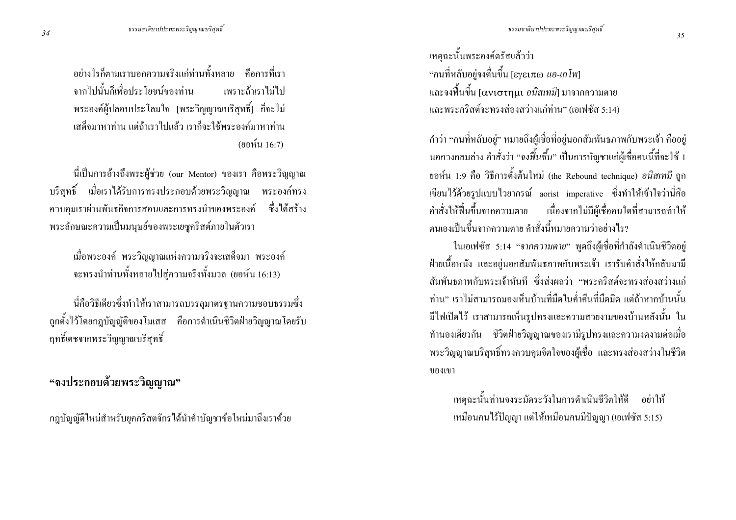อย่างไรก็ตามเราบอกความจริงแก่ท่านทั้งหลาย คือการที่เราจากไปนั้นก็เพื่อประโยชน์ของท่าน เพราะถ้าเราไม่ไป พระองค์ผู้ปลอบประโลมใจ [พระวิญญาณบริสุทธิ์] ก็จะไม่เสด็จมาหาท่าน แต่ถ้าเราไปแล้ว เราก็จะใช้พระองค์มาหาท่าน (ยอห์น 16:7)

นี่เป็นการอ้างถึงพระผู้ช่วย (our Mentor) ของเรา คือพระวิญญาณบริสุทธิ์ เมื่อเราได้รับการทรงประกอบด้วยพระวิญญาณ พระองค์ทรงควบคุมเราผ่านพันธกิจการสอนและการทรงนำของพระองค์ ซึ่งได้สร้างพระลักษณะความเป็นมนุษย์ของพระเยซูคริสต์ภายในตัวเรา

เมื่อพระองค์ พระวิญญาณแห่งความจริงจะเสด็จมา พระองค์จะทรงนำท่านทั้งหลายไปสู่ความจริงทั้งมวล (ยอห์น 16:13)

นี่คือวิธีเดียวซึ่งทำให้เราสามารถบรรลุมาตรฐานความชอบธรรมซึ่งถูกตั้งไว้โดยกฎบัญญัติของโมเสส คือการดำเนินชีวิตฝ่ายวิญญาณโดยรับฤทธิ์เดชจากพระวิญญาณบริสุทธิ์

## "จงประกอบด้วยพระวิญญาณ"

กฎบัญญัติใหม่สำหรับยุคคริสตจักรได้นำคำบัญชาข้อใหม่มาถึงเราด้วย เหตุฉะนั้นพระองค์ตรัสแล้วว่า

"คนที่หลับอยู่จงตื่นขึ้น [εγειπω *แอ-เกโพ*]
และจงฟื้นขึ้น [ανιστημι *อนิสเทมี*] มาจากความตาย
และพระคริสต์จะทรงส่องสว่างแก่ท่าน" (เอเฟซัส 5:14)

คำว่า "คนที่หลับอยู่" หมายถึงผู้เชื่อที่อยู่นอกสัมพันธภาพกับพระเจ้า คืออยู่นอกวงกลมล่าง คำสั่งว่า "จง*ฟื้นขึ้น*" เป็นการบัญชาแก่ผู้เชื่อคนนี้ที่จะใช้ 1 ยอห์น 1:9 คือ วิธีการตั้งต้นใหม่ (the Rebound technique) *อนิสเทมี* ถูกเขียนไว้ด้วยรูปแบบไวยากรณ์ aorist imperative ซึ่งทำให้เข้าใจว่านี่คือคำสั่งให้ฟื้นขึ้นจากความตาย เนื่องจากไม่มีผู้เชื่อคนใดที่สามารถทำให้ตนเองเป็นขึ้นจากความตาย คำสั่งนี้หมายความว่าอย่างไร?

ในเอเฟซัส 5:14 "*จากความตาย*" พูดถึงผู้เชื่อที่กำลังดำเนินชีวิตอยู่ฝ่ายเนื้อหนัง และอยู่นอกสัมพันธภาพกับพระเจ้า เรารับคำสั่งให้กลับมามีสัมพันธภาพกับพระเจ้าทันที ซึ่งส่งผลว่า "พระคริสต์จะทรงส่องสว่างแก่ท่าน" เราไม่สามารถมองเห็นบ้านที่มืดในค่ำคืนที่มืดมิด แต่ถ้าหากบ้านนั้นมีไฟเปิดไว้ เราสามารถเห็นรูปทรงและความสวยงามของบ้านหลังนั้น ในทำนองเดียวกัน ชีวิตฝ่ายวิญญาณของเรามีรูปทรงและความงดงามต่อเมื่อพระวิญญาณบริสุทธิ์ทรงควบคุมจิตใจของผู้เชื่อ และทรงส่องสว่างในชีวิตของเขา

เหตุฉะนั้นท่านจงระมัดระวังในการดำเนินชีวิตให้ดี อย่าให้เหมือนคนไร้ปัญญา แต่ให้เหมือนคนมีปัญญา (เอเฟซัส 5:15)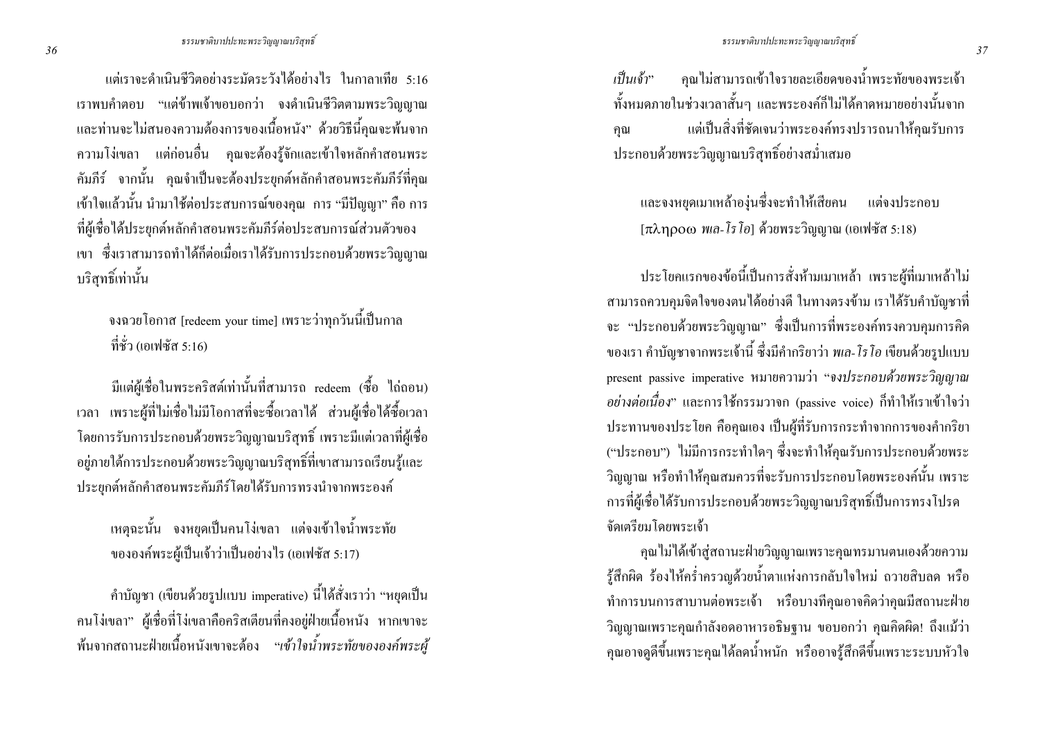แต่เราจะดำเนินชีวิตอย่างระมัดระวังได้อย่างไร ในกาลาเทีย 5:16 เราพบคำตอบ "แต่ข้าพเจ้าขอบอกว่า จงดำเนินชีวิตตามพระวิญญาณ และท่านจะไม่สนองความต้องการของเนื้อหนัง" ด้วยวิธีนี้คุณจะพ้นจากความโง่เขลา แต่ก่อนอื่น คุณจะต้องรู้จักและเข้าใจหลักคำสอนพระคัมภีร์ จากนั้น คุณจำเป็นจะต้องประยุกต์หลักคำสอนพระคัมภีร์ที่คุณเข้าใจแล้วนั้น นำมาใช้ต่อประสบการณ์ของคุณ การ "มีปัญญา" คือ การที่ผู้เชื่อได้ประยุกต์หลักคำสอนพระคัมภีร์ต่อประสบการณ์ส่วนตัวของเขา ซึ่งเราสามารถทำได้ก็ต่อเมื่อเราได้รับการประกอบด้วยพระวิญญาณบริสุทธิ์เท่านั้น

> จงฉวยโอกาส [redeem your time] เพราะว่าทุกวันนี้เป็นกาลที่ชั่ว (เอเฟซัส 5:16)

มีแต่ผู้เชื่อในพระคริสต์เท่านั้นที่สามารถ redeem (ซื้อ ไถ่ถอน) เวลา เพราะผู้ที่ไม่เชื่อไม่มีโอกาสที่จะซื้อเวลาได้ ส่วนผู้เชื่อได้ซื้อเวลาโดยการรับการประกอบด้วยพระวิญญาณบริสุทธิ์ เพราะมีแต่เวลาที่ผู้เชื่ออยู่ภายใต้การประกอบด้วยพระวิญญาณบริสุทธิ์ที่เขาสามารถเรียนรู้และประยุกต์หลักคำสอนพระคัมภีร์โดยได้รับการทรงนำจากพระองค์

> เหตุฉะนั้น จงหยุดเป็นคนโง่เขลา แต่จงเข้าใจน้ำพระทัยขององค์พระผู้เป็นเจ้าว่าเป็นอย่างไร (เอเฟซัส 5:17)

คำบัญชา (เขียนด้วยรูปแบบ imperative) นี้ได้สั่งเราว่า "หยุดเป็นคนโง่เขลา" ผู้เชื่อที่โง่เขลาคือคริสเตียนที่คงอยู่ฝ่ายเนื้อหนัง หากเขาจะพ้นจากสถานะฝ่ายเนื้อหนังเขาจะต้อง "*เข้าใจน้ำพระทัยขององค์พระผู้เป็นเจ้า*" คุณไม่สามารถเข้าใจรายละเอียดของน้ำพระทัยของพระเจ้าทั้งหมดภายในช่วงเวลาสั้นๆ และพระองค์ก็ไม่ได้คาดหมายอย่างนั้นจากคุณ แต่เป็นสิ่งที่ชัดเจนว่าพระองค์ทรงปรารถนาให้คุณรับการประกอบด้วยพระวิญญาณบริสุทธิ์อย่างสม่ำเสมอ

> และจงหยุดเมาเหล้าองุ่นซึ่งจะทำให้เสียคน แต่จงประกอบ [πληροω *พเล-โร โอ*] ด้วยพระวิญญาณ (เอเฟซัส 5:18)

ประโยคแรกของข้อนี้เป็นการสั่งห้ามเมาเหล้า เพราะผู้ที่เมาเหล้าไม่สามารถควบคุมจิตใจของตนได้อย่างดี ในทางตรงข้าม เราได้รับคำบัญชาที่จะ "ประกอบด้วยพระวิญญาณ" ซึ่งเป็นการที่พระองค์ทรงควบคุมการคิดของเรา คำบัญชาจากพระเจ้านี้ ซึ่งมีคำกริยาว่า *พเล-โร โอ* เขียนด้วยรูปแบบ present passive imperative หมายความว่า "*จงประกอบด้วยพระวิญญาณอย่างต่อเนื่อง*" และการใช้กรรมวาจก (passive voice) ก็ทำให้เราเข้าใจว่าประธานของประโยค คือคุณเอง เป็นผู้ที่รับการกระทำจากการของคำกริยา ("ประกอบ") ไม่มีการกระทำใดๆ ซึ่งจะทำให้คุณรับการประกอบด้วยพระวิญญาณ หรือทำให้คุณสมควรที่จะรับการประกอบโดยพระองค์นั้น เพราะการที่ผู้เชื่อได้รับการประกอบด้วยพระวิญญาณบริสุทธิ์เป็นการทรงโปรดจัดเตรียมโดยพระเจ้า

คุณไม่ได้เข้าสู่สถานะฝ่ายวิญญาณเพราะคุณทรมานตนเองด้วยความรู้สึกผิด ร้องไห้คร่ำครวญด้วยน้ำตาแห่งการกลับใจใหม่ ถวายสิบลด หรือทำการบนการสาบานต่อพระเจ้า หรือบางทีคุณอาจคิดว่าคุณมีสถานะฝ่ายวิญญาณเพราะคุณกำลังอดอาหารอธิษฐาน ขอบอกว่า คุณคิดผิด! ถึงแม้ว่าคุณอาจดูดีขึ้นเพราะคุณได้ลดน้ำหนัก หรืออาจรู้สึกดีขึ้นเพราะระบบหัวใจ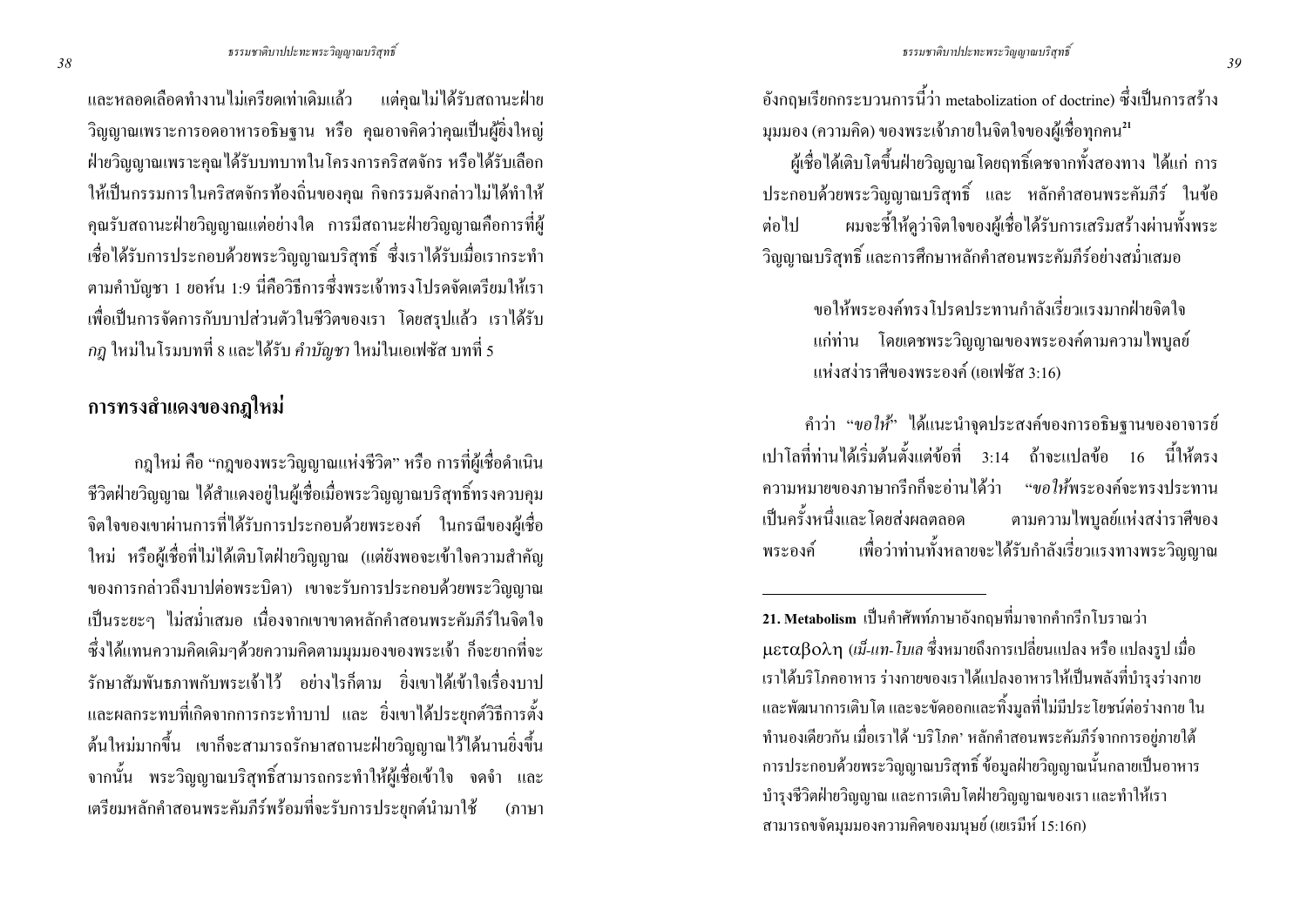และหลอดเลือดทำงานไม่เครียดเท่าเดิมแล้ว แต่คุณไม่ได้รับสถานะฝ่ายวิญญาณเพราะการอดอาหารอธิษฐาน หรือ คุณอาจคิดว่าคุณเป็นผู้ยิ่งใหญ่ฝ่ายวิญญาณเพราะคุณได้รับบทบาทในโครงการคริสตจักร หรือได้รับเลือกให้เป็นกรรมการในคริสตจักรท้องถิ่นของคุณ กิจกรรมดังกล่าวไม่ได้ทำให้คุณรับสถานะฝ่ายวิญญาณแต่อย่างใด การมีสถานะฝ่ายวิญญาณคือการที่ผู้เชื่อได้รับการประกอบด้วยพระวิญญาณบริสุทธิ์ ซึ่งเราได้รับเมื่อเรากระทำตามคำบัญชา 1 ยอห์น 1:9 นี่คือวิธีการซึ่งพระเจ้าทรงโปรดจัดเตรียมให้เราเพื่อเป็นการจัดการกับบาปส่วนตัวในชีวิตของเรา โดยสรุปแล้ว เราได้รับ *กฎ* ใหม่ในโรมบทที่ 8 และได้รับ *คำบัญชา* ใหม่ในเอเฟซัส บทที่ 5

## การทรงสำแดงของกฎใหม่

กฎใหม่ คือ "กฎของพระวิญญาณแห่งชีวิต" หรือ การที่ผู้เชื่อดำเนินชีวิตฝ่ายวิญญาณ ได้สำแดงอยู่ในผู้เชื่อเมื่อพระวิญญาณบริสุทธิ์ทรงควบคุมจิตใจของเขาผ่านการที่ได้รับการประกอบด้วยพระองค์ ในกรณีของผู้เชื่อใหม่ หรือผู้เชื่อที่ไม่ได้เติบโตฝ่ายวิญญาณ (แต่ยังพอจะเข้าใจความสำคัญของการกล่าวถึงบาปต่อพระบิดา) เขาจะรับการประกอบด้วยพระวิญญาณเป็นระยะๆ ไม่สม่ำเสมอ เนื่องจากเขาขาดหลักคำสอนพระคัมภีร์ในจิตใจซึ่งได้แทนความคิดเดิมๆด้วยความคิดตามมุมมองของพระเจ้า ก็จะยากที่จะรักษาสัมพันธภาพกับพระเจ้าไว้ อย่างไรก็ตาม ยิ่งเขาได้เข้าใจเรื่องบาปและผลกระทบที่เกิดจากการกระทำบาป และ ยิ่งเขาได้ประยุกต์วิธีการตั้งต้นใหม่มากขึ้น เขาก็จะสามารถรักษาสถานะฝ่ายวิญญาณไว้ได้นานยิ่งขึ้น จากนั้น พระวิญญาณบริสุทธิ์สามารถกระทำให้ผู้เชื่อเข้าใจ จดจำ และเตรียมหลักคำสอนพระคัมภีร์พร้อมที่จะรับการประยุกต์นำมาใช้ (ภาษาอังกฤษเรียกกระบวนการนี้ว่า metabolization of doctrine) ซึ่งเป็นการสร้างมุมมอง (ความคิด) ของพระเจ้าภายในจิตใจของผู้เชื่อทุกคน[21]

ผู้เชื่อได้เติบโตขึ้นฝ่ายวิญญาณโดยฤทธิ์เดชจากทั้งสองทาง ได้แก่ การประกอบด้วยพระวิญญาณบริสุทธิ์ และ หลักคำสอนพระคัมภีร์ ในข้อต่อไป ผมจะชี้ให้ดูว่าจิตใจของผู้เชื่อได้รับการเสริมสร้างผ่านทั้งพระวิญญาณบริสุทธิ์ และการศึกษาหลักคำสอนพระคัมภีร์อย่างสม่ำเสมอ

> ขอให้พระองค์ทรงโปรดประทานกำลังเรี่ยวแรงมากฝ่ายจิตใจแก่ท่าน โดยเดชพระวิญญาณของพระองค์ตามความไพบูลย์แห่งสง่าราศีของพระองค์ (เอเฟซัส 3:16)

คำว่า "*ขอให้*" ได้แนะนำจุดประสงค์ของการอธิษฐานของอาจารย์เปาโลที่ท่านได้เริ่มต้นตั้งแต่ข้อที่ 3:14 ถ้าจะแปลข้อ 16 นี้ให้ตรงความหมายของภาษากรีกก็จะอ่านได้ว่า "*ขอให้*พระองค์จะทรงประทานเป็นครั้งหนึ่งและโดยส่งผลตลอด ตามความไพบูลย์แห่งสง่าราศีของพระองค์ เพื่อว่าท่านทั้งหลายจะได้รับกำลังเรี่ยวแรงทางพระวิญญาณ

---

**21. Metabolism** เป็นคำศัพท์ภาษาอังกฤษที่มาจากคำกรีกโบราณว่า μεταβολη (*เม็-แท-โบเล* ซึ่งหมายถึงการเปลี่ยนแปลง หรือ แปลงรูป เมื่อเราได้บริโภคอาหาร ร่างกายของเราได้แปลงอาหารให้เป็นพลังที่บำรุงร่างกายและพัฒนาการเติบโต และจะขจัดออกและทิ้งมูลที่ไม่มีประโยชน์ต่อร่างกาย ในทำนองเดียวกัน เมื่อเราได้ 'บริโภค' หลักคำสอนพระคัมภีร์จากการอยู่ภายใต้การประกอบด้วยพระวิญญาณบริสุทธิ์ ข้อมูลฝ่ายวิญญาณนั้นกลายเป็นอาหารบำรุงชีวิตฝ่ายวิญญาณ และการเติบโตฝ่ายวิญญาณของเรา และทำให้เราสามารถขจัดมุมมองความคิดของมนุษย์ (เยเรมีห์ 15:16ก)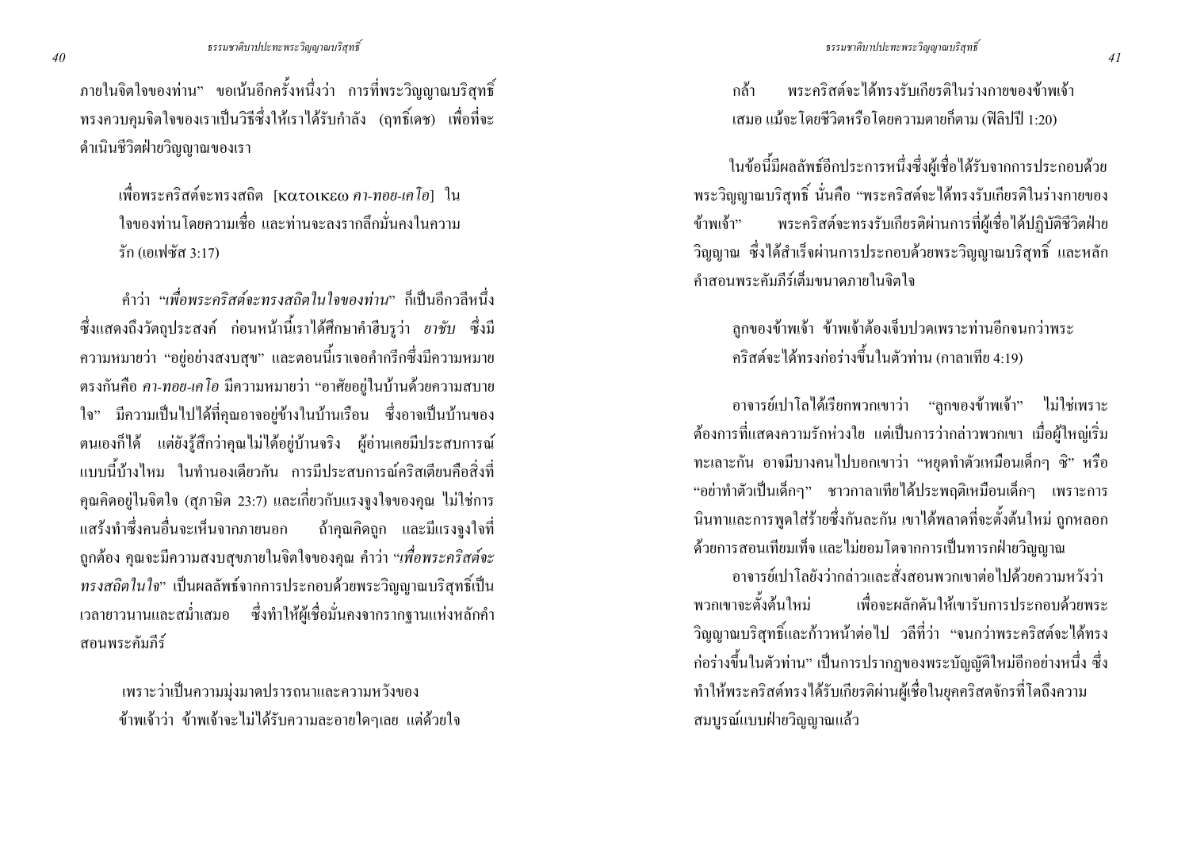ภายในจิตใจของท่าน" ขอเน้นอีกครั้งหนึ่งว่า การที่พระวิญญาณบริสุทธิ์ทรงควบคุมจิตใจของเราเป็นวิธีซึ่งให้เราได้รับกำลัง (ฤทธิ์เดช) เพื่อที่จะดำเนินชีวิตฝ่ายวิญญาณของเรา

> เพื่อพระคริสต์จะทรงสถิต [κατοικεω *คา-ทอย-เคโอ*] ในใจของท่านโดยความเชื่อ และท่านจะลงรากลึกมั่นคงในความรัก (เอเฟซัส 3:17)

คำว่า "*เพื่อพระคริสต์จะทรงสถิตในใจของท่าน*" ก็เป็นอีกวลีหนึ่งซึ่งแสดงถึงวัตถุประสงค์ ก่อนหน้านี้เราได้ศึกษาคำฮีบรูว่า *ยาชับ* ซึ่งมีความหมายว่า "อยู่อย่างสงบสุข" และตอนนี้เราเจอคำกรีกซึ่งมีความหมายตรงกันคือ *คา-ทอย-เคโอ* มีความหมายว่า "อาศัยอยู่ในบ้านด้วยความสบายใจ" มีความเป็นไปได้ที่คุณอาจอยู่ข้างในบ้านเรือน ซึ่งอาจเป็นบ้านของตนเองก็ได้ แต่ยังรู้สึกว่าคุณไม่ได้อยู่บ้านจริง ผู้อ่านเคยมีประสบการณ์แบบนี้บ้างไหม ในทำนองเดียวกัน การมีประสบการณ์คริสเตียนคือสิ่งที่คุณคิดอยู่ในจิตใจ (สุภาษิต 23:7) และเกี่ยวกับแรงจูงใจของคุณ ไม่ใช่การแสร้งทำซึ่งคนอื่นจะเห็นจากภายนอก ถ้าคุณคิดถูก และมีแรงจูงใจที่ถูกต้อง คุณจะมีความสงบสุขภายในจิตใจของคุณ คำว่า "*เพื่อพระคริสต์จะทรงสถิตในใจ*" เป็นผลลัพธ์จากการประกอบด้วยพระวิญญาณบริสุทธิ์เป็นเวลายาวนานและสม่ำเสมอ ซึ่งทำให้ผู้เชื่อมั่นคงจากรากฐานแห่งหลักคำสอนพระคัมภีร์

> เพราะว่าเป็นความมุ่งมาดปรารถนาและความหวังของข้าพเจ้าว่า ข้าพเจ้าจะไม่ได้รับความละอายใดๆเลย แต่ด้วยใจกล้า พระคริสต์จะได้ทรงรับเกียรติในร่างกายของข้าพเจ้าเสมอ แม้จะโดยชีวิตหรือโดยความตายก็ตาม (ฟีลิปปี 1:20)

ในข้อนี้มีผลลัพธ์อีกประการหนึ่งซึ่งผู้เชื่อได้รับจากการประกอบด้วยพระวิญญาณบริสุทธิ์ นั่นคือ "พระคริสต์จะได้ทรงรับเกียรติในร่างกายของข้าพเจ้า" พระคริสต์จะทรงรับเกียรติผ่านการที่ผู้เชื่อได้ปฏิบัติชีวิตฝ่ายวิญญาณ ซึ่งได้สำเร็จผ่านการประกอบด้วยพระวิญญาณบริสุทธิ์ และหลักคำสอนพระคัมภีร์เต็มขนาดภายในจิตใจ

> ลูกของข้าพเจ้า ข้าพเจ้าต้องเจ็บปวดเพราะท่านอีกจนกว่าพระคริสต์จะได้ทรงก่อร่างขึ้นในตัวท่าน (กาลาเทีย 4:19)

อาจารย์เปาโลได้เรียกพวกเขาว่า "ลูกของข้าพเจ้า" ไม่ใช่เพราะต้องการที่แสดงความรักห่วงใย แต่เป็นการว่ากล่าวพวกเขา เมื่อผู้ใหญ่เริ่มทะเลาะกัน อาจมีบางคนไปบอกเขาว่า "หยุดทำตัวเหมือนเด็กๆ ซิ" หรือ "อย่าทำตัวเป็นเด็กๆ" ชาวกาลาเทียได้ประพฤติเหมือนเด็กๆ เพราะการนินทาและการพูดใส่ร้ายซึ่งกันละกัน เขาได้พลาดที่จะตั้งต้นใหม่ ถูกหลอกด้วยการสอนเทียมเท็จ และไม่ยอมโตจากการเป็นทารกฝ่ายวิญญาณ

อาจารย์เปาโลยังว่ากล่าวและสั่งสอนพวกเขาต่อไปด้วยความหวังว่าพวกเขาจะตั้งต้นใหม่ เพื่อจะผลักดันให้เขารับการประกอบด้วยพระวิญญาณบริสุทธิ์และก้าวหน้าต่อไป วลีที่ว่า "จนกว่าพระคริสต์จะได้ทรงก่อร่างขึ้นในตัวท่าน" เป็นการปรากฏของพระบัญญัติใหม่อีกอย่างหนึ่ง ซึ่งทำให้พระคริสต์ทรงได้รับเกียรติผ่านผู้เชื่อในยุคคริสตจักรที่โตถึงความสมบูรณ์แบบฝ่ายวิญญาณแล้ว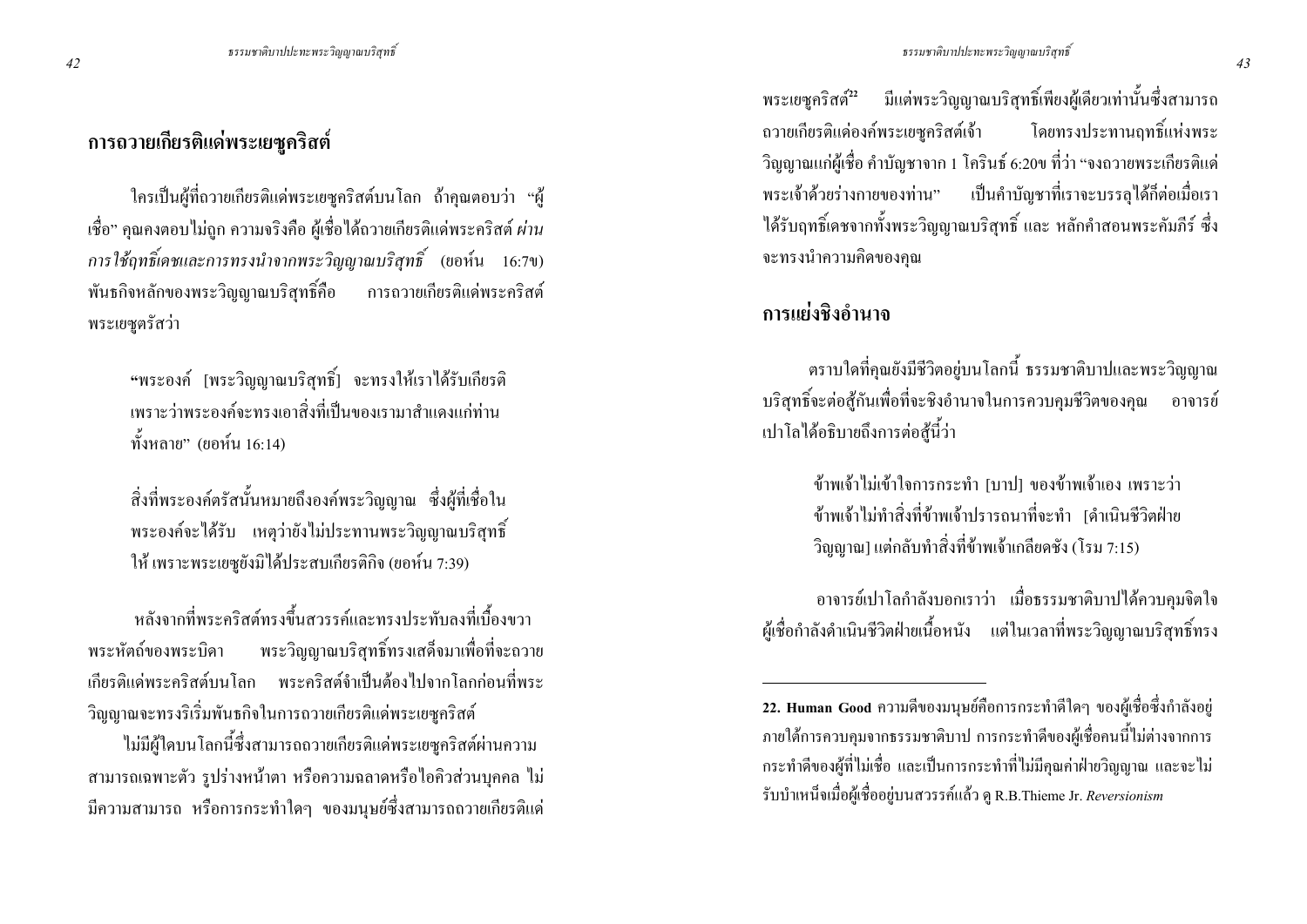## การถวายเกียรติแด่พระเยซูคริสต์

ใครเป็นผู้ที่ถวายเกียรติแด่พระเยซูคริสต์บนโลก ถ้าคุณตอบว่า "ผู้เชื่อ" คุณคงตอบไม่ถูก ความจริงคือ ผู้เชื่อได้ถวายเกียรติแด่พระคริสต์ *ผ่านการใช้ฤทธิ์เดชและการทรงนำจากพระวิญญาณบริสุทธิ์* (ยอห์น 16:7ข) พันธกิจหลักของพระวิญญาณบริสุทธิ์คือ การถวายเกียรติแด่พระคริสต์ พระเยซูตรัสว่า

> "พระองค์ [พระวิญญาณบริสุทธิ์] จะทรงให้เราได้รับเกียรติ เพราะว่าพระองค์จะทรงเอาสิ่งที่เป็นของเรามาสำแดงแก่ท่านทั้งหลาย" (ยอห์น 16:14)

> สิ่งที่พระองค์ตรัสนั้นหมายถึงองค์พระวิญญาณ ซึ่งผู้ที่เชื่อในพระองค์จะได้รับ เหตุว่ายังไม่ประทานพระวิญญาณบริสุทธิ์ให้ เพราะพระเยซูยังมิได้ประสบเกียรติกิจ (ยอห์น 7:39)

หลังจากที่พระคริสต์ทรงขึ้นสวรรค์และทรงประทับลงที่เบื้องขวาพระหัตถ์ของพระบิดา พระวิญญาณบริสุทธิ์ทรงเสด็จมาเพื่อที่จะถวายเกียรติแด่พระคริสต์บนโลก พระคริสต์จำเป็นต้องไปจากโลกก่อนที่พระวิญญาณจะทรงริเริ่มพันธกิจในการถวายเกียรติแด่พระเยซูคริสต์

ไม่มีผู้ใดบนโลกนี้ซึ่งสามารถถวายเกียรติแด่พระเยซูคริสต์ผ่านความสามารถเฉพาะตัว รูปร่างหน้าตา หรือความฉลาดหรือไอคิวส่วนบุคคล ไม่มีความสามารถ หรือการกระทำใดๆ ของมนุษย์ซึ่งสามารถถวายเกียรติแด่พระเยซูคริสต์[22] มีแต่พระวิญญาณบริสุทธิ์เพียงผู้เดียวเท่านั้นซึ่งสามารถถวายเกียรติแด่องค์พระเยซูคริสต์เจ้า โดยทรงประทานฤทธิ์แห่งพระวิญญาณแก่ผู้เชื่อ คำบัญชาจาก 1 โครินธ์ 6:20ข ที่ว่า "จงถวายพระเกียรติแด่พระเจ้าด้วยร่างกายของท่าน" เป็นคำบัญชาที่เราจะบรรลุได้ก็ต่อเมื่อเราได้รับฤทธิ์เดชจากทั้งพระวิญญาณบริสุทธิ์ และ หลักคำสอนพระคัมภีร์ ซึ่งจะทรงนำความคิดของคุณ

## การแย่งชิงอำนาจ

ตราบใดที่คุณยังมีชีวิตอยู่บนโลกนี้ ธรรมชาติบาปและพระวิญญาณบริสุทธิ์จะต่อสู้กันเพื่อที่จะชิงอำนาจในการควบคุมชีวิตของคุณ อาจารย์เปาโลได้อธิบายถึงการต่อสู้นี้ว่า

> ข้าพเจ้าไม่เข้าใจการกระทำ [บาป] ของข้าพเจ้าเอง เพราะว่าข้าพเจ้าไม่ทำสิ่งที่ข้าพเจ้าปรารถนาที่จะทำ [ดำเนินชีวิตฝ่ายวิญญาณ] แต่กลับทำสิ่งที่ข้าพเจ้าเกลียดชัง (โรม 7:15)

อาจารย์เปาโลกำลังบอกเราว่า เมื่อธรรมชาติบาปได้ควบคุมจิตใจผู้เชื่อกำลังดำเนินชีวิตฝ่ายเนื้อหนัง แต่ในเวลาที่พระวิญญาณบริสุทธิ์ทรง

---

**22. Human Good** ความดีของมนุษย์คือการกระทำดีใดๆ ของผู้เชื่อซึ่งกำลังอยู่ภายใต้การควบคุมจากธรรมชาติบาป การกระทำดีของผู้เชื่อคนนี้ไม่ต่างจากการกระทำดีของผู้ที่ไม่เชื่อ และเป็นการกระทำที่ไม่มีคุณค่าฝ่ายวิญญาณ และจะไม่รับบำเหน็จเมื่อผู้เชื่ออยู่บนสวรรค์แล้ว ดู R.B.Thieme Jr. *Reversionism*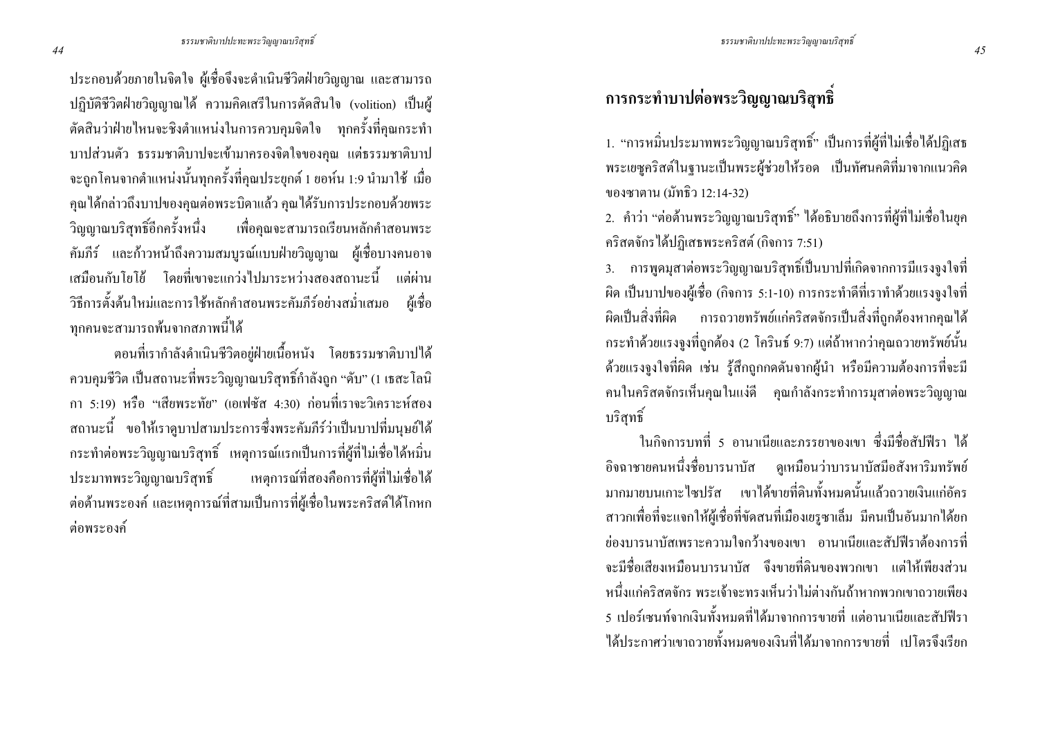ประกอบด้วยภายในจิตใจ ผู้เชื่อจึงจะดำเนินชีวิตฝ่ายวิญญาณ และสามารถปฏิบัติชีวิตฝ่ายวิญญาณได้ ความคิดเสรีในการตัดสินใจ (volition) เป็นผู้ตัดสินว่าฝ่ายไหนจะชิงตำแหน่งในการควบคุมจิตใจ ทุกครั้งที่คุณกระทำบาปส่วนตัว ธรรมชาติบาปจะเข้ามาครองจิตใจของคุณ แต่ธรรมชาติบาปจะถูกโค่นจากตำแหน่งนั้นทุกครั้งที่คุณประยุกต์ 1 ยอห์น 1:9 นำมาใช้ เมื่อคุณได้กล่าวถึงบาปของคุณต่อพระบิดาแล้ว คุณได้รับการประกอบด้วยพระวิญญาณบริสุทธิ์อีกครั้งหนึ่ง เพื่อคุณจะสามารถเรียนหลักคำสอนพระคัมภีร์ และก้าวหน้าถึงความสมบูรณ์แบบฝ่ายวิญญาณ ผู้เชื่อบางคนอาจเสมือนกับโยโย้ โดยที่เขาจะแกว่งไปมาระหว่างสองสถานะนี้ แต่ผ่านวิธีการตั้งต้นใหม่และการใช้หลักคำสอนพระคัมภีร์อย่างสม่ำเสมอ ผู้เชื่อทุกคนจะสามารถพ้นจากสภาพนี้ได้

ตอนที่เรากำลังดำเนินชีวิตอยู่ฝ่ายเนื้อหนัง โดยธรรมชาติบาปได้ควบคุมชีวิต เป็นสถานะที่พระวิญญาณบริสุทธิ์กำลังถูก "ดับ" (1 เธสะโลนิกา 5:19) หรือ "เสียพระทัย" (เอเฟซัส 4:30) ก่อนที่เราจะวิเคราะห์สองสถานะนี้ ขอให้เราดูบาปสามประการซึ่งพระคัมภีร์ว่าเป็นบาปที่มนุษย์ได้กระทำต่อพระวิญญาณบริสุทธิ์ เหตุการณ์แรกเป็นการที่ผู้ที่ไม่เชื่อได้หมิ่นประมาทพระวิญญาณบริสุทธิ์ เหตุการณ์ที่สองคือการที่ผู้ที่ไม่เชื่อได้ต่อต้านพระองค์ และเหตุการณ์ที่สามเป็นการที่ผู้เชื่อในพระคริสต์ได้โกหกต่อพระองค์

## การกระทำบาปต่อพระวิญญาณบริสุทธิ์

1. "การหมิ่นประมาทพระวิญญาณบริสุทธิ์" เป็นการที่ผู้ที่ไม่เชื่อได้ปฏิเสธพระเยซูคริสต์ในฐานะเป็นพระผู้ช่วยให้รอด เป็นทัศนคติที่มาจากแนวคิดของซาตาน (มัทธิว 12:14-32)

2. คำว่า "ต่อต้านพระวิญญาณบริสุทธิ์" ได้อธิบายถึงการที่ผู้ที่ไม่เชื่อในยุคคริสตจักรได้ปฏิเสธพระคริสต์ (กิจการ 7:51)

3. การพูดมุสาต่อพระวิญญาณบริสุทธิ์เป็นบาปที่เกิดจากการมีแรงจูงใจที่ผิด เป็นบาปของผู้เชื่อ (กิจการ 5:1-10) การกระทำดีที่เราทำด้วยแรงจูงใจที่ผิดเป็นสิ่งที่ผิด การถวายทรัพย์แก่คริสตจักรเป็นสิ่งที่ถูกต้องหากคุณได้กระทำด้วยแรงจูงที่ถูกต้อง (2 โครินธ์ 9:7) แต่ถ้าหากว่าคุณถวายทรัพย์นั้นด้วยแรงจูงใจที่ผิด เช่น รู้สึกถูกกดดันจากผู้นำ หรือมีความต้องการที่จะมีคนในคริสตจักรเห็นคุณในแง่ดี คุณกำลังกระทำการมุสาต่อพระวิญญาณบริสุทธิ์

ในกิจการบทที่ 5 อานาเนียและภรรยาของเขา ซึ่งมีชื่อสัปฟีรา ได้อิจฉาชายคนหนึ่งชื่อบารนาบัส ดูเหมือนว่าบารนาบัสมีอสังหาริมทรัพย์มากมายบนเกาะไซปรัส เขาได้ขายที่ดินทั้งหมดนั้นแล้วถวายเงินแก่อัครสาวกเพื่อที่จะแจกให้ผู้เชื่อที่ขัดสนที่เมืองเยรูซาเล็ม มีคนเป็นอันมากได้ยกย่องบารนาบัสเพราะความใจกว้างของเขา อานาเนียและสัปฟีราต้องการที่จะมีชื่อเสียงเหมือนบารนาบัส จึงขายที่ดินของพวกเขา แต่ให้เพียงส่วนหนึ่งแก่คริสตจักร พระเจ้าจะทรงเห็นว่าไม่ต่างกันถ้าหากพวกเขาถวายเพียง 5 เปอร์เซนท์จากเงินทั้งหมดที่ได้มาจากการขายที่ แต่อานาเนียและสัปฟีราได้ประกาศว่าเขาถวายทั้งหมดของเงินที่ได้มาจากการขายที่ เปโตรจึงเรียก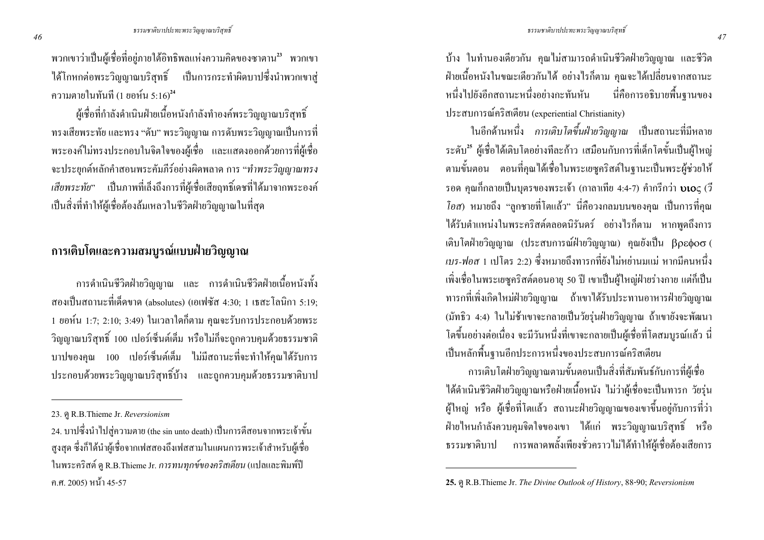พวกเขาว่าเป็นผู้เชื่อที่อยู่ภายใต้อิทธิพลแห่งความคิดของซาตาน[23] พวกเขาได้โกหกต่อพระวิญญาณบริสุทธิ์ เป็นการกระทำผิดบาปซึ่งนำพวกเขาสู่ความตายในทันที (1 ยอห์น 5:16)[24]

ผู้เชื่อที่กำลังดำเนินฝ่ายเนื้อหนังกำลังทำองค์พระวิญญาณบริสุทธิ์ทรงเสียพระทัย และทรง "ดับ" พระวิญญาณ การดับพระวิญญาณเป็นการที่พระองค์ไม่ทรงประกอบในจิตใจของผู้เชื่อ และแสดงออกด้วยการที่ผู้เชื่อจะประยุกต์หลักคำสอนพระคัมภีร์อย่างผิดพลาด การ "*ทำพระวิญญาณทรงเสียพระทัย*" เป็นภาพที่เล็งถึงการที่ผู้เชื่อเสียฤทธิ์เดชที่ได้มาจากพระองค์ เป็นสิ่งที่ทำให้ผู้เชื่อต้องล้มเหลวในชีวิตฝ่ายวิญญาณในที่สุด

## การเติบโตและความสมบูรณ์แบบฝ่ายวิญญาณ

การดำเนินชีวิตฝ่ายวิญญาณ และ การดำเนินชีวิตฝ่ายเนื้อหนังทั้งสองเป็นสถานะที่เด็ดขาด (absolutes) (เอเฟซัส 4:30; 1 เธสะโลนิกา 5:19; 1 ยอห์น 1:7; 2:10; 3:49) ในเวลาใดก็ตาม คุณจะรับการประกอบด้วยพระวิญญาณบริสุทธิ์ 100 เปอร์เซ็นต์เต็ม หรือไม่ก็จะถูกควบคุมด้วยธรรมชาติบาปของคุณ 100 เปอร์เซ็นต์เต็ม ไม่มีสถานะที่จะทำให้คุณได้รับการประกอบด้วยพระวิญญาณบริสุทธิ์บ้าง และถูกควบคุมด้วยธรรมชาติบาปบ้าง ในทำนองเดียวกัน คุณไม่สามารถดำเนินชีวิตฝ่ายวิญญาณ และชีวิตฝ่ายเนื้อหนังในขณะเดียวกันได้ อย่างไรก็ตาม คุณจะได้เปลี่ยนจากสถานะหนึ่งไปยังอีกสถานะหนึ่งอย่างกะทันหัน นี่คือการอธิบายพื้นฐานของประสบการณ์คริสเตียน (experiential Christianity)

ในอีกด้านหนึ่ง *การเติบโตขึ้นฝ่ายวิญญาณ* เป็นสถานะที่มีหลายระดับ[25] ผู้เชื่อได้เติบโตอย่างทีละก้าว เสมือนกับการที่เด็กโตขึ้นเป็นผู้ใหญ่ตามขั้นตอน ตอนที่คุณได้เชื่อในพระเยซูคริสต์ในฐานะเป็นพระผู้ช่วยให้รอด คุณก็กลายเป็นบุตรของพระเจ้า (กาลาเทีย 4:4-7) คำกรีกว่า υιος (*วีโอส*) หมายถึง "ลูกชายที่โตแล้ว" นี่คือวงกลมบนของคุณ เป็นการที่คุณได้รับตำแหน่งในพระคริสต์ตลอดนิรันดร์ อย่างไรก็ตาม หากพูดถึงการเติบโตฝ่ายวิญญาณ (ประสบการณ์ฝ่ายวิญญาณ) คุณยังเป็น βρεφοσ (*เบร-ฟอส* 1 เปโตร 2:2) ซึ่งหมายถึงทารกที่ยังไม่หย่านมแม่ หากมีคนหนึ่งเพิ่งเชื่อในพระเยซูคริสต์ตอนอายุ 50 ปี เขาเป็นผู้ใหญ่ฝ่ายร่างกาย แต่ก็เป็นทารกที่เพิ่งเกิดใหม่ฝ่ายวิญญาณ ถ้าเขาได้รับประทานอาหารฝ่ายวิญญาณ (มัทธิว 4:4) ในไม่ช้าเขาจะกลายเป็นวัยรุ่นฝ่ายวิญญาณ ถ้าเขายังจะพัฒนาโตขึ้นอย่างต่อเนื่อง จะมีวันหนึ่งที่เขาจะกลายเป็นผู้เชื่อที่โตสมบูรณ์แล้ว นี่เป็นหลักพื้นฐานอีกประการหนึ่งของประสบการณ์คริสเตียน

การเติบโตฝ่ายวิญญาณตามขั้นตอนเป็นสิ่งที่สัมพันธ์กับการที่ผู้เชื่อได้ดำเนินชีวิตฝ่ายวิญญาณหรือฝ่ายเนื้อหนัง ไม่ว่าผู้เชื่อจะเป็นทารก วัยรุ่น ผู้ใหญ่ หรือ ผู้เชื่อที่โตแล้ว สถานะฝ่ายวิญญาณของเขาขึ้นอยู่กับการที่ว่าฝ่ายไหนกำลังควบคุมจิตใจของเขา ได้แก่ พระวิญญาณบริสุทธิ์ หรือ ธรรมชาติบาป การพลาดพลั้งเพียงชั่วคราวไม่ได้ทำให้ผู้เชื่อต้องเสียการ

---

23. ดู R.B.Thieme Jr. *Reversionism*

24. บาปซึ่งนำไปสู่ความตาย (the sin unto death) เป็นการตีสอนจากพระเจ้าขั้นสูงสุด ซึ่งก็ได้นำผู้เชื่อจากเฟสสองถึงเฟสสามในแผนการพระเจ้าสำหรับผู้เชื่อในพระคริสต์ ดู R.B.Thieme Jr. *การทนทุกข์ของคริสเตียน* (แปลและพิมพ์ปี ค.ศ. 2005) หน้า 45-57

**25.** ดู R.B.Thieme Jr. *The Divine Outlook of History*, 88-90; *Reversionism*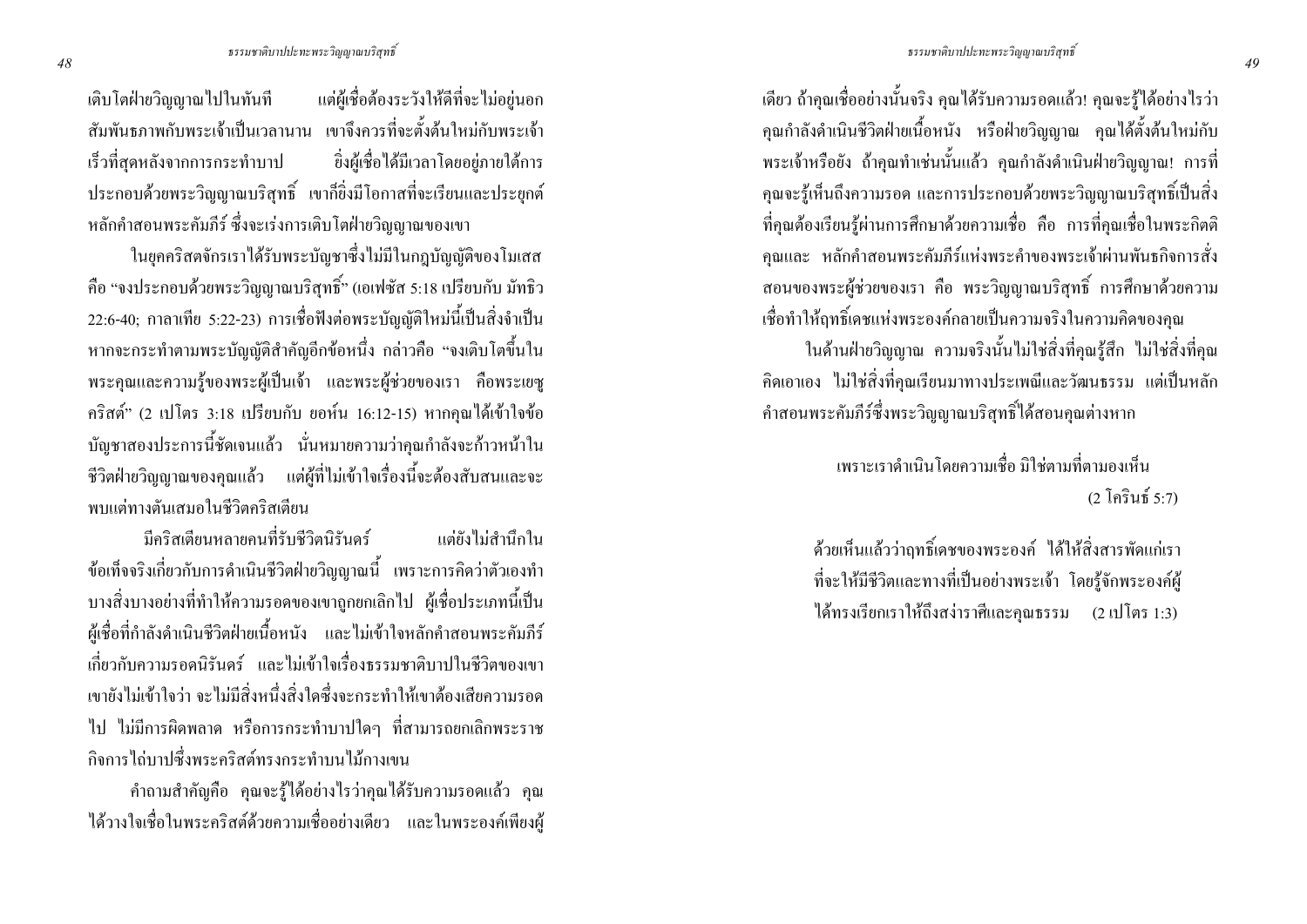เติบโตฝ่ายวิญญาณไปในทันที แต่ผู้เชื่อต้องระวังให้ดีที่จะไม่อยู่นอกสัมพันธภาพกับพระเจ้าเป็นเวลานาน เขาจึงควรที่จะตั้งต้นใหม่กับพระเจ้าเร็วที่สุดหลังจากการกระทำบาป ยิ่งผู้เชื่อได้มีเวลาโดยอยู่ภายใต้การประกอบด้วยพระวิญญาณบริสุทธิ์ เขาก็ยิ่งมีโอกาสที่จะเรียนและประยุกต์หลักคำสอนพระคัมภีร์ ซึ่งจะเร่งการเติบโตฝ่ายวิญญาณของเขา

ในยุคคริสตจักรเราได้รับพระบัญชาซึ่งไม่มีในกฎบัญญัติของโมเสส คือ "จงประกอบด้วยพระวิญญาณบริสุทธิ์" (เอเฟซัส 5:18 เปรียบกับ มัทธิว 22:6-40; กาลาเทีย 5:22-23) การเชื่อฟังต่อพระบัญญัติใหม่นี้เป็นสิ่งจำเป็นหากจะกระทำตามพระบัญญัติสำคัญอีกข้อหนึ่ง กล่าวคือ "จงเติบโตขึ้นในพระคุณและความรู้ของพระผู้เป็นเจ้า และพระผู้ช่วยของเรา คือพระเยซูคริสต์" (2 เปโตร 3:18 เปรียบกับ ยอห์น 16:12-15) หากคุณได้เข้าใจข้อบัญชาสองประการนี้ชัดเจนแล้ว นั่นหมายความว่าคุณกำลังจะก้าวหน้าในชีวิตฝ่ายวิญญาณของคุณแล้ว แต่ผู้ที่ไม่เข้าใจเรื่องนี้จะต้องสับสนและจะพบแต่ทางตันเสมอในชีวิตคริสเตียน

มีคริสเตียนหลายคนที่รับชีวิตนิรันดร์ แต่ยังไม่สำนึกในข้อเท็จจริงเกี่ยวกับการดำเนินชีวิตฝ่ายวิญญาณนี้ เพราะการคิดว่าตัวเองทำบางสิ่งบางอย่างที่ทำให้ความรอดของเขาถูกยกเลิกไป ผู้เชื่อประเภทนี้เป็นผู้เชื่อที่กำลังดำเนินชีวิตฝ่ายเนื้อหนัง และไม่เข้าใจหลักคำสอนพระคัมภีร์เกี่ยวกับความรอดนิรันดร์ และไม่เข้าใจเรื่องธรรมชาติบาปในชีวิตของเขา เขายังไม่เข้าใจว่า จะไม่มีสิ่งหนึ่งสิ่งใดซึ่งจะกระทำให้เขาต้องเสียความรอดไป ไม่มีการผิดพลาด หรือการกระทำบาปใดๆ ที่สามารถยกเลิกพระราชกิจการไถ่บาปซึ่งพระคริสต์ทรงกระทำบนไม้กางเขน

คำถามสำคัญคือ คุณจะรู้ได้อย่างไรว่าคุณได้รับความรอดแล้ว คุณได้วางใจเชื่อในพระคริสต์ด้วยความเชื่ออย่างเดียว และในพระองค์เพียงผู้เดียว ถ้าคุณเชื่ออย่างนั้นจริง คุณได้รับความรอดแล้ว! คุณจะรู้ได้อย่างไรว่าคุณกำลังดำเนินชีวิตฝ่ายเนื้อหนัง หรือฝ่ายวิญญาณ คุณได้ตั้งต้นใหม่กับพระเจ้าหรือยัง ถ้าคุณทำเช่นนั้นแล้ว คุณกำลังดำเนินฝ่ายวิญญาณ! การที่คุณจะรู้เห็นถึงความรอด และการประกอบด้วยพระวิญญาณบริสุทธิ์เป็นสิ่งที่คุณต้องเรียนรู้ผ่านการศึกษาด้วยความเชื่อ คือ การที่คุณเชื่อในพระกิตติคุณและ หลักคำสอนพระคัมภีร์แห่งพระคำของพระเจ้าผ่านพันธกิจการสั่งสอนของพระผู้ช่วยของเรา คือ พระวิญญาณบริสุทธิ์ การศึกษาด้วยความเชื่อทำให้ฤทธิ์เดชแห่งพระองค์กลายเป็นความจริงในความคิดของคุณ

ในด้านฝ่ายวิญญาณ ความจริงนั้นไม่ใช่สิ่งที่คุณรู้สึก ไม่ใช่สิ่งที่คุณคิดเอาเอง ไม่ใช่สิ่งที่คุณเรียนมาทางประเพณีและวัฒนธรรม แต่เป็นหลักคำสอนพระคัมภีร์ซึ่งพระวิญญาณบริสุทธิ์ได้สอนคุณต่างหาก

> เพราะเราดำเนินโดยความเชื่อ มิใช่ตามที่ตามองเห็น
> (2 โครินธ์ 5:7)

> ด้วยเห็นแล้วว่าฤทธิ์เดชของพระองค์ ได้ให้สิ่งสารพัดแก่เรา ที่จะให้มีชีวิตและทางที่เป็นอย่างพระเจ้า โดยรู้จักพระองค์ผู้ได้ทรงเรียกเราให้ถึงสง่าราศีและคุณธรรม (2 เปโตร 1:3)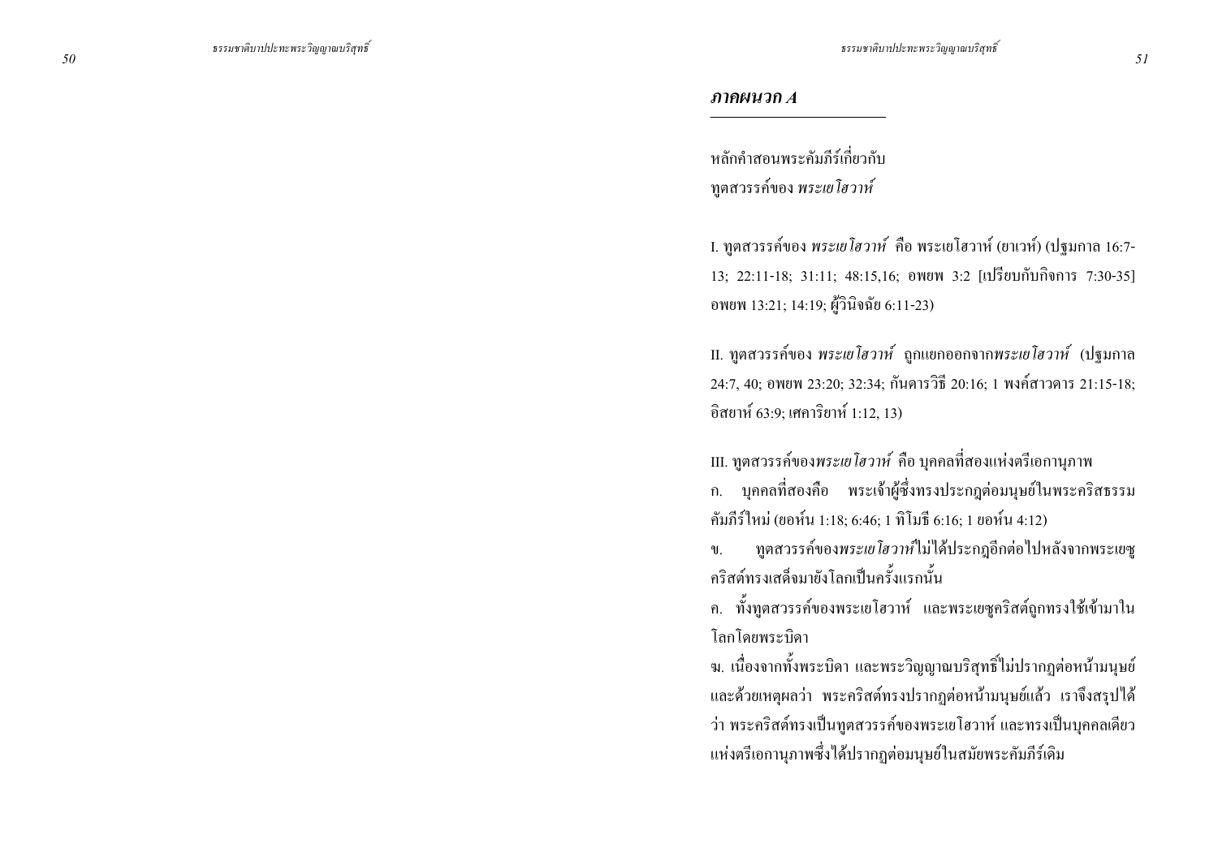## *ภาคผนวก A*

หลักคำสอนพระคัมภีร์เกี่ยวกับ
ทูตสวรรค์ของ *พระเยโฮวาห์*

I. ทูตสวรรค์ของ *พระเยโฮวาห์* คือ พระเยโฮวาห์ (ยาเวห์) (ปฐมกาล 16:7-13; 22:11-18; 31:11; 48:15,16; อพยพ 3:2 [เปรียบกับกิจการ 7:30-35] อพยพ 13:21; 14:19; ผู้วินิจฉัย 6:11-23)

II. ทูตสวรรค์ของ *พระเยโฮวาห์* ถูกแยกออกจาก*พระเยโฮวาห์* (ปฐมกาล 24:7, 40; อพยพ 23:20; 32:34; กันดารวิถี 20:16; 1 พงศ์สาวดาร 21:15-18; อิสยาห์ 63:9; เศคาริยาห์ 1:12, 13)

III. ทูตสวรรค์ของ*พระเยโฮวาห์* คือ บุคคลที่สองแห่งตรีเอกานุภาพ

ก. บุคคลที่สองคือ พระเจ้าผู้ซึ่งทรงประกฎต่อมนุษย์ในพระคริสธรรมคัมภีร์ใหม่ (ยอห์น 1:18; 6:46; 1 ทิโมธี 6:16; 1 ยอห์น 4:12)

ข. ทูตสวรรค์ของ*พระเยโฮวาห์*ไม่ได้ประกฎอีกต่อไปหลังจากพระเยซูคริสต์ทรงเสด็จมายังโลกเป็นครั้งแรกนั้น

ค. ทั้งทูตสวรรค์ของพระเยโฮวาห์ และพระเยซูคริสต์ถูกทรงใช้เข้ามาในโลกโดยพระบิดา

ฆ. เนื่องจากทั้งพระบิดา และพระวิญญาณบริสุทธิ์ไม่ปรากฏต่อหน้ามนุษย์ และด้วยเหตุผลว่า พระคริสต์ทรงปรากฏต่อหน้ามนุษย์แล้ว เราจึงสรุปได้ว่า พระคริสต์ทรงเป็นทูตสวรรค์ของพระเยโฮวาห์ และทรงเป็นบุคคลเดียวแห่งตรีเอกานุภาพซึ่งได้ปรากฏต่อมนุษย์ในสมัยพระคัมภีร์เดิม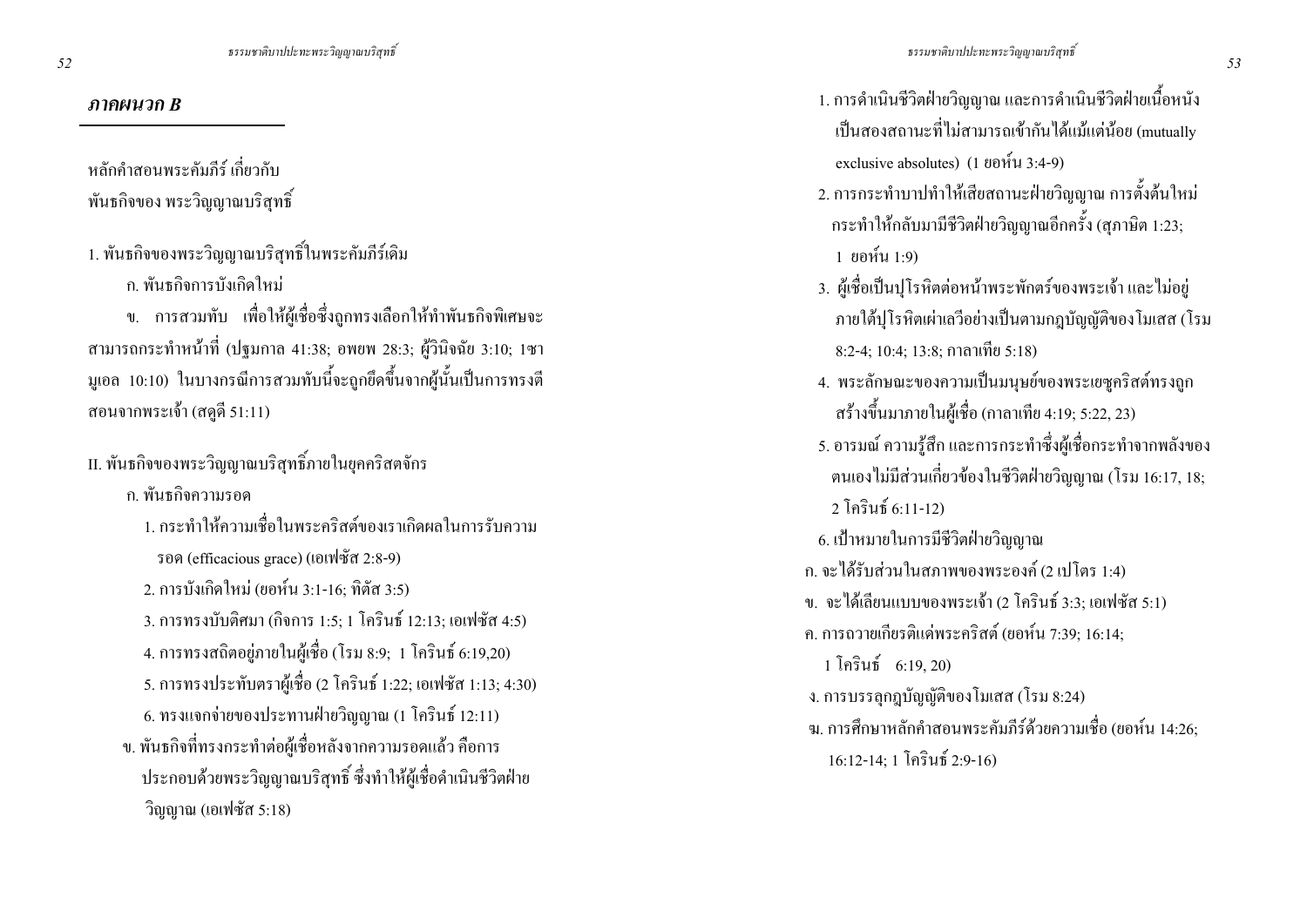## *ภาคผนวก B*

หลักคำสอนพระคัมภีร์ เกี่ยวกับ
พันธกิจของ พระวิญญาณบริสุทธิ์

1. พันธกิจของพระวิญญาณบริสุทธิ์ในพระคัมภีร์เดิม

ก. พันธกิจการบังเกิดใหม่

ข. การสวมทับ เพื่อให้ผู้เชื่อซึ่งถูกทรงเลือกให้ทำพันธกิจพิเศษจะสามารถกระทำหน้าที่ (ปฐมกาล 41:38; อพยพ 28:3; ผู้วินิจฉัย 3:10; 1ซามูเอล 10:10) ในบางกรณีการสวมทับนี้จะถูกยึดขึ้นจากผู้นั้นเป็นการทรงตีสอนจากพระเจ้า (สดุดี 51:11)

II. พันธกิจของพระวิญญาณบริสุทธิ์ภายในยุคคริสตจักร

ก. พันธกิจความรอด

1. กระทำให้ความเชื่อในพระคริสต์ของเราเกิดผลในการรับความรอด (efficacious grace) (เอเฟซัส 2:8-9)
2. การบังเกิดใหม่ (ยอห์น 3:1-16; ทิตัส 3:5)
3. การทรงบัปติศมา (กิจการ 1:5; 1 โครินธ์ 12:13; เอเฟซัส 4:5)
4. การทรงสถิตอยู่ภายในผู้เชื่อ (โรม 8:9; 1 โครินธ์ 6:19,20)
5. การทรงประทับตราผู้เชื่อ (2 โครินธ์ 1:22; เอเฟซัส 1:13; 4:30)
6. ทรงแจกจ่ายของประทานฝ่ายวิญญาณ (1 โครินธ์ 12:11)

ข. พันธกิจที่ทรงกระทำต่อผู้เชื่อหลังจากความรอดแล้ว คือการประกอบด้วยพระวิญญาณบริสุทธิ์ ซึ่งทำให้ผู้เชื่อดำเนินชีวิตฝ่ายวิญญาณ (เอเฟซัส 5:18)

1. การดำเนินชีวิตฝ่ายวิญญาณ และการดำเนินชีวิตฝ่ายเนื้อหนังเป็นสองสถานะที่ไม่สามารถเข้ากันได้แม้แต่น้อย (mutually exclusive absolutes) (1 ยอห์น 3:4-9)
2. การกระทำบาปทำให้เสียสถานะฝ่ายวิญญาณ การตั้งต้นใหม่กระทำให้กลับมามีชีวิตฝ่ายวิญญาณอีกครั้ง (สุภาษิต 1:23; 1 ยอห์น 1:9)
3. ผู้เชื่อเป็นปุโรหิตต่อหน้าพระพักตร์ของพระเจ้า และไม่อยู่ภายใต้ปุโรหิตเผ่าเลวีอย่างเป็นตามกฎบัญญัติของโมเสส (โรม 8:2-4; 10:4; 13:8; กาลาเทีย 5:18)
4. พระลักษณะของความเป็นมนุษย์ของพระเยซูคริสต์ทรงถูกสร้างขึ้นมาภายในผู้เชื่อ (กาลาเทีย 4:19; 5:22, 23)
5. อารมณ์ ความรู้สึก และการกระทำซึ่งผู้เชื่อกระทำจากพลังของตนเองไม่มีส่วนเกี่ยวข้องในชีวิตฝ่ายวิญญาณ (โรม 16:17, 18; 2 โครินธ์ 6:11-12)
6. เป้าหมายในการมีชีวิตฝ่ายวิญญาณ

ก. จะได้รับส่วนในสภาพของพระองค์ (2 เปโตร 1:4)

ข. จะได้เลียนแบบของพระเจ้า (2 โครินธ์ 3:3; เอเฟซัส 5:1)

ค. การถวายเกียรติแด่พระคริสต์ (ยอห์น 7:39; 16:14; 1 โครินธ์ 6:19, 20)

ง. การบรรลุกฎบัญญัติของโมเสส (โรม 8:24)

ฆ. การศึกษาหลักคำสอนพระคัมภีร์ด้วยความเชื่อ (ยอห์น 14:26; 16:12-14; 1 โครินธ์ 2:9-16)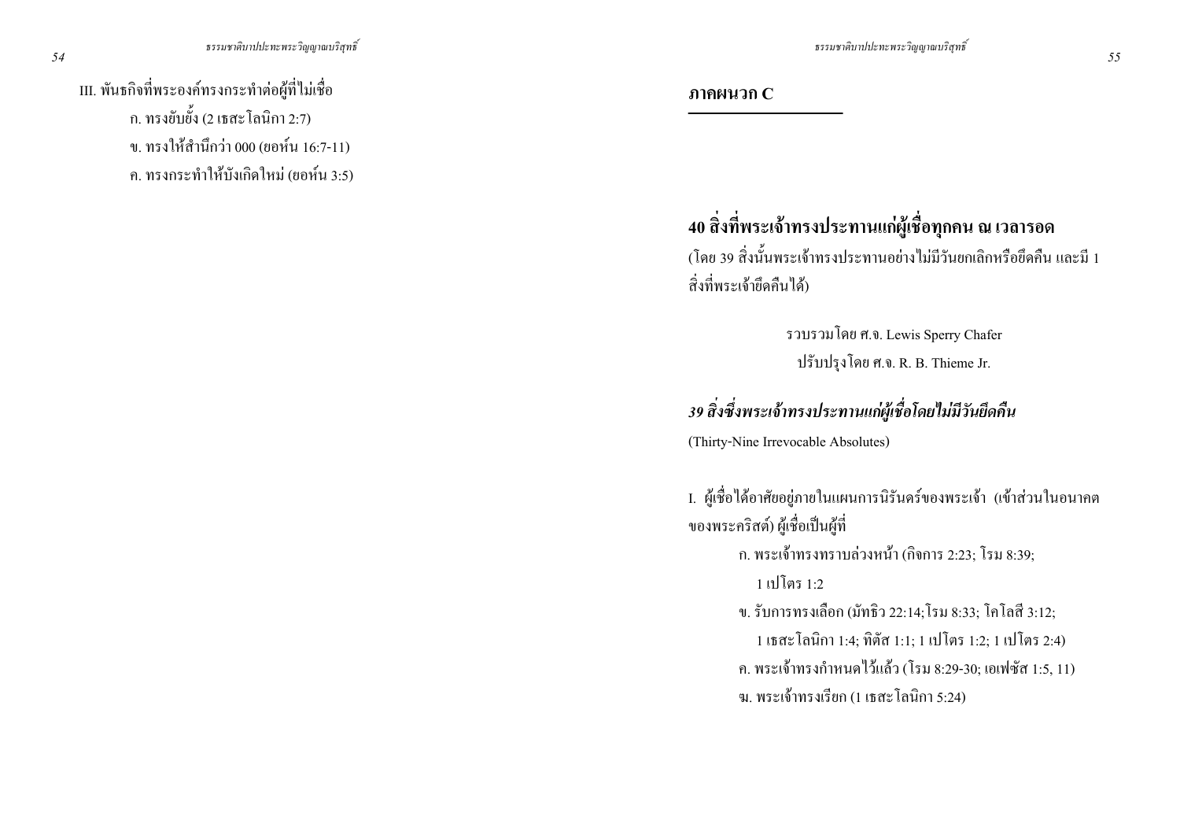III. พันธกิจที่พระองค์ทรงกระทำต่อผู้ที่ไม่เชื่อ

ก. ทรงยับยั้ง (2 เธสะโลนิกา 2:7)

ข. ทรงให้สำนึกว่า 000 (ยอห์น 16:7-11)

ค. ทรงกระทำให้บังเกิดใหม่ (ยอห์น 3:5)

## ภาคผนวก C

# 40 สิ่งที่พระเจ้าทรงประทานแก่ผู้เชื่อทุกคน ณ เวลารอด

(โดย 39 สิ่งนั้นพระเจ้าทรงประทานอย่างไม่มีวันยกเลิกหรือยึดคืน และมี 1 สิ่งที่พระเจ้ายึดคืนได้)

รวบรวมโดย ศ.จ. Lewis Sperry Chafer

ปรับปรุงโดย ศ.จ. R. B. Thieme Jr.

## *39 สิ่งซึ่งพระเจ้าทรงประทานแก่ผู้เชื่อโดยไม่มีวันยึดคืน*

(Thirty-Nine Irrevocable Absolutes)

I. ผู้เชื่อได้อาศัยอยู่ภายในแผนการนิรันดร์ของพระเจ้า (เข้าส่วนในอนาคตของพระคริสต์) ผู้เชื่อเป็นผู้ที่

ก. พระเจ้าทรงทราบล่วงหน้า (กิจการ 2:23; โรม 8:39; 1 เปโตร 1:2

ข. รับการทรงเลือก (มัทธิว 22:14;โรม 8:33; โคโลสี 3:12; 1 เธสะโลนิกา 1:4; ทิตัส 1:1; 1 เปโตร 1:2; 1 เปโตร 2:4)

ค. พระเจ้าทรงกำหนดไว้แล้ว (โรม 8:29-30; เอเฟซัส 1:5, 11)

ฆ. พระเจ้าทรงเรียก (1 เธสะโลนิกา 5:24)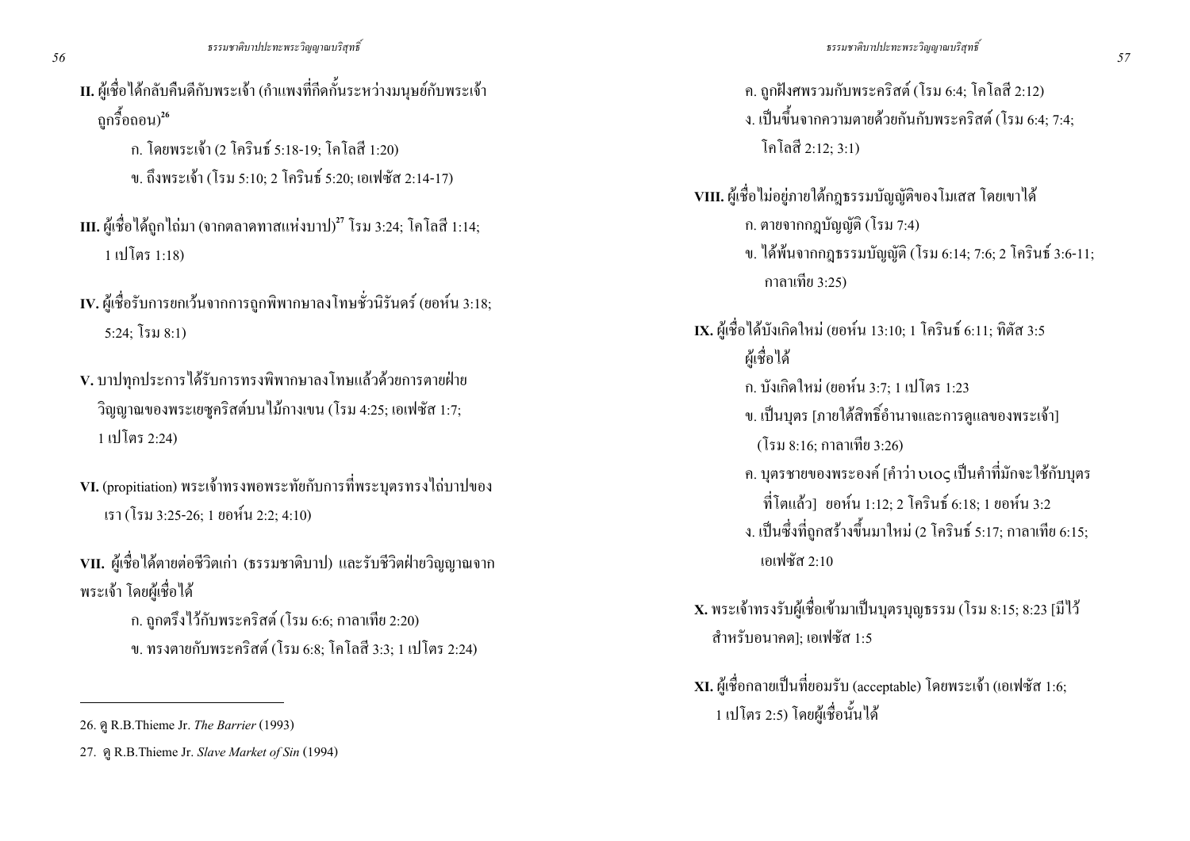**II.** ผู้เชื่อได้กลับคืนดีกับพระเจ้า (กำแพงที่กีดกั้นระหว่างมนุษย์กับพระเจ้าถูกรื้อถอน)[26]

ก. โดยพระเจ้า (2 โครินธ์ 5:18-19; โคโลสี 1:20)

ข. ถึงพระเจ้า (โรม 5:10; 2 โครินธ์ 5:20; เอเฟซัส 2:14-17)

**III.** ผู้เชื่อได้ถูกไถ่มา (จากตลาดทาสแห่งบาป)[27] โรม 3:24; โคโลสี 1:14; 1 เปโตร 1:18)

**IV.** ผู้เชื่อรับการยกเว้นจากการถูกพิพากษาลงโทษชั่วนิรันดร์ (ยอห์น 3:18; 5:24; โรม 8:1)

**V.** บาปทุกประการได้รับการทรงพิพากษาลงโทษแล้วด้วยการตายฝ่ายวิญญาณของพระเยซูคริสต์บนไม้กางเขน (โรม 4:25; เอเฟซัส 1:7; 1 เปโตร 2:24)

**VI.** (propitiation) พระเจ้าทรงพอพระทัยกับการที่พระบุตรทรงไถ่บาปของเรา (โรม 3:25-26; 1 ยอห์น 2:2; 4:10)

**VII.** ผู้เชื่อได้ตายต่อชีวิตเก่า (ธรรมชาติบาป) และรับชีวิตฝ่ายวิญญาณจากพระเจ้า โดยผู้เชื่อได้

ก. ถูกตรึงไว้กับพระคริสต์ (โรม 6:6; กาลาเทีย 2:20)

ข. ทรงตายกับพระคริสต์ (โรม 6:8; โคโลสี 3:3; 1 เปโตร 2:24)

ค. ถูกฝังศพรวมกับพระคริสต์ (โรม 6:4; โคโลสี 2:12)

ง. เป็นขึ้นจากความตายด้วยกันกับพระคริสต์ (โรม 6:4; 7:4; โคโลสี 2:12; 3:1)

**VIII.** ผู้เชื่อไม่อยู่ภายใต้กฎธรรมบัญญัติของโมเสส โดยเขาได้

ก. ตายจากกฎบัญญัติ (โรม 7:4)

ข. ได้พ้นจากกฎธรรมบัญญัติ (โรม 6:14; 7:6; 2 โครินธ์ 3:6-11; กาลาเทีย 3:25)

**IX.** ผู้เชื่อได้บังเกิดใหม่ (ยอห์น 13:10; 1 โครินธ์ 6:11; ทิตัส 3:5 ผู้เชื่อได้

ก. บังเกิดใหม่ (ยอห์น 3:7; 1 เปโตร 1:23

ข. เป็นบุตร [ภายใต้สิทธิ์อำนาจและการดูแลของพระเจ้า] (โรม 8:16; กาลาเทีย 3:26)

ค. บุตรชายของพระองค์ [คำว่า υιος เป็นคำที่มักจะใช้กับบุตรที่โตแล้ว] ยอห์น 1:12; 2 โครินธ์ 6:18; 1 ยอห์น 3:2

ง. เป็นซึ่งที่ถูกสร้างขึ้นมาใหม่ (2 โครินธ์ 5:17; กาลาเทีย 6:15; เอเฟซัส 2:10

**X.** พระเจ้าทรงรับผู้เชื่อเข้ามาเป็นบุตรบุญธรรม (โรม 8:15; 8:23 [มีไว้สำหรับอนาคต]; เอเฟซัส 1:5

**XI.** ผู้เชื่อกลายเป็นที่ยอมรับ (acceptable) โดยพระเจ้า (เอเฟซัส 1:6; 1 เปโตร 2:5) โดยผู้เชื่อนั้นได้

---

26. ดู R.B.Thieme Jr. *The Barrier* (1993)

27. ดู R.B.Thieme Jr. *Slave Market of Sin* (1994)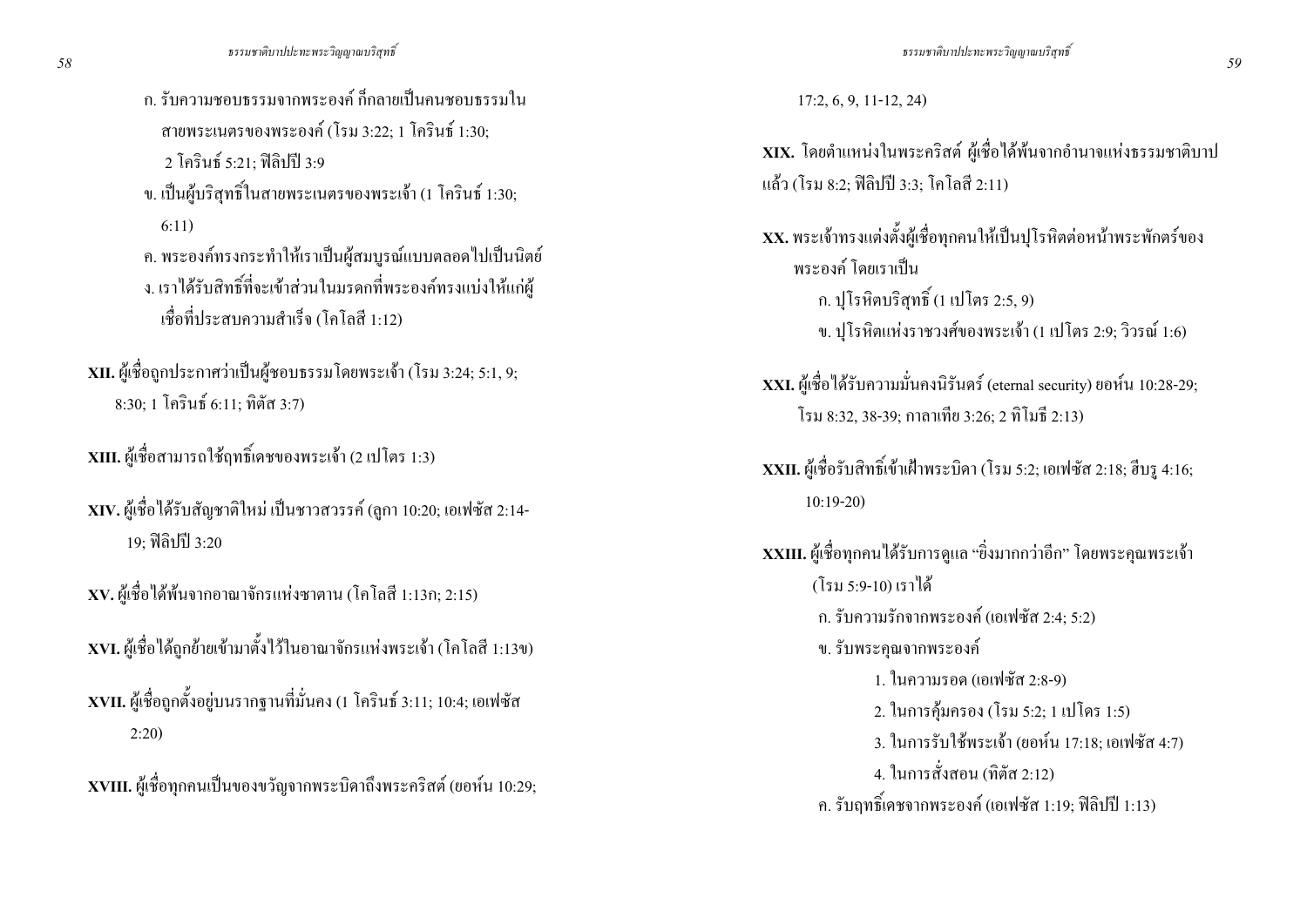ก. รับความชอบธรรมจากพระองค์ ก็กลายเป็นคนชอบธรรมในสายพระเนตรของพระองค์ (โรม 3:22; 1 โครินธ์ 1:30; 2 โครินธ์ 5:21; ฟีลิปปี 3:9

ข. เป็นผู้บริสุทธิ์ในสายพระเนตรของพระเจ้า (1 โครินธ์ 1:30; 6:11)

ค. พระองค์ทรงกระทำให้เราเป็นผู้สมบูรณ์แบบตลอดไปเป็นนิตย์

ง. เราได้รับสิทธิ์ที่จะเข้าส่วนในมรดกที่พระองค์ทรงแบ่งให้แก่ผู้เชื่อที่ประสบความสำเร็จ (โคโลสี 1:12)

**XII.** ผู้เชื่อถูกประกาศว่าเป็นผู้ชอบธรรมโดยพระเจ้า (โรม 3:24; 5:1, 9; 8:30; 1 โครินธ์ 6:11; ทิตัส 3:7)

**XIII.** ผู้เชื่อสามารถใช้ฤทธิ์เดชของพระเจ้า (2 เปโตร 1:3)

**XIV.** ผู้เชื่อได้รับสัญชาติใหม่ เป็นชาวสวรรค์ (ลูกา 10:20; เอเฟซัส 2:14-19; ฟีลิปปี 3:20

**XV.** ผู้เชื่อได้พ้นจากอาณาจักรแห่งซาตาน (โคโลสี 1:13ก; 2:15)

**XVI.** ผู้เชื่อได้ถูกย้ายเข้ามาตั้งไว้ในอาณาจักรแห่งพระเจ้า (โคโลสี 1:13ข)

**XVII.** ผู้เชื่อถูกตั้งอยู่บนรากฐานที่มั่นคง (1 โครินธ์ 3:11; 10:4; เอเฟซัส 2:20)

**XVIII.** ผู้เชื่อทุกคนเป็นของขวัญจากพระบิดาถึงพระคริสต์ (ยอห์น 10:29; 17:2, 6, 9, 11-12, 24)

**XIX.** โดยตำแหน่งในพระคริสต์ ผู้เชื่อได้พ้นจากอำนาจแห่งธรรมชาติบาปแล้ว (โรม 8:2; ฟีลิปปี 3:3; โคโลสี 2:11)

**XX.** พระเจ้าทรงแต่งตั้งผู้เชื่อทุกคนให้เป็นปุโรหิตต่อหน้าพระพักตร์ของพระองค์ โดยเราเป็น

ก. ปุโรหิตบริสุทธิ์ (1 เปโตร 2:5, 9)

ข. ปุโรหิตแห่งราชวงศ์ของพระเจ้า (1 เปโตร 2:9; วิวรณ์ 1:6)

**XXI.** ผู้เชื่อได้รับความมั่นคงนิรันดร์ (eternal security) ยอห์น 10:28-29; โรม 8:32, 38-39; กาลาเทีย 3:26; 2 ทิโมธี 2:13)

**XXII.** ผู้เชื่อรับสิทธิ์เข้าเฝ้าพระบิดา (โรม 5:2; เอเฟซัส 2:18; ฮีบรู 4:16; 10:19-20)

**XXIII.** ผู้เชื่อทุกคนได้รับการดูแล "ยิ่งมากกว่าอีก" โดยพระคุณพระเจ้า (โรม 5:9-10) เราได้

ก. รับความรักจากพระองค์ (เอเฟซัส 2:4; 5:2)

ข. รับพระคุณจากพระองค์

1. ในความรอด (เอเฟซัส 2:8-9)
2. ในการคุ้มครอง (โรม 5:2; 1 เปโตร 1:5)
3. ในการรับใช้พระเจ้า (ยอห์น 17:18; เอเฟซัส 4:7)
4. ในการสั่งสอน (ทิตัส 2:12)

ค. รับฤทธิ์เดชจากพระองค์ (เอเฟซัส 1:19; ฟีลิปปี 1:13)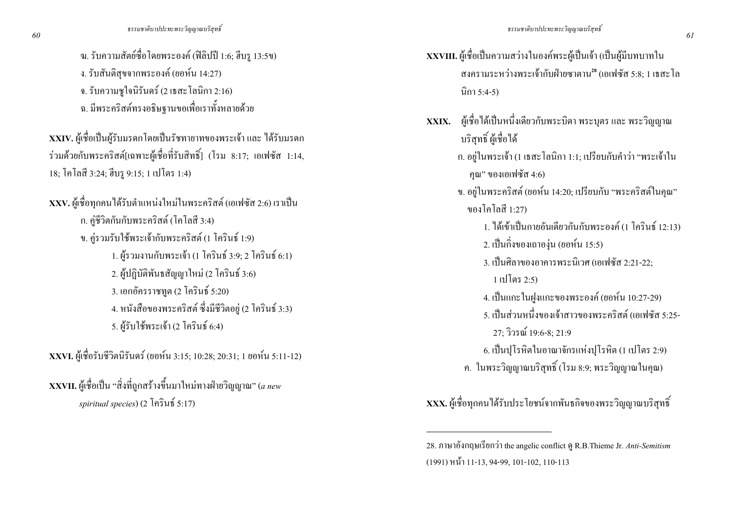ฆ. รับความสัตย์ซื่อโดยพระองค์ (ฟีลิปปี 1:6; ฮีบรู 13:5ข)

ง. รับสันติสุขจากพระองค์ (ยอห์น 14:27)

จ. รับความชูใจนิรันดร์ (2 เธสะโลนิกา 2:16)

ฉ. มีพระคริสต์ทรงอธิษฐานขอเพื่อเราทั้งหลายด้วย

**XXIV.** ผู้เชื่อเป็นผู้รับมรดกโดยเป็นรัชทายาทของพระเจ้า และ ได้รับมรดกร่วมด้วยกันกับพระคริสต์[เฉพาะผู้เชื่อที่รับสิทธิ์] (โรม 8:17; เอเฟซัส 1:14, 18; โคโลสี 3:24; ฮีบรู 9:15; 1 เปโตร 1:4)

**XXV.** ผู้เชื่อทุกคนได้รับตำแหน่งใหม่ในพระคริสต์ (เอเฟซัส 2:6) เราเป็น

ก. คู่ชีวิตกันกับพระคริสต์ (โคโลสี 3:4)

ข. คู่รวมรับใช้พระเจ้ากับพระคริสต์ (1 โครินธ์ 1:9)

1. ผู้รวมงานกับพระเจ้า (1 โครินธ์ 3:9; 2 โครินธ์ 6:1)
2. ผู้ปฏิบัติพันธสัญญาใหม่ (2 โครินธ์ 3:6)
3. เอกอัครราชทูต (2 โครินธ์ 5:20)
4. หนังสือของพระคริสต์ ซึ่งมีชีวิตอยู่ (2 โครินธ์ 3:3)
5. ผู้รับใช้พระเจ้า (2 โครินธ์ 6:4)

**XXVI.** ผู้เชื่อรับชีวิตนิรันดร์ (ยอห์น 3:15; 10:28; 20:31; 1 ยอห์น 5:11-12)

**XXVII.** ผู้เชื่อเป็น "สิ่งที่ถูกสร้างขึ้นมาใหม่ทางฝ่ายวิญญาณ" (*a new spiritual species*) (2 โครินธ์ 5:17)

**XXVIII.** ผู้เชื่อเป็นความสว่างในองค์พระผู้เป็นเจ้า (เป็นผู้มีบทบาทในสงครามระหว่างพระเจ้ากับฝ่ายซาตาน[28] (เอเฟซัส 5:8; 1 เธสะโลนิกา 5:4-5)

**XXIX.** ผู้เชื่อได้เป็นหนึ่งเดียวกับพระบิดา พระบุตร และ พระวิญญาณบริสุทธิ์ ผู้เชื่อได้

ก. อยู่ในพระเจ้า (1 เธสะโลนิกา 1:1; เปรียบกับคำว่า "พระเจ้าในคุณ" ของเอเฟซัส 4:6)

ข. อยู่ในพระคริสต์ (ยอห์น 14:20; เปรียบกับ "พระคริสต์ในคุณ" ของโคโลสี 1:27)

1. ได้เข้าเป็นกายอันเดียวกันกับพระองค์ (1 โครินธ์ 12:13)
2. เป็นกิ่งของเถาองุ่น (ยอห์น 15:5)
3. เป็นศิลาของอาคารพระนิเวศ (เอเฟซัส 2:21-22; 1 เปโตร 2:5)
4. เป็นแกะในฝูงแกะของพระองค์ (ยอห์น 10:27-29)
5. เป็นส่วนหนึ่งของเจ้าสาวของพระคริสต์ (เอเฟซัส 5:25-27; วิวรณ์ 19:6-8; 21:9
6. เป็นปุโรหิตในอาณาจักรแห่งปุโรหิต (1 เปโตร 2:9)

ค. ในพระวิญญาณบริสุทธิ์ (โรม 8:9; พระวิญญาณในคุณ)

**XXX.** ผู้เชื่อทุกคนได้รับประโยชน์จากพันธกิจของพระวิญญาณบริสุทธิ์

---

28. ภาษาอังกฤษเรียกว่า the angelic conflict ดู R.B.Thieme Jr. *Anti-Semitism* (1991) หน้า 11-13, 94-99, 101-102, 110-113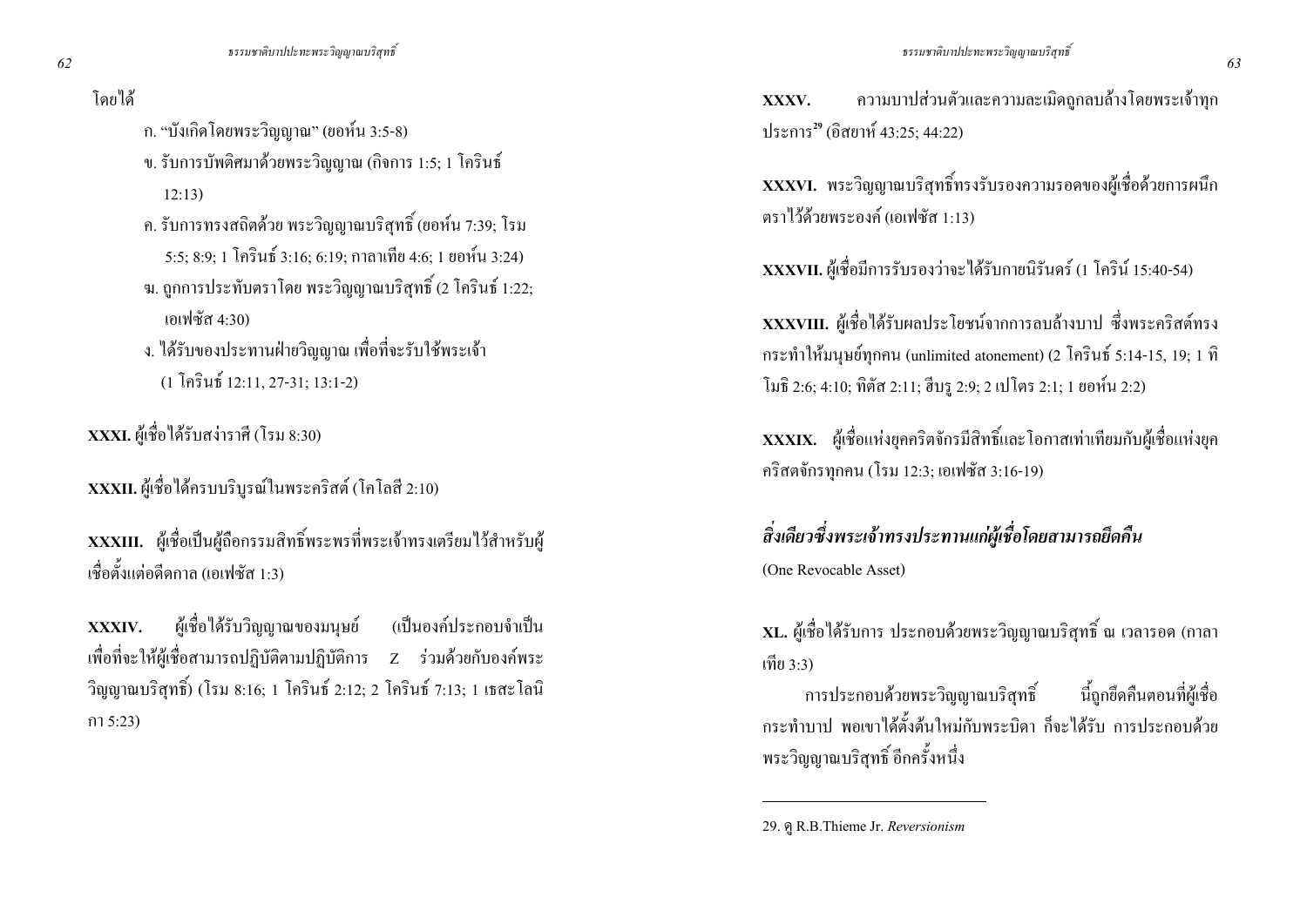โดยได้

ก. "บังเกิดโดยพระวิญญาณ" (ยอห์น 3:5-8)

ข. รับการบัพติศมาด้วยพระวิญญาณ (กิจการ 1:5; 1 โครินธ์ 12:13)

ค. รับการทรงสถิตด้วย พระวิญญาณบริสุทธิ์ (ยอห์น 7:39; โรม 5:5; 8:9; 1 โครินธ์ 3:16; 6:19; กาลาเทีย 4:6; 1 ยอห์น 3:24)

ฆ. ถูกการประทับตราโดย พระวิญญาณบริสุทธิ์ (2 โครินธ์ 1:22; เอเฟซัส 4:30)

ง. ได้รับของประทานฝ่ายวิญญาณ เพื่อที่จะรับใช้พระเจ้า (1 โครินธ์ 12:11, 27-31; 13:1-2)

**XXXI.** ผู้เชื่อได้รับสง่าราศี (โรม 8:30)

**XXXII.** ผู้เชื่อได้ครบบริบูรณ์ในพระคริสต์ (โคโลสี 2:10)

**XXXIII.** ผู้เชื่อเป็นผู้ถือกรรมสิทธิ์พระพรที่พระเจ้าทรงเตรียมไว้สำหรับผู้เชื่อตั้งแต่อดีตกาล (เอเฟซัส 1:3)

**XXXIV.** ผู้เชื่อได้รับวิญญาณของมนุษย์ (เป็นองค์ประกอบจำเป็นเพื่อที่จะให้ผู้เชื่อสามารถปฏิบัติตามปฏิบัติการ Z ร่วมด้วยกับองค์พระวิญญาณบริสุทธิ์) (โรม 8:16; 1 โครินธ์ 2:12; 2 โครินธ์ 7:13; 1 เธสะโลนิกา 5:23)

**XXXV.** ความบาปส่วนตัวและความละเมิดถูกลบล้างโดยพระเจ้าทุกประการ[29] (อิสยาห์ 43:25; 44:22)

**XXXVI.** พระวิญญาณบริสุทธิ์ทรงรับรองความรอดของผู้เชื่อด้วยการผนึกตราไว้ด้วยพระองค์ (เอเฟซัส 1:13)

**XXXVII.** ผู้เชื่อมีการรับรองว่าจะได้รับกายนิรันดร์ (1 โครินธ์ 15:40-54)

**XXXVIII.** ผู้เชื่อได้รับผลประโยชน์จากการลบล้างบาป ซึ่งพระคริสต์ทรงกระทำให้มนุษย์ทุกคน (unlimited atonement) (2 โครินธ์ 5:14-15, 19; 1 ทิโมธี 2:6; 4:10; ทิตัส 2:11; ฮีบรู 2:9; 2 เปโตร 2:1; 1 ยอห์น 2:2)

**XXXIX.** ผู้เชื่อแห่งยุคคริสตจักรมีสิทธิ์และโอกาสเท่าเทียมกับผู้เชื่อแห่งยุคคริสตจักรทุกคน (โรม 12:3; เอเฟซัส 3:16-19)

## ***สิ่งเดียวซึ่งพระเจ้าทรงประทานแก่ผู้เชื่อโดยสามารถยึดคืน***

(One Revocable Asset)

**XL.** ผู้เชื่อได้รับการ ประกอบด้วยพระวิญญาณบริสุทธิ์ ณ เวลารอด (กาลาเทีย 3:3)

การประกอบด้วยพระวิญญาณบริสุทธิ์ นี้ถูกยึดคืนตอนที่ผู้เชื่อกระทำบาป พอเขาได้ตั้งต้นใหม่กับพระบิดา ก็จะได้รับ การประกอบด้วยพระวิญญาณบริสุทธิ์ อีกครั้งหนึ่ง

---

29. ดู R.B.Thieme Jr. *Reversionism*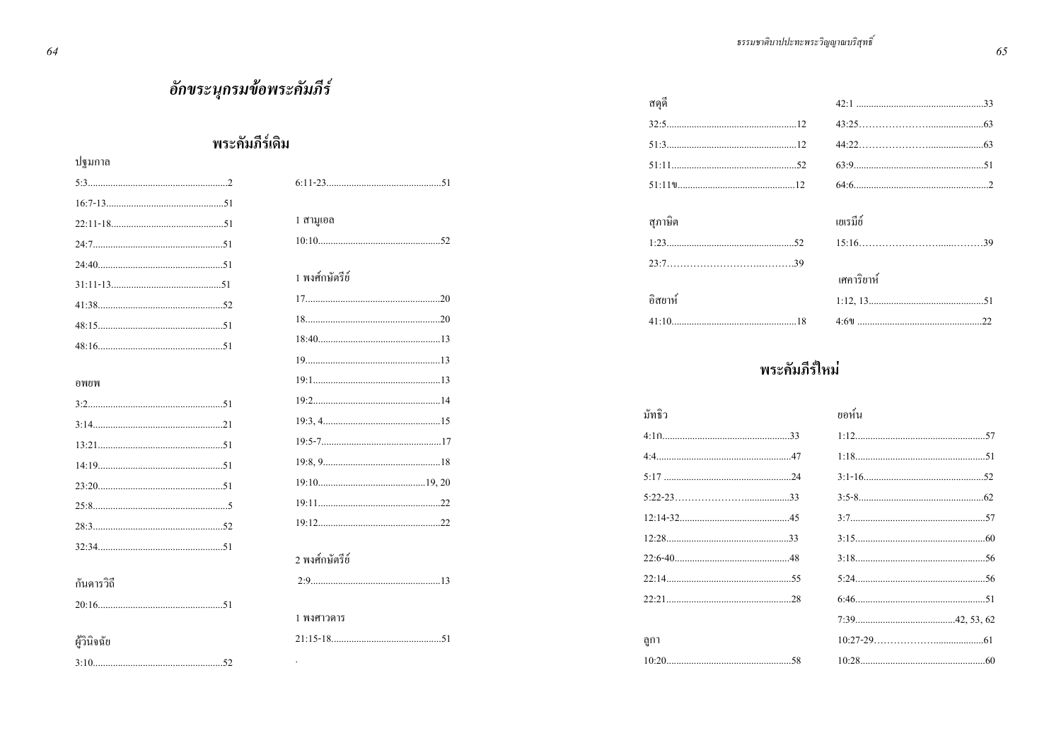# อักขระนุกรมข้อพระคัมภีร์

## พระคัมภีร์เดิม

ปฐมกาล

5:3.........................................................2
16:7-13...............................................51
22:11-18.............................................51
24:7....................................................51
24:40..................................................51
31:11-13............................................51
41:38..................................................52
48:15..................................................51
48:16..................................................51

อพยพ

3:2......................................................51
3:14....................................................21
13:21..................................................51
14:19..................................................51
23:20..................................................51
25:8......................................................5
28:3....................................................52
32:34..................................................51

กันดารวิถี

20:16..................................................51

ผู้วินิจฉัย

3:10....................................................52
6:11-23..............................................51

1 ซามูเอล

10:10..................................................52

1 พงศ์กษัตริย์

17.......................................................20
18.......................................................20
18:40..................................................13
19.......................................................13
19:1....................................................13
19:2....................................................14
19:3, 4................................................15
19:5-7.................................................17
19:8, 9................................................18
19:10...........................................19, 20
19:11..................................................22
19:12..................................................22

2 พงศ์กษัตริย์

2:9......................................................13

1 พงศาวดาร

21:15-18............................................51

สดุดี

32:5....................................................12
51:3....................................................12
51:11..................................................52
51:11ข...............................................12

สุภาษิต

1:23....................................................52
23:7……………………….………39

อิสยาห์

41:10..................................................18
42:1 ...................................................33
43:25…………………......................63
44:22…………………......................63
63:9....................................................51
64:6......................................................2

เยเรมีย์

15:16………………………...………39

เศคาริยาห์

1:12, 13..............................................51
4:6ข ..................................................22

## พระคัมภีร์ใหม่

มัทธิว

4:1ก...................................................33
4:4......................................................47
5:17 ...................................................24
5:22-23…………………..................33
12:14-32............................................45
12:28..................................................33
22:6-40..............................................48
22:14..................................................55
22:21..................................................28

ลูกา

10:20..................................................58

ยอห์น

1:12....................................................57
1:18....................................................51
3:1-16.................................................52
3:5-8..................................................62
3:7......................................................57
3:15....................................................60
3:18....................................................56
5:24....................................................56
6:46....................................................51
7:39.........................................42, 53, 62
10:27-29…………………..................61
10:28..................................................60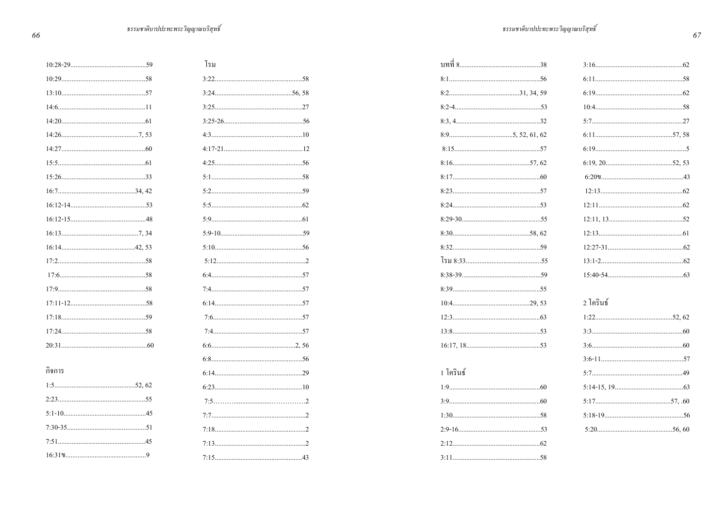10:28-29............................................59

10:29.................................................58

13:10.................................................57

14:6...................................................11

14:20.................................................61

14:26.............................................7, 53

14:27.................................................60

15:5...................................................61

15:26.................................................33

16:7.............................................34, 42

16:12-14............................................53

16:12-15............................................48

16:13.............................................7, 34

16:14...........................................42, 53

17:2...................................................58

17:6...................................................58

17:9...................................................58

17:11-12............................................58

17:18.................................................59

17:24.................................................58

20:31.................................................60

กิจการ

1:5...............................................52, 62

2:23...................................................55

5:1-10...............................................45

7:30-35..............................................51

7:51...................................................45

16:31ข...............................................9

โรม

3:22...................................................58

3:24............................................56, 58

3:25...................................................27

3:25-26..............................................56

4:3.....................................................10

4:17-21..............................................12

4:25...................................................56

5:1.....................................................58

5:2.....................................................59

5:5.....................................................62

5:9.....................................................61

5:9-10................................................59

5:10...................................................56

5:12.....................................................2

6:4.....................................................57

7:4.....................................................57

6:14...................................................57

7:6.....................................................57

7:4.....................................................57

6:6...................................................2, 56

6:8.....................................................56

6:14...................................................29

6:23...................................................10

7:5.......................................................2

7:7.......................................................2

7:18.....................................................2

7:13.....................................................2

7:15...................................................43

บทที่ 8...............................................38

8:1.....................................................56

8:2...........................................31, 34, 59

8:2-4..................................................53

8:3, 4.................................................32

8:9.....................................5, 52, 61, 62

8:15...................................................57

8:16.............................................57, 62

8:17...................................................60

8:23...................................................57

8:24...................................................53

8:29-30..............................................55

8:30.............................................58, 62

8:32...................................................59

โรม 8:33............................................55

8:38-39..............................................59

8:39...................................................55

10:4.............................................29, 53

12:3...................................................63

13:8...................................................53

16:17, 18...........................................53

1 โครินธ์

1:9.....................................................60

3:9.....................................................60

1:30...................................................58

2:9-16................................................53

2:12...................................................62

3:11...................................................58

3:16...................................................62

6:11...................................................58

6:19...................................................62

10:4...................................................58

5:7.....................................................27

6:11.............................................57, 58

6:19.....................................................5

6:19, 20.........................................52, 53

6:20ข.................................................43

12:13.................................................62

12:11.................................................62

12:11, 13...........................................52

12:13.................................................61

12:27-31............................................62

13:1-2................................................62

15:40-54............................................63

2 โครินธ์

1:22.............................................52, 62

3:3.....................................................60

3:6.....................................................60

3:6-11................................................57

5:7.....................................................49

5:14-15, 19........................................63

5:17............................................57, .60

5:18-19..............................................56

5:20.............................................56, 60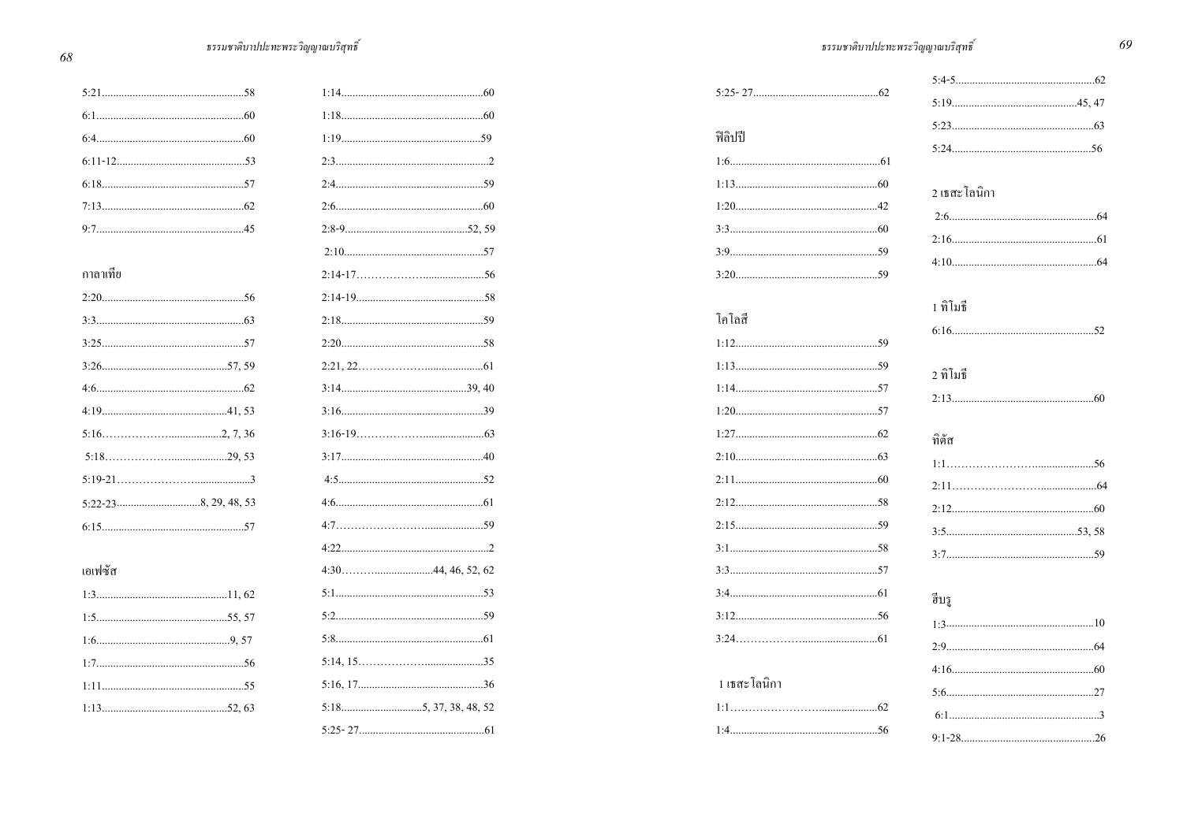5:21......................................................58

6:1........................................................60

6:4........................................................60

6:11-12..................................................53

6:18......................................................57

7:13......................................................62

9:7........................................................45

กาลาเทีย

2:20......................................................56

3:3........................................................63

3:25......................................................57

3:26..............................................57, 59

4:6........................................................62

4:19..............................................41, 53

5:16……………….....................2, 7, 36

5:18……………….....................29, 53

5:19-21………………......................3

5:22-23..............................8, 29, 48, 53

6:15......................................................57

เอเฟซัส

1:3..................................................11, 62

1:5..................................................55, 57

1:6....................................................9, 57

1:7........................................................56

1:11......................................................55

1:13..............................................52, 63

1:14......................................................60

1:18......................................................60

1:19......................................................59

2:3..........................................................2

2:4........................................................59

2:6........................................................60

2:8-9..............................................52, 59

2:10......................................................57

2:14-17………………........................56

2:14-19..................................................58

2:18......................................................59

2:20......................................................58

2:21, 22………………........................61

3:14..............................................39, 40

3:16......................................................39

3:16-19………………........................63

3:17......................................................40

4:5........................................................52

4:6........................................................61

4:7………………………......................59

4:22.........................................................2

4:30…………......................44, 46, 52, 62

5:1........................................................53

5:2........................................................59

5:8........................................................61

5:14, 15………………........................35

5:16, 17..................................................36

5:18.............................5, 37, 38, 48, 52

5:25- 27..................................................61

5:25- 27..................................................62

ฟีลิปปี

1:6........................................................61

1:13......................................................60

1:20......................................................42

3:3........................................................60

3:9........................................................59

3:20......................................................59

โคโลสี

1:12......................................................59

1:13......................................................59

1:14......................................................57

1:20......................................................57

1:27......................................................62

2:10......................................................63

2:11......................................................60

2:12......................................................58

2:15......................................................59

3:1........................................................58

3:3........................................................57

3:4........................................................61

3:12......................................................56

3:24………………..............................61

1 เธสะโลนิกา

1:1………………………......................62

1:4........................................................56

5:4-5......................................................62

5:19..............................................45, 47

5:23......................................................63

5:24......................................................56

2 เธสะโลนิกา

2:6........................................................64

2:16......................................................61

4:10......................................................64

1 ทิโมธี

6:16......................................................52

2 ทิโมธี

2:13......................................................60

ทิตัส

1:1………………………......................56

2:11………………………....................64

2:12......................................................60

3:5................................................53, 58

3:7........................................................59

ฮีบรู

1:3........................................................10

2:9........................................................64

4:16......................................................60

5:6........................................................27

6:1..........................................................3

9:1-28....................................................26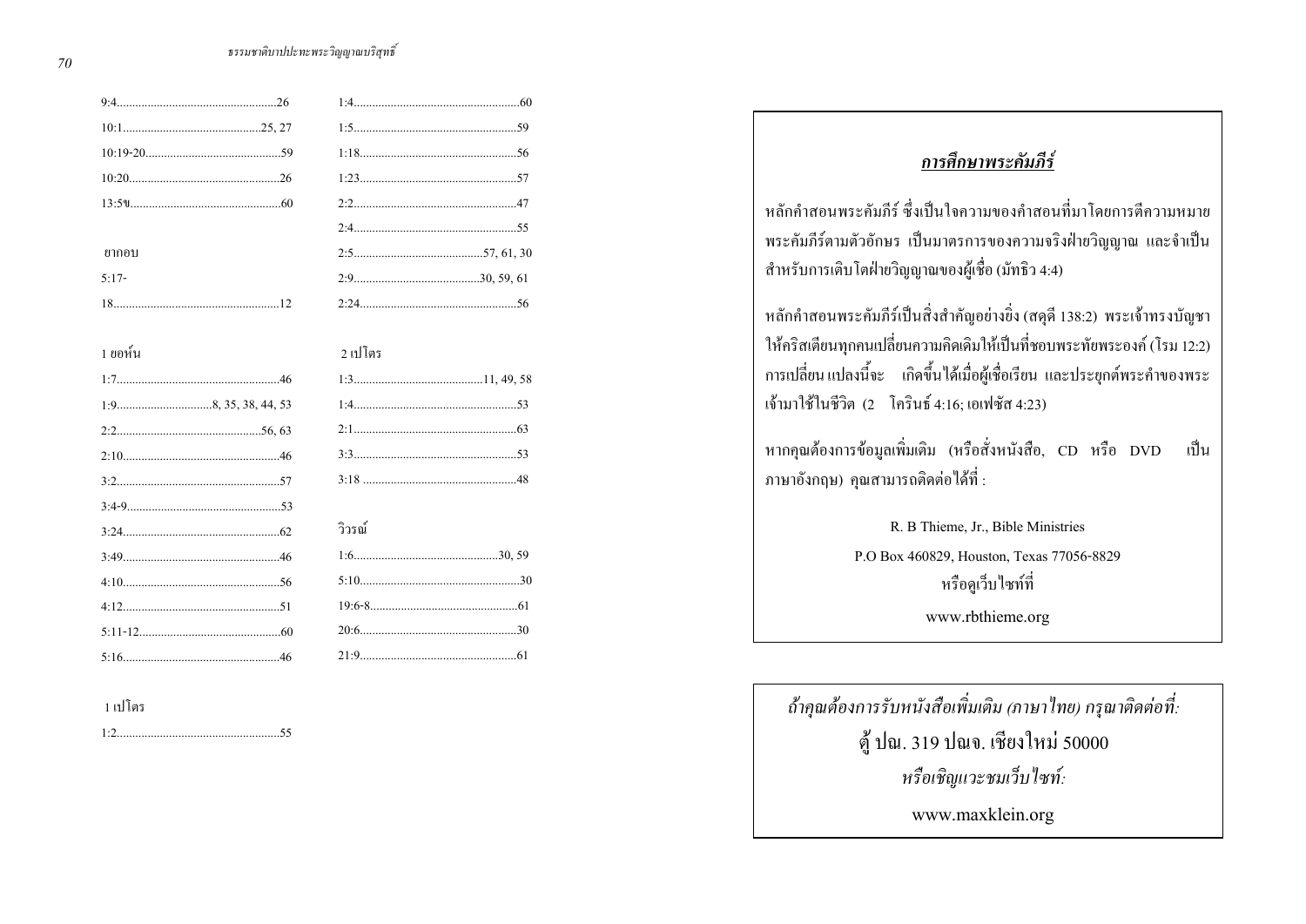9:4....................................................26
10:1.............................................25, 27
10:19-20............................................59
10:20.................................................26
13:5ข.................................................60

ยากอบ
5:17-
18......................................................12

1 ยอห์น
1:7.....................................................46
1:9...............................8, 35, 38, 44, 53
2:2...............................................56, 63
2:10...................................................46
3:2.....................................................57
3:4-9..................................................53
3:24...................................................62
3:49...................................................46
4:10...................................................56
4:12...................................................51
5:11-12..............................................60
5:16...................................................46

1 เปโตร
1:2.....................................................55
1:4.....................................................60
1:5.....................................................59
1:18...................................................56
1:23...................................................57
2:2.....................................................47
2:4.....................................................55
2:5..........................................57, 61, 30
2:9.........................................30, 59, 61
2:24...................................................56

2 เปโตร
1:3..........................................11, 49, 58
1:4.....................................................53
2:1.....................................................63
3:3.....................................................53
3:18 ..................................................48

วิวรณ์
1:6...............................................30, 59
5:10....................................................30
19:6-8................................................61
20:6...................................................30
21:9...................................................61

## ***การศึกษาพระคัมภีร์***

หลักคำสอนพระคัมภีร์ ซึ่งเป็นใจความของคำสอนที่มาโดยการตีความหมายพระคัมภีร์ตามตัวอักษร เป็นมาตรการของความจริงฝ่ายวิญญาณ และจำเป็นสำหรับการเติบโตฝ่ายวิญญาณของผู้เชื่อ (มัทธิว 4:4)

หลักคำสอนพระคัมภีร์เป็นสิ่งสำคัญอย่างยิ่ง (สดุดี 138:2) พระเจ้าทรงบัญชาให้คริสเตียนทุกคนเปลี่ยนความคิดเดิมให้เป็นที่ชอบพระทัยพระองค์ (โรม 12:2) การเปลี่ยน แปลงนี้จะ เกิดขึ้นได้เมื่อผู้เชื่อเรียน และประยุกต์พระคำของพระเจ้ามาใช้ในชีวิต (2 โครินธ์ 4:16; เอเฟซัส 4:23)

หากคุณต้องการข้อมูลเพิ่มเติม (หรือสั่งหนังสือ, CD หรือ DVD เป็นภาษาอังกฤษ) คุณสามารถติดต่อได้ที่ :

R. B Thieme, Jr., Bible Ministries
P.O Box 460829, Houston, Texas 77056-8829
หรือดูเว็บไซท์ที่
www.rbthieme.org

*ถ้าคุณต้องการรับหนังสือเพิ่มเติม (ภาษาไทย) กรุณาติดต่อที่:*
ตู้ ปณ. 319 ปณจ. เชียงใหม่ 50000
*หรือเชิญแวะชมเว็บไซท์:*
www.maxklein.org